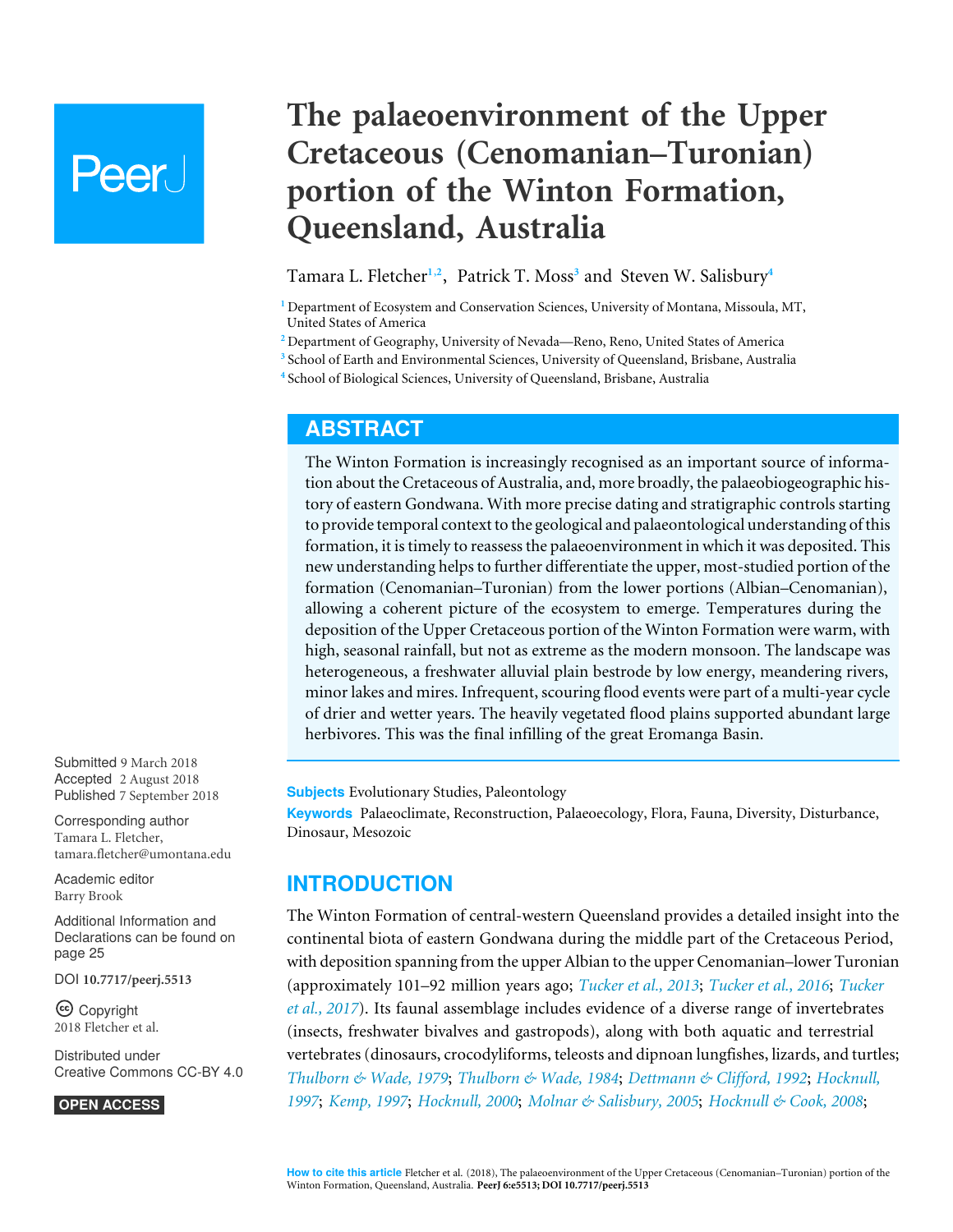# The palaeoenvironment of the Upper Cretaceous (Cenomanian–Turonian) portion of the Winton Formation, Queensland, Australia

Tamara L. Fletcher[1,2], Patrick T. Moss[3] and Steven W. Salisbury[4]

[1] Department of Ecosystem and Conservation Sciences, University of Montana, Missoula, MT, United States of America
[2] Department of Geography, University of Nevada—Reno, Reno, United States of America
[3] School of Earth and Environmental Sciences, University of Queensland, Brisbane, Australia
[4] School of Biological Sciences, University of Queensland, Brisbane, Australia

## ABSTRACT

The Winton Formation is increasingly recognised as an important source of information about the Cretaceous of Australia, and, more broadly, the palaeobiogeographic history of eastern Gondwana. With more precise dating and stratigraphic controls starting to provide temporal context to the geological and palaeontological understanding of this formation, it is timely to reassess the palaeoenvironment in which it was deposited. This new understanding helps to further differentiate the upper, most-studied portion of the formation (Cenomanian–Turonian) from the lower portions (Albian–Cenomanian), allowing a coherent picture of the ecosystem to emerge. Temperatures during the deposition of the Upper Cretaceous portion of the Winton Formation were warm, with high, seasonal rainfall, but not as extreme as the modern monsoon. The landscape was heterogeneous, a freshwater alluvial plain bestrode by low energy, meandering rivers, minor lakes and mires. Infrequent, scouring flood events were part of a multi-year cycle of drier and wetter years. The heavily vegetated flood plains supported abundant large herbivores. This was the final infilling of the great Eromanga Basin.

Submitted 9 March 2018
Accepted 2 August 2018
Published 7 September 2018

Corresponding author
Tamara L. Fletcher, tamara.fletcher@umontana.edu

Academic editor
Barry Brook

Additional Information and Declarations can be found on page 25

DOI 10.7717/peerj.5513

Copyright
2018 Fletcher et al.

Distributed under
Creative Commons CC-BY 4.0

OPEN ACCESS

**Subjects** Evolutionary Studies, Paleontology
**Keywords** Palaeoclimate, Reconstruction, Palaeoecology, Flora, Fauna, Diversity, Disturbance, Dinosaur, Mesozoic

## INTRODUCTION

The Winton Formation of central-western Queensland provides a detailed insight into the continental biota of eastern Gondwana during the middle part of the Cretaceous Period, with deposition spanning from the upper Albian to the upper Cenomanian–lower Turonian (approximately 101–92 million years ago; *Tucker et al., 2013*; *Tucker et al., 2016*; *Tucker et al., 2017*). Its faunal assemblage includes evidence of a diverse range of invertebrates (insects, freshwater bivalves and gastropods), along with both aquatic and terrestrial vertebrates (dinosaurs, crocodyliforms, teleosts and dipnoan lungfishes, lizards, and turtles; *Thulborn & Wade, 1979*; *Thulborn & Wade, 1984*; *Dettmann & Clifford, 1992*; *Hocknull, 1997*; *Kemp, 1997*; *Hocknull, 2000*; *Molnar & Salisbury, 2005*; *Hocknull & Cook, 2008*;

**How to cite this article** Fletcher et al. (2018), The palaeoenvironment of the Upper Cretaceous (Cenomanian–Turonian) portion of the Winton Formation, Queensland, Australia. PeerJ 6:e5513; DOI 10.7717/peerj.5513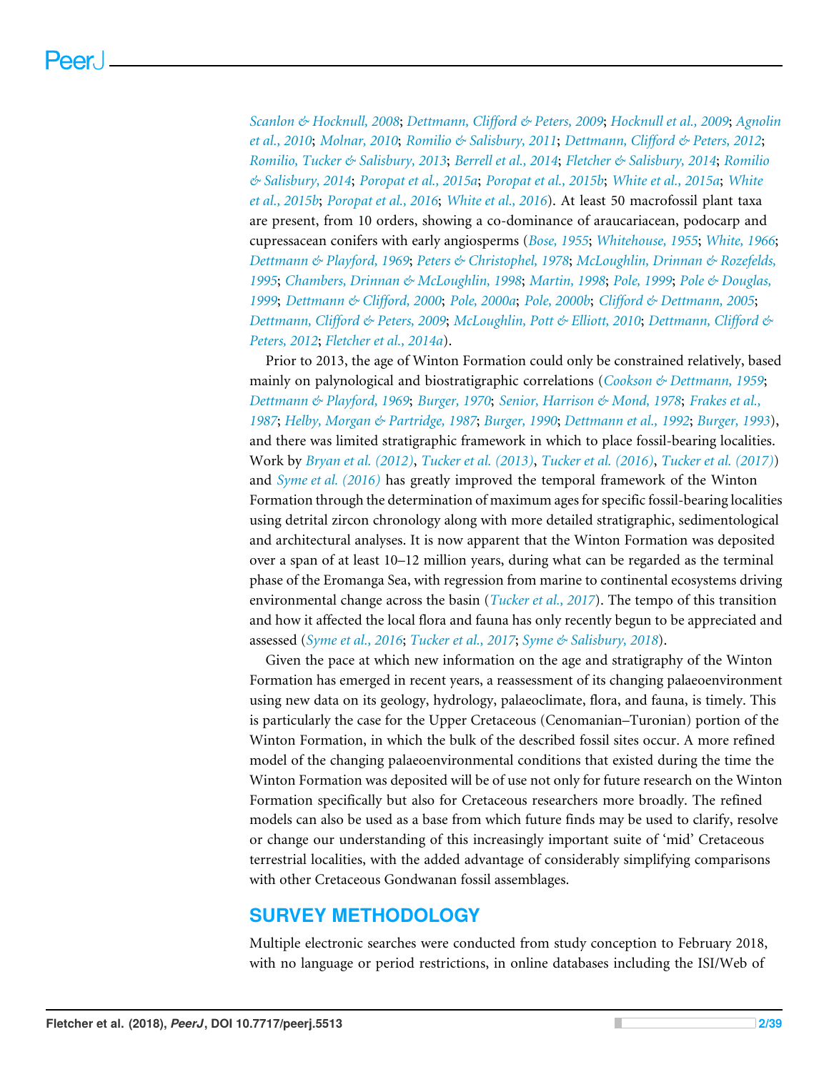Scanlon & Hocknull, 2008; Dettmann, Clifford & Peters, 2009; Hocknull et al., 2009; Agnolin et al., 2010; Molnar, 2010; Romilio & Salisbury, 2011; Dettmann, Clifford & Peters, 2012; Romilio, Tucker & Salisbury, 2013; Berrell et al., 2014; Fletcher & Salisbury, 2014; Romilio & Salisbury, 2014; Poropat et al., 2015a; Poropat et al., 2015b; White et al., 2015a; White et al., 2015b; Poropat et al., 2016; White et al., 2016). At least 50 macrofossil plant taxa are present, from 10 orders, showing a co-dominance of araucariacean, podocarp and cupressacean conifers with early angiosperms (Bose, 1955; Whitehouse, 1955; White, 1966; Dettmann & Playford, 1969; Peters & Christophel, 1978; McLoughlin, Drinnan & Rozefelds, 1995; Chambers, Drinnan & McLoughlin, 1998; Martin, 1998; Pole, 1999; Pole & Douglas, 1999; Dettmann & Clifford, 2000; Pole, 2000a; Pole, 2000b; Clifford & Dettmann, 2005; Dettmann, Clifford & Peters, 2009; McLoughlin, Pott & Elliott, 2010; Dettmann, Clifford & Peters, 2012; Fletcher et al., 2014a).

Prior to 2013, the age of Winton Formation could only be constrained relatively, based mainly on palynological and biostratigraphic correlations (Cookson & Dettmann, 1959; Dettmann & Playford, 1969; Burger, 1970; Senior, Harrison & Mond, 1978; Frakes et al., 1987; Helby, Morgan & Partridge, 1987; Burger, 1990; Dettmann et al., 1992; Burger, 1993), and there was limited stratigraphic framework in which to place fossil-bearing localities. Work by Bryan et al. (2012), Tucker et al. (2013), Tucker et al. (2016), Tucker et al. (2017)) and Syme et al. (2016) has greatly improved the temporal framework of the Winton Formation through the determination of maximum ages for specific fossil-bearing localities using detrital zircon chronology along with more detailed stratigraphic, sedimentological and architectural analyses. It is now apparent that the Winton Formation was deposited over a span of at least 10–12 million years, during what can be regarded as the terminal phase of the Eromanga Sea, with regression from marine to continental ecosystems driving environmental change across the basin (Tucker et al., 2017). The tempo of this transition and how it affected the local flora and fauna has only recently begun to be appreciated and assessed (Syme et al., 2016; Tucker et al., 2017; Syme & Salisbury, 2018).

Given the pace at which new information on the age and stratigraphy of the Winton Formation has emerged in recent years, a reassessment of its changing palaeoenvironment using new data on its geology, hydrology, palaeoclimate, flora, and fauna, is timely. This is particularly the case for the Upper Cretaceous (Cenomanian–Turonian) portion of the Winton Formation, in which the bulk of the described fossil sites occur. A more refined model of the changing palaeoenvironmental conditions that existed during the time the Winton Formation was deposited will be of use not only for future research on the Winton Formation specifically but also for Cretaceous researchers more broadly. The refined models can also be used as a base from which future finds may be used to clarify, resolve or change our understanding of this increasingly important suite of 'mid' Cretaceous terrestrial localities, with the added advantage of considerably simplifying comparisons with other Cretaceous Gondwanan fossil assemblages.

## SURVEY METHODOLOGY

Multiple electronic searches were conducted from study conception to February 2018, with no language or period restrictions, in online databases including the ISI/Web of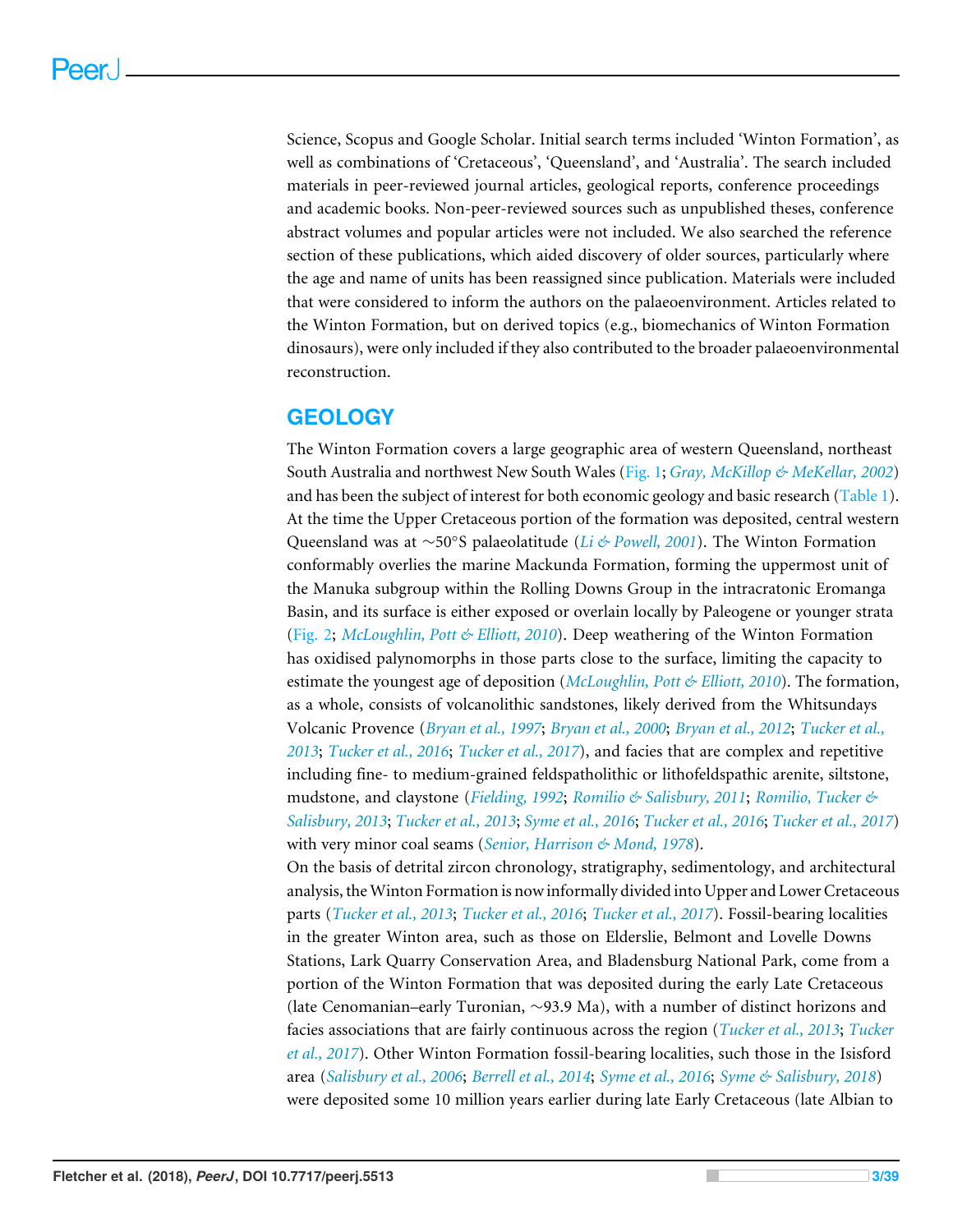Science, Scopus and Google Scholar. Initial search terms included 'Winton Formation', as well as combinations of 'Cretaceous', 'Queensland', and 'Australia'. The search included materials in peer-reviewed journal articles, geological reports, conference proceedings and academic books. Non-peer-reviewed sources such as unpublished theses, conference abstract volumes and popular articles were not included. We also searched the reference section of these publications, which aided discovery of older sources, particularly where the age and name of units has been reassigned since publication. Materials were included that were considered to inform the authors on the palaeoenvironment. Articles related to the Winton Formation, but on derived topics (e.g., biomechanics of Winton Formation dinosaurs), were only included if they also contributed to the broader palaeoenvironmental reconstruction.

## GEOLOGY

The Winton Formation covers a large geographic area of western Queensland, northeast South Australia and northwest New South Wales (Fig. 1; *Gray, McKillop & MeKellar, 2002*) and has been the subject of interest for both economic geology and basic research (Table 1). At the time the Upper Cretaceous portion of the formation was deposited, central western Queensland was at ~50°S palaeolatitude (*Li & Powell, 2001*). The Winton Formation conformably overlies the marine Mackunda Formation, forming the uppermost unit of the Manuka subgroup within the Rolling Downs Group in the intracratonic Eromanga Basin, and its surface is either exposed or overlain locally by Paleogene or younger strata (Fig. 2; *McLoughlin, Pott & Elliott, 2010*). Deep weathering of the Winton Formation has oxidised palynomorphs in those parts close to the surface, limiting the capacity to estimate the youngest age of deposition (*McLoughlin, Pott & Elliott, 2010*). The formation, as a whole, consists of volcanolithic sandstones, likely derived from the Whitsundays Volcanic Provence (*Bryan et al., 1997*; *Bryan et al., 2000*; *Bryan et al., 2012*; *Tucker et al., 2013*; *Tucker et al., 2016*; *Tucker et al., 2017*), and facies that are complex and repetitive including fine- to medium-grained feldspatholithic or lithofeldspathic arenite, siltstone, mudstone, and claystone (*Fielding, 1992*; *Romilio & Salisbury, 2011*; *Romilio, Tucker & Salisbury, 2013*; *Tucker et al., 2013*; *Syme et al., 2016*; *Tucker et al., 2016*; *Tucker et al., 2017*) with very minor coal seams (*Senior, Harrison & Mond, 1978*).

On the basis of detrital zircon chronology, stratigraphy, sedimentology, and architectural analysis, the Winton Formation is now informally divided into Upper and Lower Cretaceous parts (*Tucker et al., 2013*; *Tucker et al., 2016*; *Tucker et al., 2017*). Fossil-bearing localities in the greater Winton area, such as those on Elderslie, Belmont and Lovelle Downs Stations, Lark Quarry Conservation Area, and Bladensburg National Park, come from a portion of the Winton Formation that was deposited during the early Late Cretaceous (late Cenomanian–early Turonian, ~93.9 Ma), with a number of distinct horizons and facies associations that are fairly continuous across the region (*Tucker et al., 2013*; *Tucker et al., 2017*). Other Winton Formation fossil-bearing localities, such those in the Isisford area (*Salisbury et al., 2006*; *Berrell et al., 2014*; *Syme et al., 2016*; *Syme & Salisbury, 2018*) were deposited some 10 million years earlier during late Early Cretaceous (late Albian to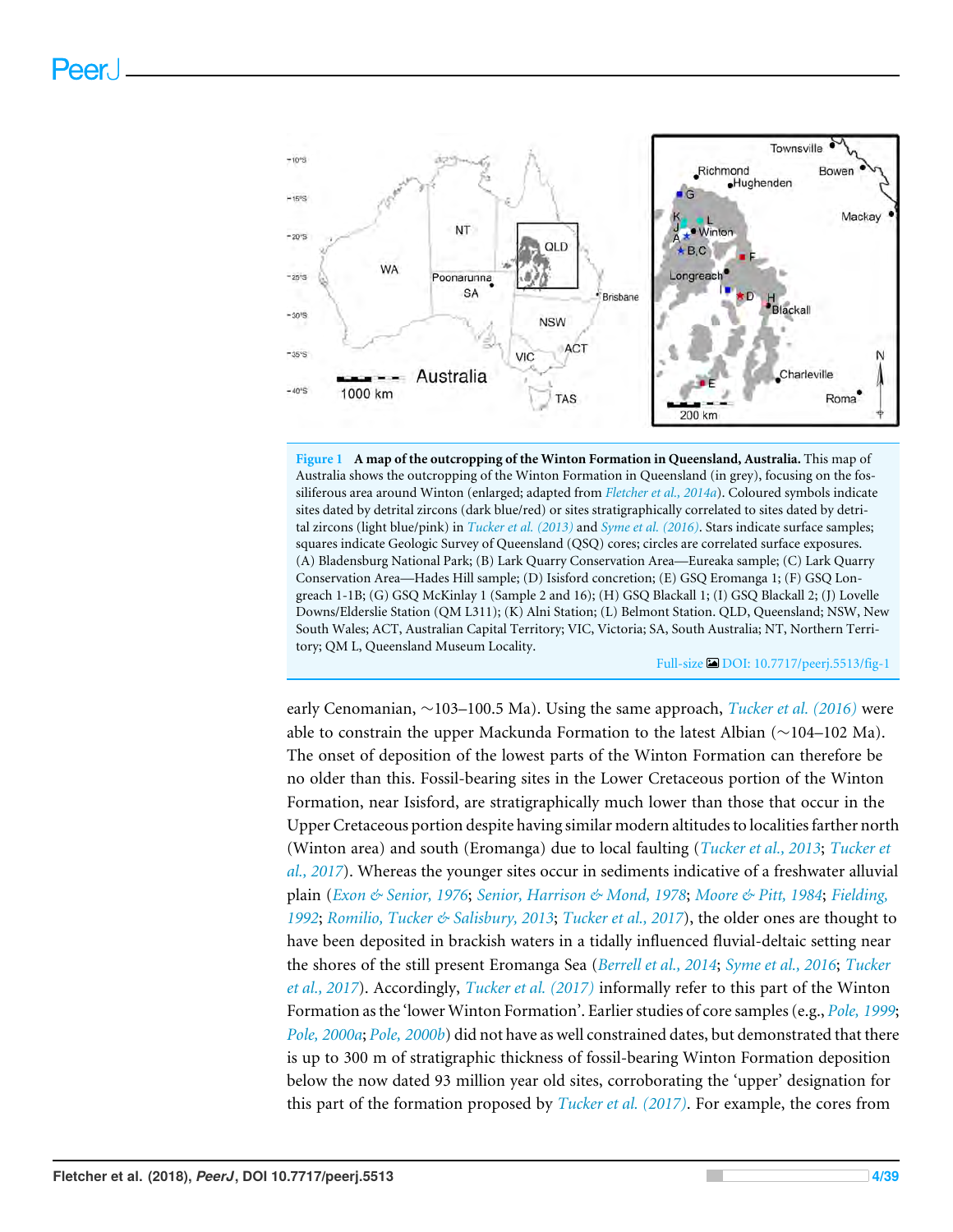**Figure 1 A map of the outcropping of the Winton Formation in Queensland, Australia.** This map of Australia shows the outcropping of the Winton Formation in Queensland (in grey), focusing on the fossiliferous area around Winton (enlarged; adapted from *Fletcher et al., 2014a*). Coloured symbols indicate sites dated by detrital zircons (dark blue/red) or sites stratigraphically correlated to sites dated by detrital zircons (light blue/pink) in *Tucker et al. (2013)* and *Syme et al. (2016)*. Stars indicate surface samples; squares indicate Geologic Survey of Queensland (QSQ) cores; circles are correlated surface exposures. (A) Bladensburg National Park; (B) Lark Quarry Conservation Area—Eureaka sample; (C) Lark Quarry Conservation Area—Hades Hill sample; (D) Isisford concretion; (E) GSQ Eromanga 1; (F) GSQ Longreach 1-1B; (G) GSQ McKinlay 1 (Sample 2 and 16); (H) GSQ Blackall 1; (I) GSQ Blackall 2; (J) Lovelle Downs/Elderslie Station (QM L311); (K) Alni Station; (L) Belmont Station. QLD, Queensland; NSW, New South Wales; ACT, Australian Capital Territory; VIC, Victoria; SA, South Australia; NT, Northern Territory; QM L, Queensland Museum Locality.

early Cenomanian, ∼103–100.5 Ma). Using the same approach, *Tucker et al. (2016)* were able to constrain the upper Mackunda Formation to the latest Albian (∼104–102 Ma). The onset of deposition of the lowest parts of the Winton Formation can therefore be no older than this. Fossil-bearing sites in the Lower Cretaceous portion of the Winton Formation, near Isisford, are stratigraphically much lower than those that occur in the Upper Cretaceous portion despite having similar modern altitudes to localities farther north (Winton area) and south (Eromanga) due to local faulting (*Tucker et al., 2013*; *Tucker et al., 2017*). Whereas the younger sites occur in sediments indicative of a freshwater alluvial plain (*Exon & Senior, 1976*; *Senior, Harrison & Mond, 1978*; *Moore & Pitt, 1984*; *Fielding, 1992*; *Romilio, Tucker & Salisbury, 2013*; *Tucker et al., 2017*), the older ones are thought to have been deposited in brackish waters in a tidally influenced fluvial-deltaic setting near the shores of the still present Eromanga Sea (*Berrell et al., 2014*; *Syme et al., 2016*; *Tucker et al., 2017*). Accordingly, *Tucker et al. (2017)* informally refer to this part of the Winton Formation as the 'lower Winton Formation'. Earlier studies of core samples (e.g., *Pole, 1999*; *Pole, 2000a*; *Pole, 2000b*) did not have as well constrained dates, but demonstrated that there is up to 300 m of stratigraphic thickness of fossil-bearing Winton Formation deposition below the now dated 93 million year old sites, corroborating the 'upper' designation for this part of the formation proposed by *Tucker et al. (2017)*. For example, the cores from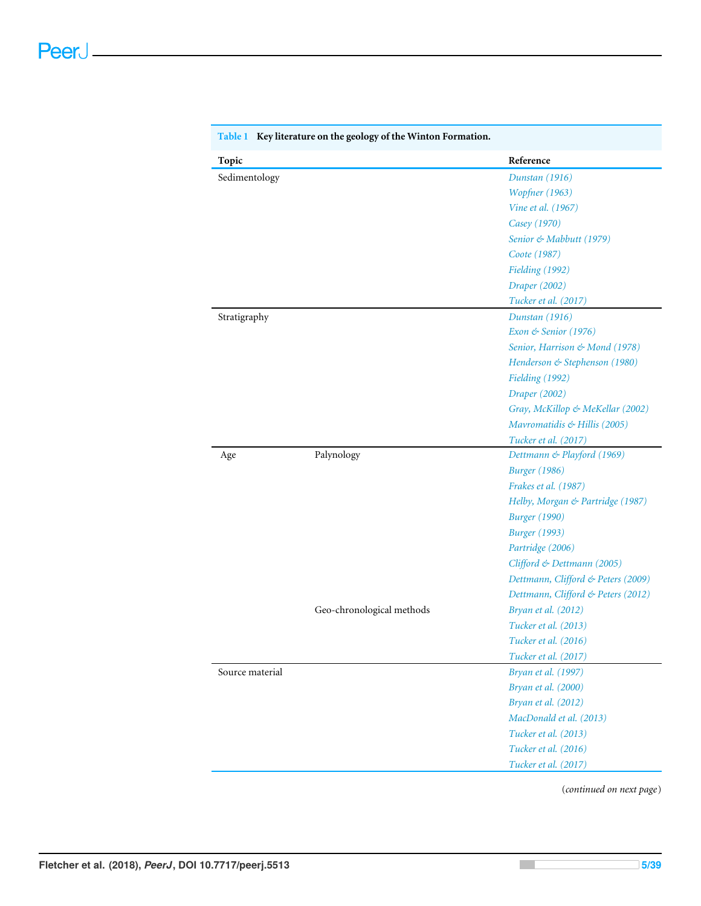**Table 1 Key literature on the geology of the Winton Formation.**

| Topic | | Reference |
| --- | --- | --- |
| Sedimentology | | *Dunstan (1916)* |
| | | *Wopfner (1963)* |
| | | *Vine et al. (1967)* |
| | | *Casey (1970)* |
| | | *Senior & Mabbutt (1979)* |
| | | *Coote (1987)* |
| | | *Fielding (1992)* |
| | | *Draper (2002)* |
| | | *Tucker et al. (2017)* |
| Stratigraphy | | *Dunstan (1916)* |
| | | *Exon & Senior (1976)* |
| | | *Senior, Harrison & Mond (1978)* |
| | | *Henderson & Stephenson (1980)* |
| | | *Fielding (1992)* |
| | | *Draper (2002)* |
| | | *Gray, McKillop & MeKellar (2002)* |
| | | *Mavromatidis & Hillis (2005)* |
| | | *Tucker et al. (2017)* |
| Age | Palynology | *Dettmann & Playford (1969)* |
| | | *Burger (1986)* |
| | | *Frakes et al. (1987)* |
| | | *Helby, Morgan & Partridge (1987)* |
| | | *Burger (1990)* |
| | | *Burger (1993)* |
| | | *Partridge (2006)* |
| | | *Clifford & Dettmann (2005)* |
| | | *Dettmann, Clifford & Peters (2009)* |
| | | *Dettmann, Clifford & Peters (2012)* |
| | Geo-chronological methods | *Bryan et al. (2012)* |
| | | *Tucker et al. (2013)* |
| | | *Tucker et al. (2016)* |
| | | *Tucker et al. (2017)* |
| Source material | | *Bryan et al. (1997)* |
| | | *Bryan et al. (2000)* |
| | | *Bryan et al. (2012)* |
| | | *MacDonald et al. (2013)* |
| | | *Tucker et al. (2013)* |
| | | *Tucker et al. (2016)* |
| | | *Tucker et al. (2017)* |

(*continued on next page*)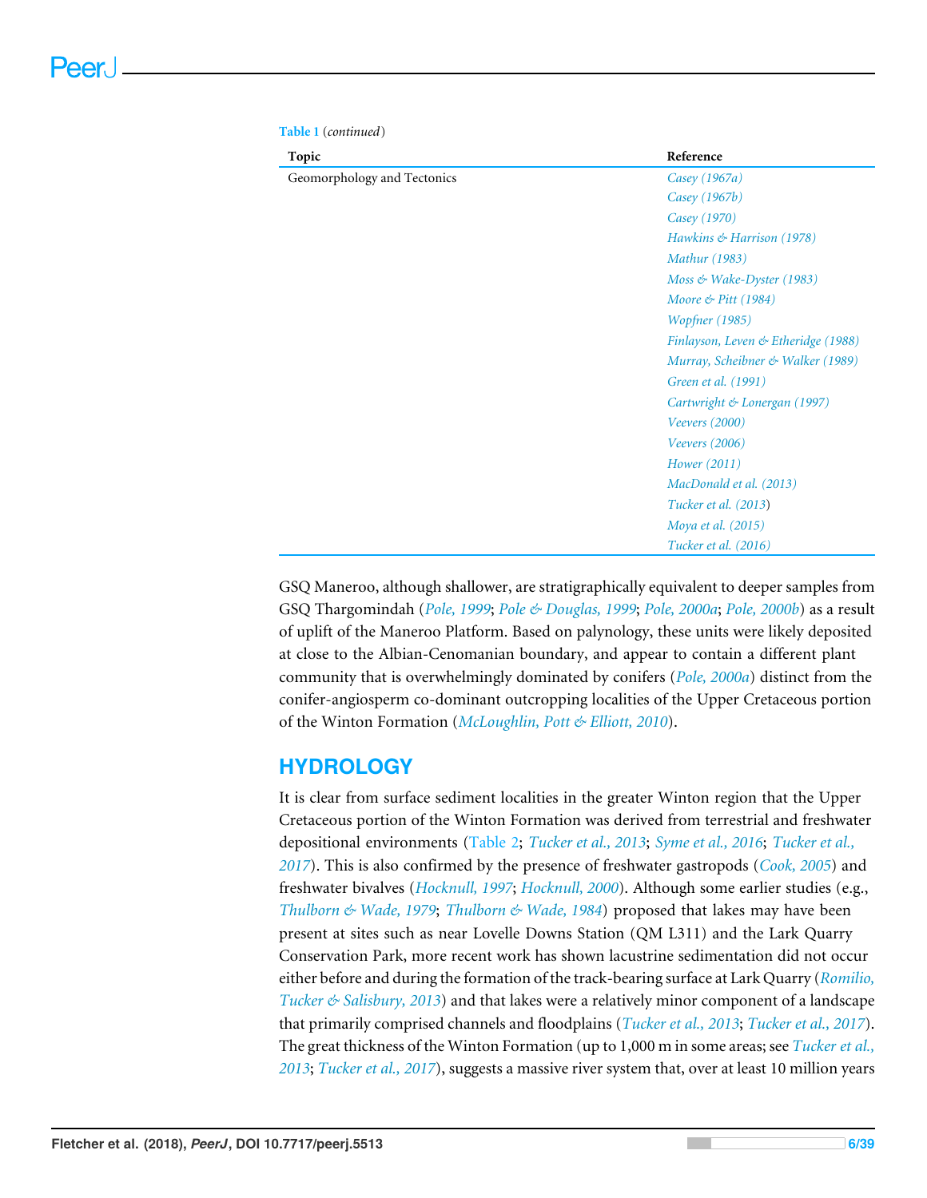**Table 1** (*continued*)

| Topic | Reference |
|---|---|
| Geomorphology and Tectonics | *Casey (1967a)* |
| | *Casey (1967b)* |
| | *Casey (1970)* |
| | *Hawkins & Harrison (1978)* |
| | *Mathur (1983)* |
| | *Moss & Wake-Dyster (1983)* |
| | *Moore & Pitt (1984)* |
| | *Wopfner (1985)* |
| | *Finlayson, Leven & Etheridge (1988)* |
| | *Murray, Scheibner & Walker (1989)* |
| | *Green et al. (1991)* |
| | *Cartwright & Lonergan (1997)* |
| | *Veevers (2000)* |
| | *Veevers (2006)* |
| | *Hower (2011)* |
| | *MacDonald et al. (2013)* |
| | *Tucker et al. (2013)* |
| | *Moya et al. (2015)* |
| | *Tucker et al. (2016)* |

GSQ Maneroo, although shallower, are stratigraphically equivalent to deeper samples from GSQ Thargomindah (*Pole, 1999*; *Pole & Douglas, 1999*; *Pole, 2000a*; *Pole, 2000b*) as a result of uplift of the Maneroo Platform. Based on palynology, these units were likely deposited at close to the Albian-Cenomanian boundary, and appear to contain a different plant community that is overwhelmingly dominated by conifers (*Pole, 2000a*) distinct from the conifer-angiosperm co-dominant outcropping localities of the Upper Cretaceous portion of the Winton Formation (*McLoughlin, Pott & Elliott, 2010*).

## HYDROLOGY

It is clear from surface sediment localities in the greater Winton region that the Upper Cretaceous portion of the Winton Formation was derived from terrestrial and freshwater depositional environments (Table 2; *Tucker et al., 2013*; *Syme et al., 2016*; *Tucker et al., 2017*). This is also confirmed by the presence of freshwater gastropods (*Cook, 2005*) and freshwater bivalves (*Hocknull, 1997*; *Hocknull, 2000*). Although some earlier studies (e.g., *Thulborn & Wade, 1979*; *Thulborn & Wade, 1984*) proposed that lakes may have been present at sites such as near Lovelle Downs Station (QM L311) and the Lark Quarry Conservation Park, more recent work has shown lacustrine sedimentation did not occur either before and during the formation of the track-bearing surface at Lark Quarry (*Romilio, Tucker & Salisbury, 2013*) and that lakes were a relatively minor component of a landscape that primarily comprised channels and floodplains (*Tucker et al., 2013*; *Tucker et al., 2017*). The great thickness of the Winton Formation (up to 1,000 m in some areas; see *Tucker et al., 2013*; *Tucker et al., 2017*), suggests a massive river system that, over at least 10 million years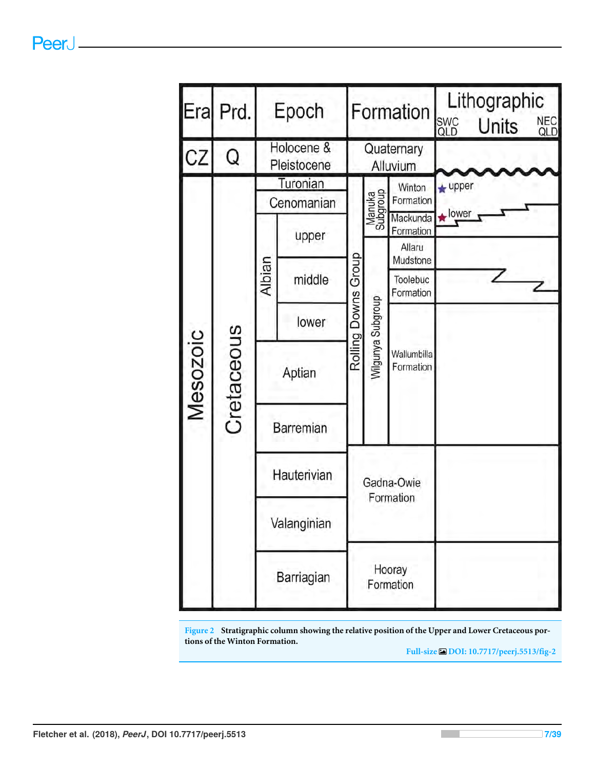| Era | Prd. | Epoch | | Formation | | | Lithographic Units (SWC QLD / NEC QLD) |
|---|---|---|---|---|---|---|---|
| CZ | Q | Holocene & Pleistocene | | Quaternary Alluvium | | | |
| Mesozoic | Cretaceous | Turonian | | Rolling Downs Group | Manuka Subgroup | Winton Formation | upper |
| | | Cenomanian | | | | Mackunda Formation | lower |
| | | Albian | upper | | Wilgunya Subgroup | Allaru Mudstone | |
| | | | middle | | | Toolebuc Formation | |
| | | | lower | | | Wallumbilla Formation | |
| | | Aptian | | | | | |
| | | Barremian | | | | | |
| | | Hauterivian | | Gadna-Owie Formation | | | |
| | | Valanginian | | | | | |
| | | Barriagian | | Hooray Formation | | | |

Figure 2 Stratigraphic column showing the relative position of the Upper and Lower Cretaceous portions of the Winton Formation.

Full-size DOI: 10.7717/peerj.5513/fig-2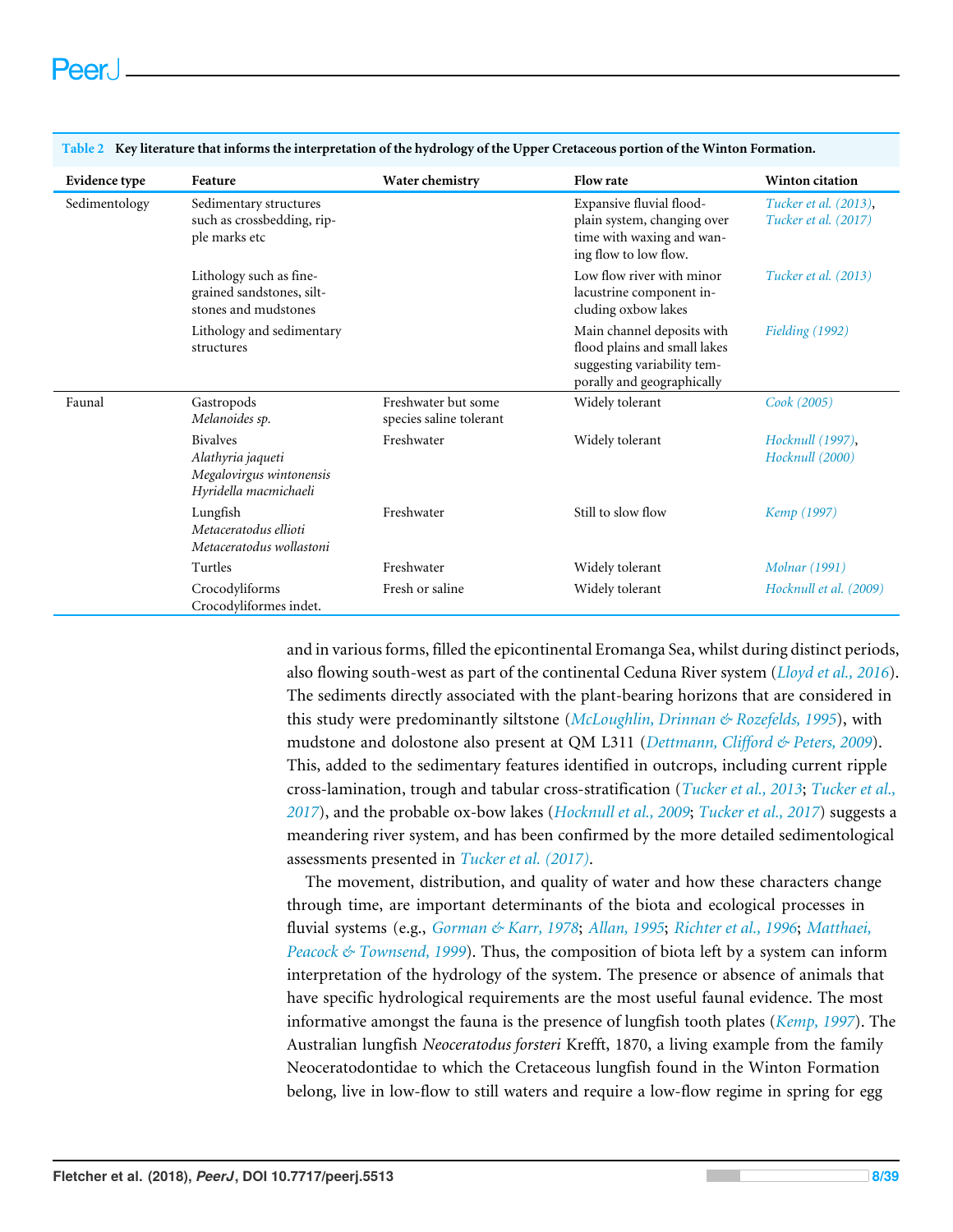**Table 2 Key literature that informs the interpretation of the hydrology of the Upper Cretaceous portion of the Winton Formation.**

| Evidence type | Feature | Water chemistry | Flow rate | Winton citation |
|---|---|---|---|---|
| Sedimentology | Sedimentary structures such as crossbedding, ripple marks etc | | Expansive fluvial flood-plain system, changing over time with waxing and waning flow to low flow. | Tucker et al. (2013), Tucker et al. (2017) |
| | Lithology such as fine-grained sandstones, siltstones and mudstones | | Low flow river with minor lacustrine component including oxbow lakes | Tucker et al. (2013) |
| | Lithology and sedimentary structures | | Main channel deposits with flood plains and small lakes suggesting variability temporally and geographically | Fielding (1992) |
| Faunal | Gastropods *Melanoides sp.* | Freshwater but some species saline tolerant | Widely tolerant | Cook (2005) |
| | Bivalves *Alathyria jaqueti* *Megalovirgus wintonensis* *Hyridella macmichaeli* | Freshwater | Widely tolerant | Hocknull (1997), Hocknull (2000) |
| | Lungfish *Metaceratodus ellioti* *Metaceratodus wollastoni* | Freshwater | Still to slow flow | Kemp (1997) |
| | Turtles | Freshwater | Widely tolerant | Molnar (1991) |
| | Crocodyliforms Crocodyliformes indet. | Fresh or saline | Widely tolerant | Hocknull et al. (2009) |

and in various forms, filled the epicontinental Eromanga Sea, whilst during distinct periods, also flowing south-west as part of the continental Ceduna River system (Lloyd et al., 2016). The sediments directly associated with the plant-bearing horizons that are considered in this study were predominantly siltstone (McLoughlin, Drinnan & Rozefelds, 1995), with mudstone and dolostone also present at QM L311 (Dettmann, Clifford & Peters, 2009). This, added to the sedimentary features identified in outcrops, including current ripple cross-lamination, trough and tabular cross-stratification (Tucker et al., 2013; Tucker et al., 2017), and the probable ox-bow lakes (Hocknull et al., 2009; Tucker et al., 2017) suggests a meandering river system, and has been confirmed by the more detailed sedimentological assessments presented in Tucker et al. (2017).

The movement, distribution, and quality of water and how these characters change through time, are important determinants of the biota and ecological processes in fluvial systems (e.g., Gorman & Karr, 1978; Allan, 1995; Richter et al., 1996; Matthaei, Peacock & Townsend, 1999). Thus, the composition of biota left by a system can inform interpretation of the hydrology of the system. The presence or absence of animals that have specific hydrological requirements are the most useful faunal evidence. The most informative amongst the fauna is the presence of lungfish tooth plates (Kemp, 1997). The Australian lungfish *Neoceratodus forsteri* Krefft, 1870, a living example from the family Neoceratodontidae to which the Cretaceous lungfish found in the Winton Formation belong, live in low-flow to still waters and require a low-flow regime in spring for egg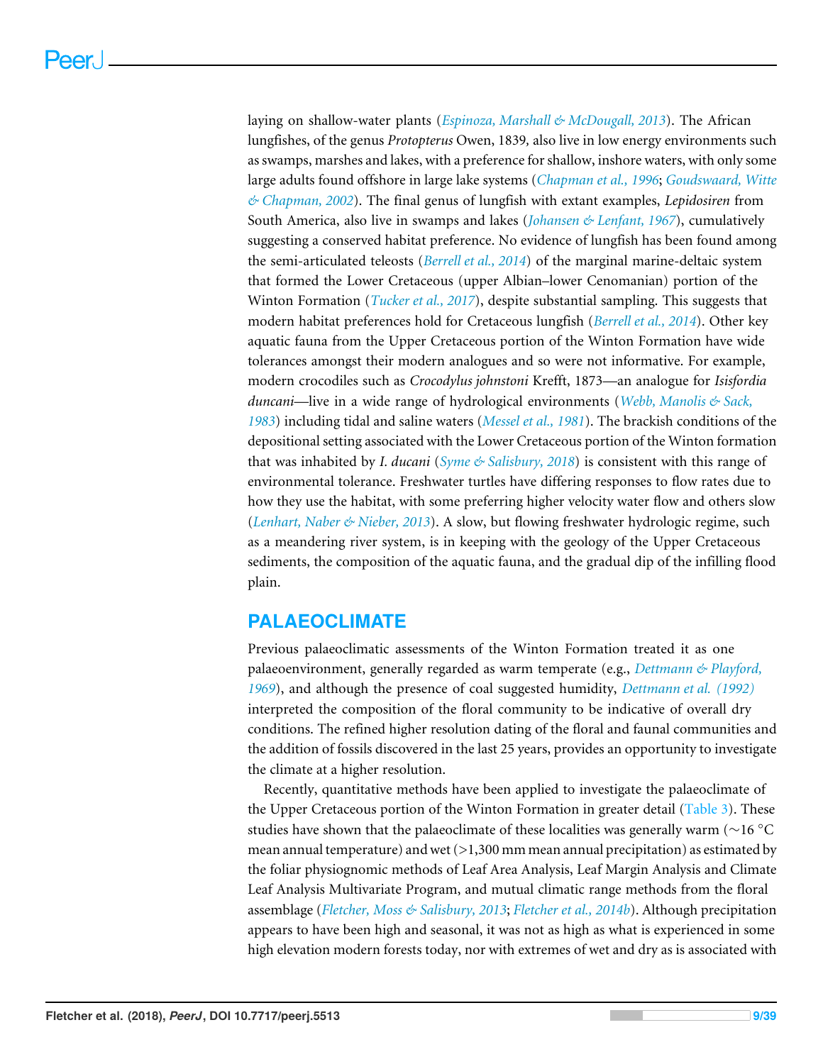laying on shallow-water plants (*Espinoza, Marshall & McDougall, 2013*). The African lungfishes, of the genus *Protopterus* Owen, 1839, also live in low energy environments such as swamps, marshes and lakes, with a preference for shallow, inshore waters, with only some large adults found offshore in large lake systems (*Chapman et al., 1996*; *Goudswaard, Witte & Chapman, 2002*). The final genus of lungfish with extant examples, *Lepidosiren* from South America, also live in swamps and lakes (*Johansen & Lenfant, 1967*), cumulatively suggesting a conserved habitat preference. No evidence of lungfish has been found among the semi-articulated teleosts (*Berrell et al., 2014*) of the marginal marine-deltaic system that formed the Lower Cretaceous (upper Albian–lower Cenomanian) portion of the Winton Formation (*Tucker et al., 2017*), despite substantial sampling. This suggests that modern habitat preferences hold for Cretaceous lungfish (*Berrell et al., 2014*). Other key aquatic fauna from the Upper Cretaceous portion of the Winton Formation have wide tolerances amongst their modern analogues and so were not informative. For example, modern crocodiles such as *Crocodylus johnstoni* Krefft, 1873—an analogue for *Isisfordia duncani*—live in a wide range of hydrological environments (*Webb, Manolis & Sack, 1983*) including tidal and saline waters (*Messel et al., 1981*). The brackish conditions of the depositional setting associated with the Lower Cretaceous portion of the Winton formation that was inhabited by *I. ducani* (*Syme & Salisbury, 2018*) is consistent with this range of environmental tolerance. Freshwater turtles have differing responses to flow rates due to how they use the habitat, with some preferring higher velocity water flow and others slow (*Lenhart, Naber & Nieber, 2013*). A slow, but flowing freshwater hydrologic regime, such as a meandering river system, is in keeping with the geology of the Upper Cretaceous sediments, the composition of the aquatic fauna, and the gradual dip of the infilling flood plain.

## PALAEOCLIMATE

Previous palaeoclimatic assessments of the Winton Formation treated it as one palaeoenvironment, generally regarded as warm temperate (e.g., *Dettmann & Playford, 1969*), and although the presence of coal suggested humidity, *Dettmann et al. (1992)* interpreted the composition of the floral community to be indicative of overall dry conditions. The refined higher resolution dating of the floral and faunal communities and the addition of fossils discovered in the last 25 years, provides an opportunity to investigate the climate at a higher resolution.

Recently, quantitative methods have been applied to investigate the palaeoclimate of the Upper Cretaceous portion of the Winton Formation in greater detail (Table 3). These studies have shown that the palaeoclimate of these localities was generally warm (~16 °C mean annual temperature) and wet (>1,300 mm mean annual precipitation) as estimated by the foliar physiognomic methods of Leaf Area Analysis, Leaf Margin Analysis and Climate Leaf Analysis Multivariate Program, and mutual climatic range methods from the floral assemblage (*Fletcher, Moss & Salisbury, 2013*; *Fletcher et al., 2014b*). Although precipitation appears to have been high and seasonal, it was not as high as what is experienced in some high elevation modern forests today, nor with extremes of wet and dry as is associated with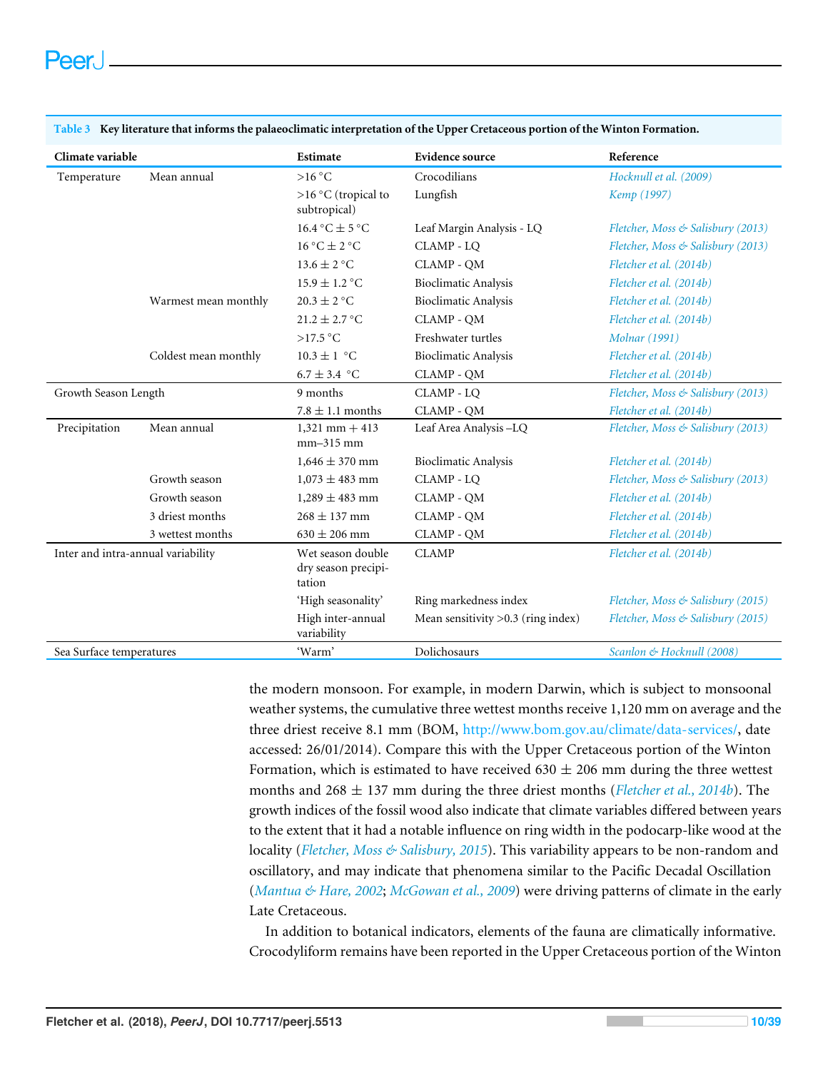**Table 3** Key literature that informs the palaeoclimatic interpretation of the Upper Cretaceous portion of the Winton Formation.

| Climate variable | | Estimate | Evidence source | Reference |
|---|---|---|---|---|
| Temperature | Mean annual | >16 °C | Crocodilians | *Hocknull et al. (2009)* |
| | | >16 °C (tropical to subtropical) | Lungfish | *Kemp (1997)* |
| | | 16.4 °C ± 5 °C | Leaf Margin Analysis - LQ | *Fletcher, Moss & Salisbury (2013)* |
| | | 16 °C ± 2 °C | CLAMP - LQ | *Fletcher, Moss & Salisbury (2013)* |
| | | 13.6 ± 2 °C | CLAMP - QM | *Fletcher et al. (2014b)* |
| | | 15.9 ± 1.2 °C | Bioclimatic Analysis | *Fletcher et al. (2014b)* |
| | Warmest mean monthly | 20.3 ± 2 °C | Bioclimatic Analysis | *Fletcher et al. (2014b)* |
| | | 21.2 ± 2.7 °C | CLAMP - QM | *Fletcher et al. (2014b)* |
| | | >17.5 °C | Freshwater turtles | *Molnar (1991)* |
| | Coldest mean monthly | 10.3 ± 1 °C | Bioclimatic Analysis | *Fletcher et al. (2014b)* |
| | | 6.7 ± 3.4 °C | CLAMP - QM | *Fletcher et al. (2014b)* |
| Growth Season Length | | 9 months | CLAMP - LQ | *Fletcher, Moss & Salisbury (2013)* |
| | | 7.8 ± 1.1 months | CLAMP - QM | *Fletcher et al. (2014b)* |
| Precipitation | Mean annual | 1,321 mm + 413 mm–315 mm | Leaf Area Analysis –LQ | *Fletcher, Moss & Salisbury (2013)* |
| | | 1,646 ± 370 mm | Bioclimatic Analysis | *Fletcher et al. (2014b)* |
| | Growth season | 1,073 ± 483 mm | CLAMP - LQ | *Fletcher, Moss & Salisbury (2013)* |
| | Growth season | 1,289 ± 483 mm | CLAMP - QM | *Fletcher et al. (2014b)* |
| | 3 driest months | 268 ± 137 mm | CLAMP - QM | *Fletcher et al. (2014b)* |
| | 3 wettest months | 630 ± 206 mm | CLAMP - QM | *Fletcher et al. (2014b)* |
| Inter and intra-annual variability | | Wet season double dry season precipitation | CLAMP | *Fletcher et al. (2014b)* |
| | | 'High seasonality' | Ring markedness index | *Fletcher, Moss & Salisbury (2015)* |
| | | High inter-annual variability | Mean sensitivity >0.3 (ring index) | *Fletcher, Moss & Salisbury (2015)* |
| Sea Surface temperatures | | 'Warm' | Dolichosaurs | *Scanlon & Hocknull (2008)* |

the modern monsoon. For example, in modern Darwin, which is subject to monsoonal weather systems, the cumulative three wettest months receive 1,120 mm on average and the three driest receive 8.1 mm (BOM, http://www.bom.gov.au/climate/data-services/, date accessed: 26/01/2014). Compare this with the Upper Cretaceous portion of the Winton Formation, which is estimated to have received 630 ± 206 mm during the three wettest months and 268 ± 137 mm during the three driest months (*Fletcher et al., 2014b*). The growth indices of the fossil wood also indicate that climate variables differed between years to the extent that it had a notable influence on ring width in the podocarp-like wood at the locality (*Fletcher, Moss & Salisbury, 2015*). This variability appears to be non-random and oscillatory, and may indicate that phenomena similar to the Pacific Decadal Oscillation (*Mantua & Hare, 2002*; *McGowan et al., 2009*) were driving patterns of climate in the early Late Cretaceous.

In addition to botanical indicators, elements of the fauna are climatically informative. Crocodyliform remains have been reported in the Upper Cretaceous portion of the Winton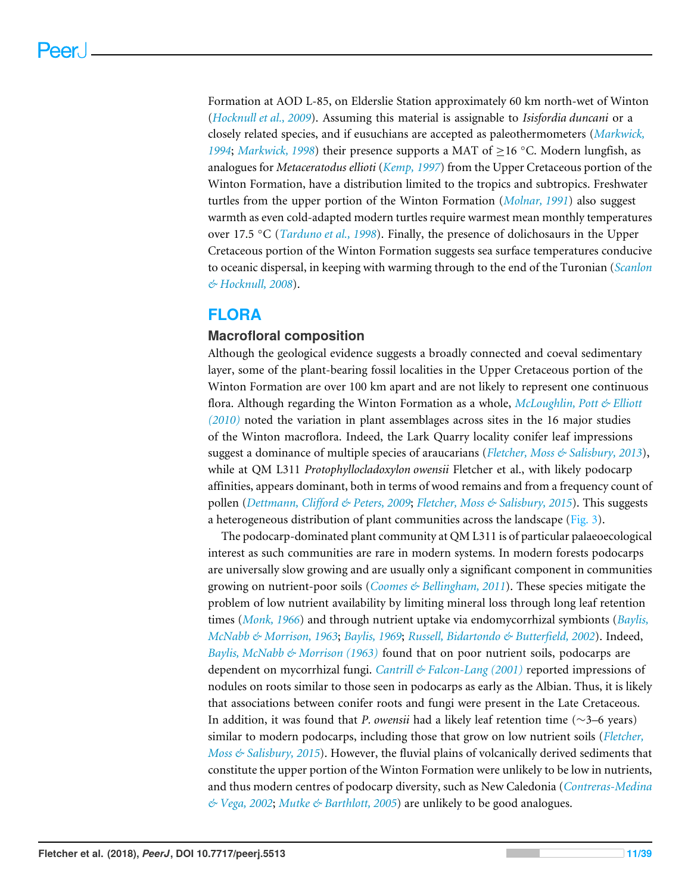Formation at AOD L-85, on Elderslie Station approximately 60 km north-wet of Winton (*Hocknull et al., 2009*). Assuming this material is assignable to *Isisfordia duncani* or a closely related species, and if eusuchians are accepted as paleothermometers (*Markwick, 1994*; *Markwick, 1998*) their presence supports a MAT of ≥16 °C. Modern lungfish, as analogues for *Metaceratodus ellioti* (*Kemp, 1997*) from the Upper Cretaceous portion of the Winton Formation, have a distribution limited to the tropics and subtropics. Freshwater turtles from the upper portion of the Winton Formation (*Molnar, 1991*) also suggest warmth as even cold-adapted modern turtles require warmest mean monthly temperatures over 17.5 °C (*Tarduno et al., 1998*). Finally, the presence of dolichosaurs in the Upper Cretaceous portion of the Winton Formation suggests sea surface temperatures conducive to oceanic dispersal, in keeping with warming through to the end of the Turonian (*Scanlon & Hocknull, 2008*).

## FLORA

### Macrofloral composition

Although the geological evidence suggests a broadly connected and coeval sedimentary layer, some of the plant-bearing fossil localities in the Upper Cretaceous portion of the Winton Formation are over 100 km apart and are not likely to represent one continuous flora. Although regarding the Winton Formation as a whole, *McLoughlin, Pott & Elliott (2010)* noted the variation in plant assemblages across sites in the 16 major studies of the Winton macroflora. Indeed, the Lark Quarry locality conifer leaf impressions suggest a dominance of multiple species of araucarians (*Fletcher, Moss & Salisbury, 2013*), while at QM L311 *Protophyllocladoxylon owensii* Fletcher et al., with likely podocarp affinities, appears dominant, both in terms of wood remains and from a frequency count of pollen (*Dettmann, Clifford & Peters, 2009*; *Fletcher, Moss & Salisbury, 2015*). This suggests a heterogeneous distribution of plant communities across the landscape (Fig. 3).

The podocarp-dominated plant community at QM L311 is of particular palaeoecological interest as such communities are rare in modern systems. In modern forests podocarps are universally slow growing and are usually only a significant component in communities growing on nutrient-poor soils (*Coomes & Bellingham, 2011*). These species mitigate the problem of low nutrient availability by limiting mineral loss through long leaf retention times (*Monk, 1966*) and through nutrient uptake via endomycorrhizal symbionts (*Baylis, McNabb & Morrison, 1963*; *Baylis, 1969*; *Russell, Bidartondo & Butterfield, 2002*). Indeed, *Baylis, McNabb & Morrison (1963)* found that on poor nutrient soils, podocarps are dependent on mycorrhizal fungi. *Cantrill & Falcon-Lang (2001)* reported impressions of nodules on roots similar to those seen in podocarps as early as the Albian. Thus, it is likely that associations between conifer roots and fungi were present in the Late Cretaceous. In addition, it was found that *P. owensii* had a likely leaf retention time (∼3–6 years) similar to modern podocarps, including those that grow on low nutrient soils (*Fletcher, Moss & Salisbury, 2015*). However, the fluvial plains of volcanically derived sediments that constitute the upper portion of the Winton Formation were unlikely to be low in nutrients, and thus modern centres of podocarp diversity, such as New Caledonia (*Contreras-Medina & Vega, 2002*; *Mutke & Barthlott, 2005*) are unlikely to be good analogues.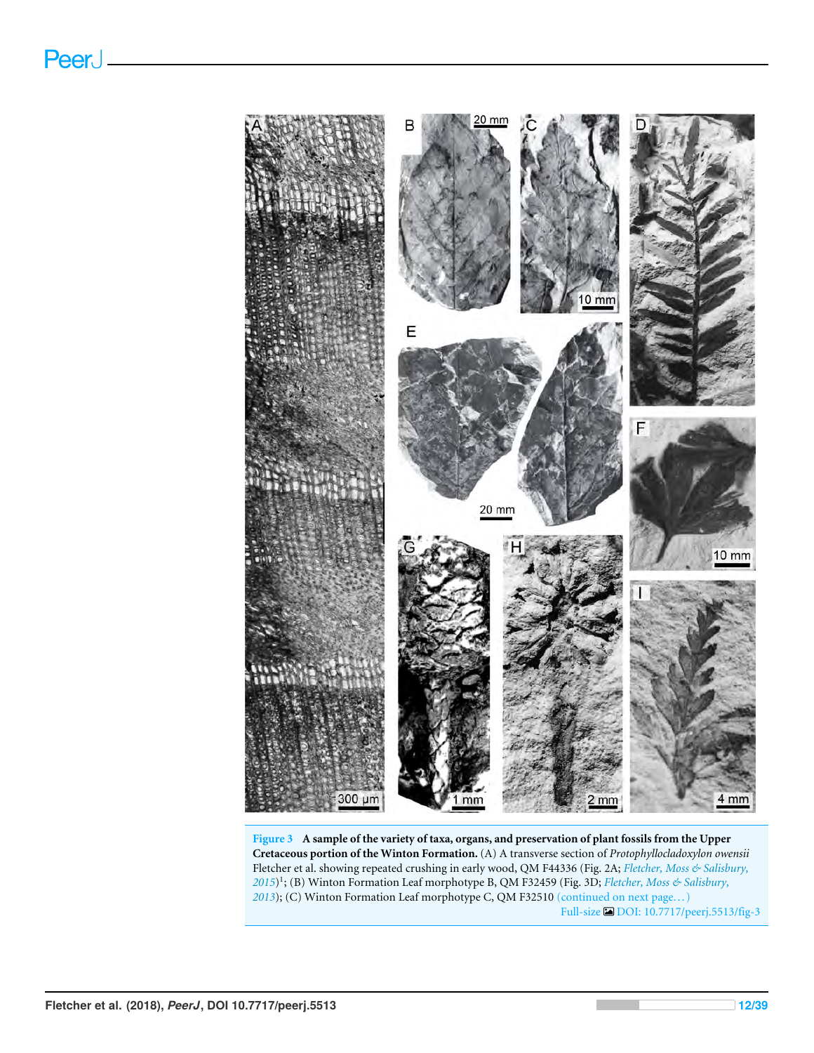**Figure 3 A sample of the variety of taxa, organs, and preservation of plant fossils from the Upper Cretaceous portion of the Winton Formation.** (A) A transverse section of *Protophyllocladoxylon owensii* Fletcher et al. showing repeated crushing in early wood, QM F44336 (Fig. 2A; Fletcher, Moss & Salisbury, 2015)[1]; (B) Winton Formation Leaf morphotype B, QM F32459 (Fig. 3D; Fletcher, Moss & Salisbury, 2013); (C) Winton Formation Leaf morphotype C, QM F32510 (continued on next page...)

Full-size DOI: 10.7717/peerj.5513/fig-3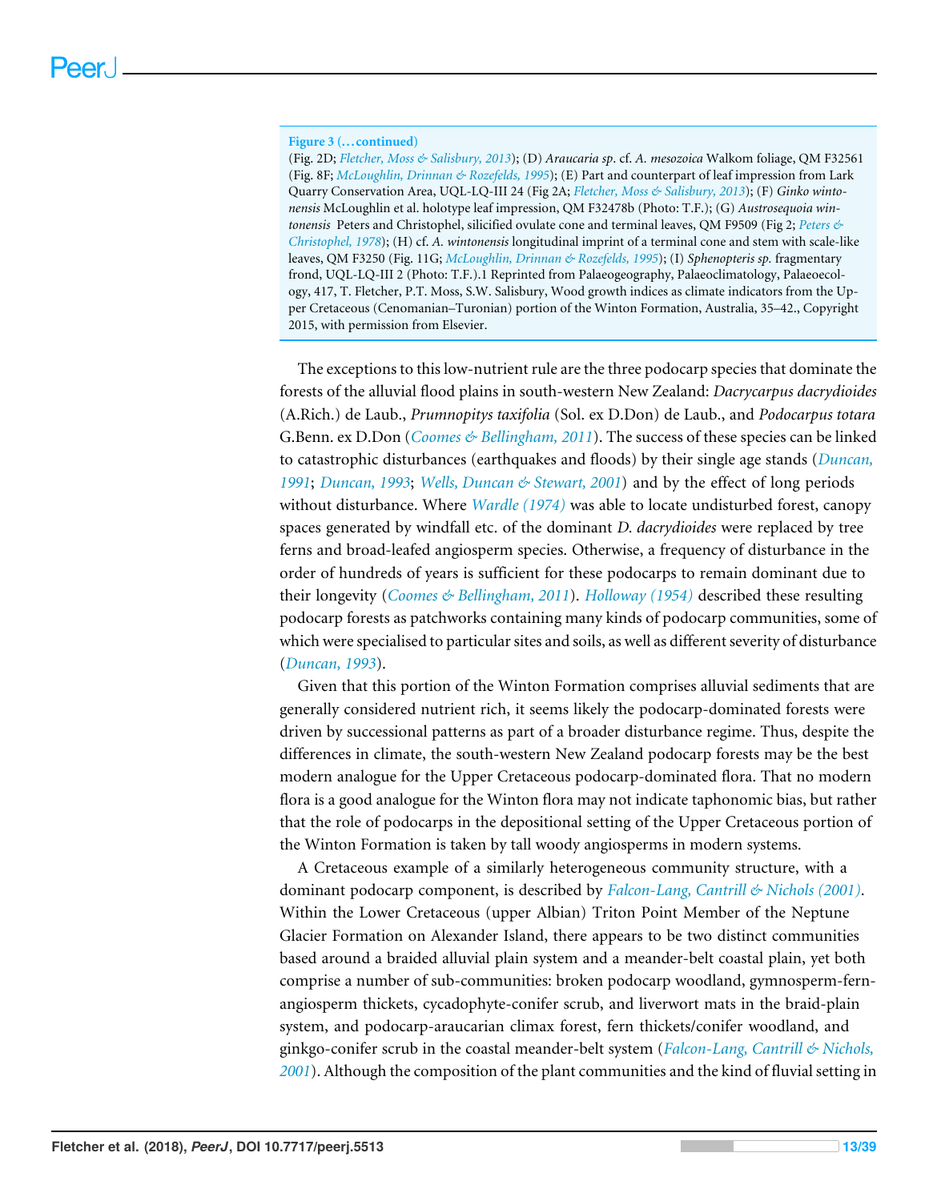**Figure 3 (…continued)**

(Fig. 2D; *Fletcher, Moss & Salisbury, 2013*); (D) *Araucaria sp.* cf. *A. mesozoica* Walkom foliage, QM F32561 (Fig. 8F; *McLoughlin, Drinnan & Rozefelds, 1995*); (E) Part and counterpart of leaf impression from Lark Quarry Conservation Area, UQL-LQ-III 24 (Fig 2A; *Fletcher, Moss & Salisbury, 2013*); (F) *Ginko wintonensis* McLoughlin et al. holotype leaf impression, QM F32478b (Photo: T.F.); (G) *Austrosequoia wintonensis* Peters and Christophel, silicified ovulate cone and terminal leaves, QM F9509 (Fig 2; *Peters & Christophel, 1978*); (H) cf. *A. wintonensis* longitudinal imprint of a terminal cone and stem with scale-like leaves, QM F3250 (Fig. 11G; *McLoughlin, Drinnan & Rozefelds, 1995*); (I) *Sphenopteris sp.* fragmentary frond, UQL-LQ-III 2 (Photo: T.F.).1 Reprinted from Palaeogeography, Palaeoclimatology, Palaeoecology, 417, T. Fletcher, P.T. Moss, S.W. Salisbury, Wood growth indices as climate indicators from the Upper Cretaceous (Cenomanian–Turonian) portion of the Winton Formation, Australia, 35–42., Copyright 2015, with permission from Elsevier.

The exceptions to this low-nutrient rule are the three podocarp species that dominate the forests of the alluvial flood plains in south-western New Zealand: *Dacrycarpus dacrydioides* (A.Rich.) de Laub., *Prumnopitys taxifolia* (Sol. ex D.Don) de Laub., and *Podocarpus totara* G.Benn. ex D.Don (*Coomes & Bellingham, 2011*). The success of these species can be linked to catastrophic disturbances (earthquakes and floods) by their single age stands (*Duncan, 1991*; *Duncan, 1993*; *Wells, Duncan & Stewart, 2001*) and by the effect of long periods without disturbance. Where *Wardle (1974)* was able to locate undisturbed forest, canopy spaces generated by windfall etc. of the dominant *D. dacrydioides* were replaced by tree ferns and broad-leafed angiosperm species. Otherwise, a frequency of disturbance in the order of hundreds of years is sufficient for these podocarps to remain dominant due to their longevity (*Coomes & Bellingham, 2011*). *Holloway (1954)* described these resulting podocarp forests as patchworks containing many kinds of podocarp communities, some of which were specialised to particular sites and soils, as well as different severity of disturbance (*Duncan, 1993*).

Given that this portion of the Winton Formation comprises alluvial sediments that are generally considered nutrient rich, it seems likely the podocarp-dominated forests were driven by successional patterns as part of a broader disturbance regime. Thus, despite the differences in climate, the south-western New Zealand podocarp forests may be the best modern analogue for the Upper Cretaceous podocarp-dominated flora. That no modern flora is a good analogue for the Winton flora may not indicate taphonomic bias, but rather that the role of podocarps in the depositional setting of the Upper Cretaceous portion of the Winton Formation is taken by tall woody angiosperms in modern systems.

A Cretaceous example of a similarly heterogeneous community structure, with a dominant podocarp component, is described by *Falcon-Lang, Cantrill & Nichols (2001)*. Within the Lower Cretaceous (upper Albian) Triton Point Member of the Neptune Glacier Formation on Alexander Island, there appears to be two distinct communities based around a braided alluvial plain system and a meander-belt coastal plain, yet both comprise a number of sub-communities: broken podocarp woodland, gymnosperm-fern-angiosperm thickets, cycadophyte-conifer scrub, and liverwort mats in the braid-plain system, and podocarp-araucarian climax forest, fern thickets/conifer woodland, and ginkgo-conifer scrub in the coastal meander-belt system (*Falcon-Lang, Cantrill & Nichols, 2001*). Although the composition of the plant communities and the kind of fluvial setting in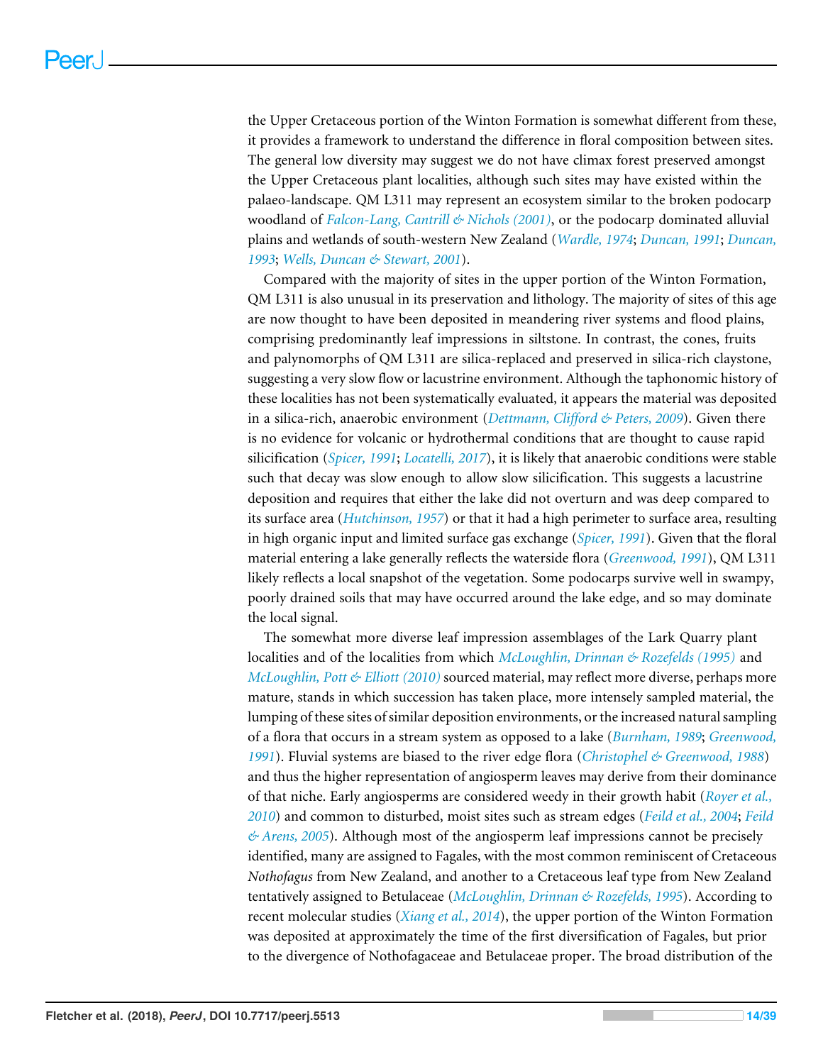the Upper Cretaceous portion of the Winton Formation is somewhat different from these, it provides a framework to understand the difference in floral composition between sites. The general low diversity may suggest we do not have climax forest preserved amongst the Upper Cretaceous plant localities, although such sites may have existed within the palaeo-landscape. QM L311 may represent an ecosystem similar to the broken podocarp woodland of *Falcon-Lang, Cantrill & Nichols (2001)*, or the podocarp dominated alluvial plains and wetlands of south-western New Zealand (*Wardle, 1974*; *Duncan, 1991*; *Duncan, 1993*; *Wells, Duncan & Stewart, 2001*).

Compared with the majority of sites in the upper portion of the Winton Formation, QM L311 is also unusual in its preservation and lithology. The majority of sites of this age are now thought to have been deposited in meandering river systems and flood plains, comprising predominantly leaf impressions in siltstone. In contrast, the cones, fruits and palynomorphs of QM L311 are silica-replaced and preserved in silica-rich claystone, suggesting a very slow flow or lacustrine environment. Although the taphonomic history of these localities has not been systematically evaluated, it appears the material was deposited in a silica-rich, anaerobic environment (*Dettmann, Clifford & Peters, 2009*). Given there is no evidence for volcanic or hydrothermal conditions that are thought to cause rapid silicification (*Spicer, 1991*; *Locatelli, 2017*), it is likely that anaerobic conditions were stable such that decay was slow enough to allow slow silicification. This suggests a lacustrine deposition and requires that either the lake did not overturn and was deep compared to its surface area (*Hutchinson, 1957*) or that it had a high perimeter to surface area, resulting in high organic input and limited surface gas exchange (*Spicer, 1991*). Given that the floral material entering a lake generally reflects the waterside flora (*Greenwood, 1991*), QM L311 likely reflects a local snapshot of the vegetation. Some podocarps survive well in swampy, poorly drained soils that may have occurred around the lake edge, and so may dominate the local signal.

The somewhat more diverse leaf impression assemblages of the Lark Quarry plant localities and of the localities from which *McLoughlin, Drinnan & Rozefelds (1995)* and *McLoughlin, Pott & Elliott (2010)* sourced material, may reflect more diverse, perhaps more mature, stands in which succession has taken place, more intensely sampled material, the lumping of these sites of similar deposition environments, or the increased natural sampling of a flora that occurs in a stream system as opposed to a lake (*Burnham, 1989*; *Greenwood, 1991*). Fluvial systems are biased to the river edge flora (*Christophel & Greenwood, 1988*) and thus the higher representation of angiosperm leaves may derive from their dominance of that niche. Early angiosperms are considered weedy in their growth habit (*Royer et al., 2010*) and common to disturbed, moist sites such as stream edges (*Feild et al., 2004*; *Feild & Arens, 2005*). Although most of the angiosperm leaf impressions cannot be precisely identified, many are assigned to Fagales, with the most common reminiscent of Cretaceous *Nothofagus* from New Zealand, and another to a Cretaceous leaf type from New Zealand tentatively assigned to Betulaceae (*McLoughlin, Drinnan & Rozefelds, 1995*). According to recent molecular studies (*Xiang et al., 2014*), the upper portion of the Winton Formation was deposited at approximately the time of the first diversification of Fagales, but prior to the divergence of Nothofagaceae and Betulaceae proper. The broad distribution of the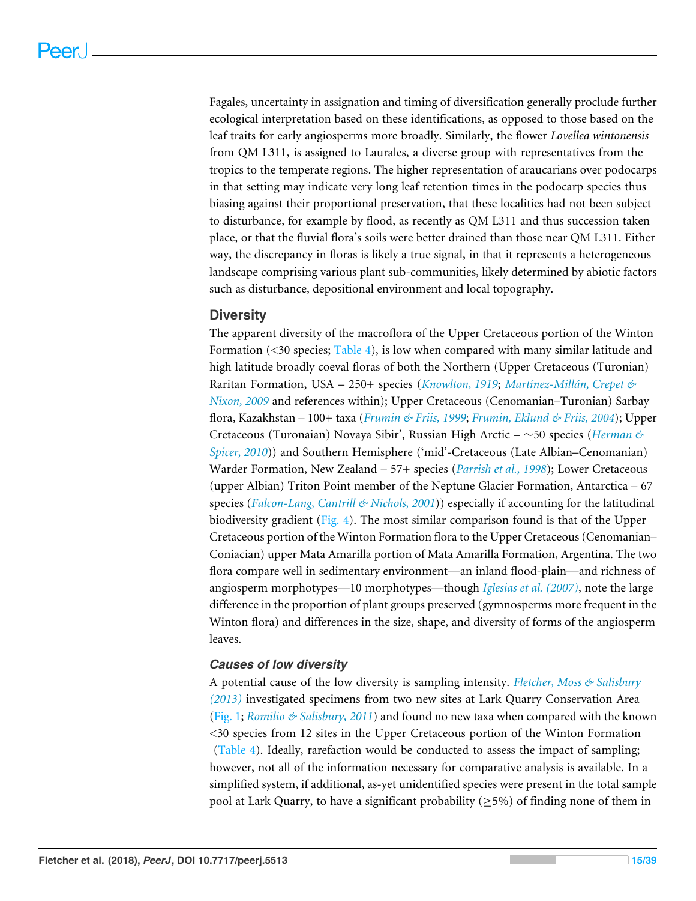Fagales, uncertainty in assignation and timing of diversification generally proclude further ecological interpretation based on these identifications, as opposed to those based on the leaf traits for early angiosperms more broadly. Similarly, the flower *Lovellea wintonensis* from QM L311, is assigned to Laurales, a diverse group with representatives from the tropics to the temperate regions. The higher representation of araucarians over podocarps in that setting may indicate very long leaf retention times in the podocarp species thus biasing against their proportional preservation, that these localities had not been subject to disturbance, for example by flood, as recently as QM L311 and thus succession taken place, or that the fluvial flora's soils were better drained than those near QM L311. Either way, the discrepancy in floras is likely a true signal, in that it represents a heterogeneous landscape comprising various plant sub-communities, likely determined by abiotic factors such as disturbance, depositional environment and local topography.

## Diversity

The apparent diversity of the macroflora of the Upper Cretaceous portion of the Winton Formation (<30 species; Table 4), is low when compared with many similar latitude and high latitude broadly coeval floras of both the Northern (Upper Cretaceous (Turonian) Raritan Formation, USA – 250+ species (*Knowlton, 1919*; *Martínez-Millán, Crepet & Nixon, 2009* and references within); Upper Cretaceous (Cenomanian–Turonian) Sarbay flora, Kazakhstan – 100+ taxa (*Frumin & Friis, 1999*; *Frumin, Eklund & Friis, 2004*); Upper Cretaceous (Turonaian) Novaya Sibir', Russian High Arctic – ~50 species (*Herman & Spicer, 2010*)) and Southern Hemisphere ('mid'-Cretaceous (Late Albian–Cenomanian) Warder Formation, New Zealand – 57+ species (*Parrish et al., 1998*); Lower Cretaceous (upper Albian) Triton Point member of the Neptune Glacier Formation, Antarctica – 67 species (*Falcon-Lang, Cantrill & Nichols, 2001*)) especially if accounting for the latitudinal biodiversity gradient (Fig. 4). The most similar comparison found is that of the Upper Cretaceous portion of the Winton Formation flora to the Upper Cretaceous (Cenomanian–Coniacian) upper Mata Amarilla portion of Mata Amarilla Formation, Argentina. The two flora compare well in sedimentary environment—an inland flood-plain—and richness of angiosperm morphotypes—10 morphotypes—though *Iglesias et al. (2007)*, note the large difference in the proportion of plant groups preserved (gymnosperms more frequent in the Winton flora) and differences in the size, shape, and diversity of forms of the angiosperm leaves.

### *Causes of low diversity*

A potential cause of the low diversity is sampling intensity. *Fletcher, Moss & Salisbury (2013)* investigated specimens from two new sites at Lark Quarry Conservation Area (Fig. 1; *Romilio & Salisbury, 2011*) and found no new taxa when compared with the known <30 species from 12 sites in the Upper Cretaceous portion of the Winton Formation (Table 4). Ideally, rarefaction would be conducted to assess the impact of sampling; however, not all of the information necessary for comparative analysis is available. In a simplified system, if additional, as-yet unidentified species were present in the total sample pool at Lark Quarry, to have a significant probability (≥5%) of finding none of them in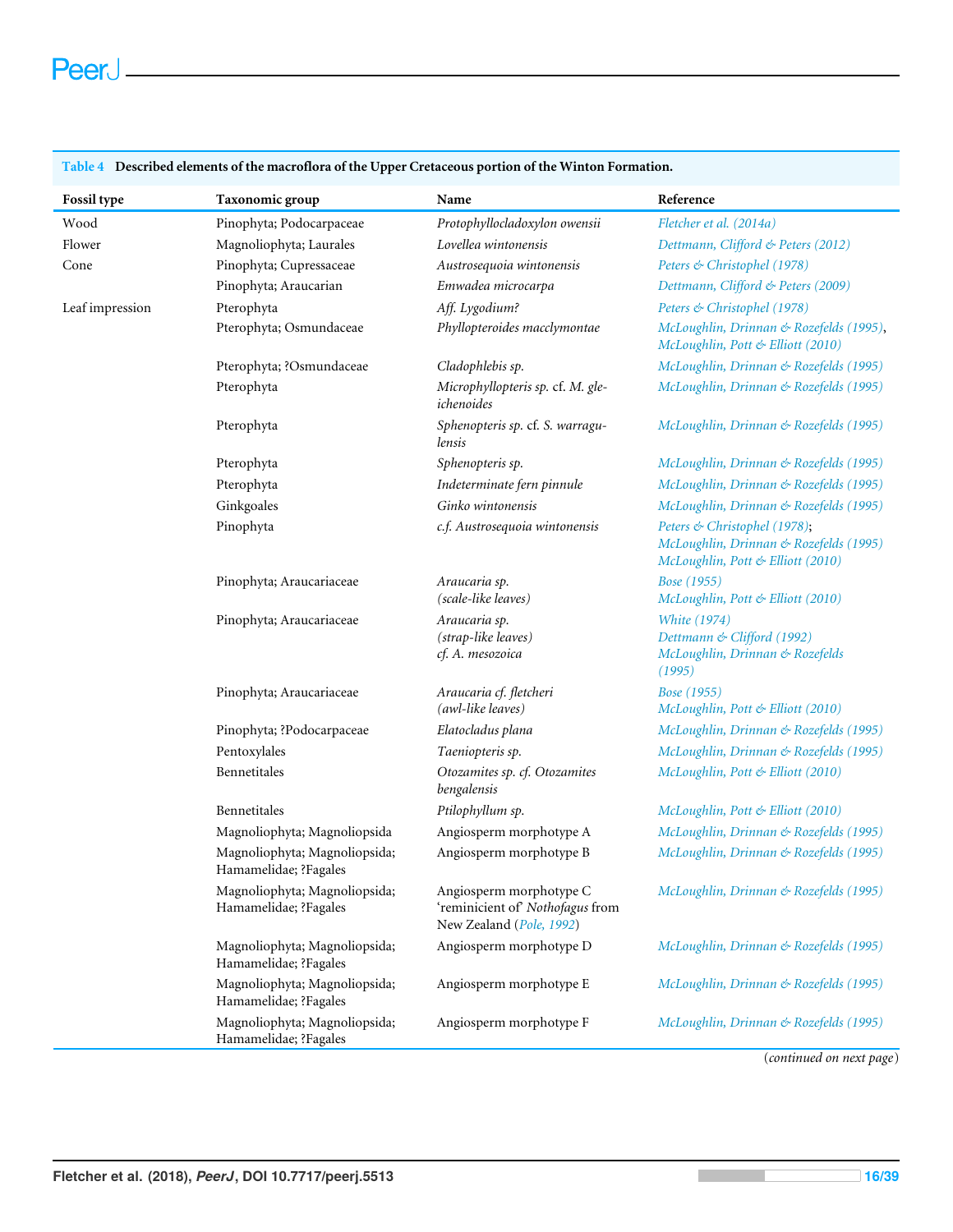**Table 4 Described elements of the macroflora of the Upper Cretaceous portion of the Winton Formation.**

| Fossil type | Taxonomic group | Name | Reference |
|---|---|---|---|
| Wood | Pinophyta; Podocarpaceae | *Protophyllocladoxylon owensii* | Fletcher et al. (2014a) |
| Flower | Magnoliophyta; Laurales | *Lovellea wintonensis* | Dettmann, Clifford & Peters (2012) |
| Cone | Pinophyta; Cupressaceae | *Austrosequoia wintonensis* | Peters & Christophel (1978) |
| | Pinophyta; Araucarian | *Emwadea microcarpa* | Dettmann, Clifford & Peters (2009) |
| Leaf impression | Pterophyta | *Aff. Lygodium?* | Peters & Christophel (1978) |
| | Pterophyta; Osmundaceae | *Phyllopteroides macclymontae* | McLoughlin, Drinnan & Rozefelds (1995), McLoughlin, Pott & Elliott (2010) |
| | Pterophyta; ?Osmundaceae | *Cladophlebis sp.* | McLoughlin, Drinnan & Rozefelds (1995) |
| | Pterophyta | *Microphyllopteris sp. cf. M. gleichenoides* | McLoughlin, Drinnan & Rozefelds (1995) |
| | Pterophyta | *Sphenopteris sp. cf. S. warragulensis* | McLoughlin, Drinnan & Rozefelds (1995) |
| | Pterophyta | *Sphenopteris sp.* | McLoughlin, Drinnan & Rozefelds (1995) |
| | Pterophyta | *Indeterminate fern pinnule* | McLoughlin, Drinnan & Rozefelds (1995) |
| | Ginkgoales | *Ginko wintonensis* | McLoughlin, Drinnan & Rozefelds (1995) |
| | Pinophyta | *c.f. Austrosequoia wintonensis* | Peters & Christophel (1978); McLoughlin, Drinnan & Rozefelds (1995) McLoughlin, Pott & Elliott (2010) |
| | Pinophyta; Araucariaceae | *Araucaria sp. (scale-like leaves)* | Bose (1955) McLoughlin, Pott & Elliott (2010) |
| | Pinophyta; Araucariaceae | *Araucaria sp. (strap-like leaves) cf. A. mesozoica* | White (1974) Dettmann & Clifford (1992) McLoughlin, Drinnan & Rozefelds (1995) |
| | Pinophyta; Araucariaceae | *Araucaria cf. fletcheri (awl-like leaves)* | Bose (1955) McLoughlin, Pott & Elliott (2010) |
| | Pinophyta; ?Podocarpaceae | *Elatocladus plana* | McLoughlin, Drinnan & Rozefelds (1995) |
| | Pentoxylales | *Taeniopteris sp.* | McLoughlin, Drinnan & Rozefelds (1995) |
| | Bennetitales | *Otozamites sp. cf. Otozamites bengalensis* | McLoughlin, Pott & Elliott (2010) |
| | Bennetitales | *Ptilophyllum sp.* | McLoughlin, Pott & Elliott (2010) |
| | Magnoliophyta; Magnoliopsida | Angiosperm morphotype A | McLoughlin, Drinnan & Rozefelds (1995) |
| | Magnoliophyta; Magnoliopsida; Hamamelidae; ?Fagales | Angiosperm morphotype B | McLoughlin, Drinnan & Rozefelds (1995) |
| | Magnoliophyta; Magnoliopsida; Hamamelidae; ?Fagales | Angiosperm morphotype C 'reminicient of' *Nothofagus* from New Zealand (Pole, 1992) | McLoughlin, Drinnan & Rozefelds (1995) |
| | Magnoliophyta; Magnoliopsida; Hamamelidae; ?Fagales | Angiosperm morphotype D | McLoughlin, Drinnan & Rozefelds (1995) |
| | Magnoliophyta; Magnoliopsida; Hamamelidae; ?Fagales | Angiosperm morphotype E | McLoughlin, Drinnan & Rozefelds (1995) |
| | Magnoliophyta; Magnoliopsida; Hamamelidae; ?Fagales | Angiosperm morphotype F | McLoughlin, Drinnan & Rozefelds (1995) |

(*continued on next page*)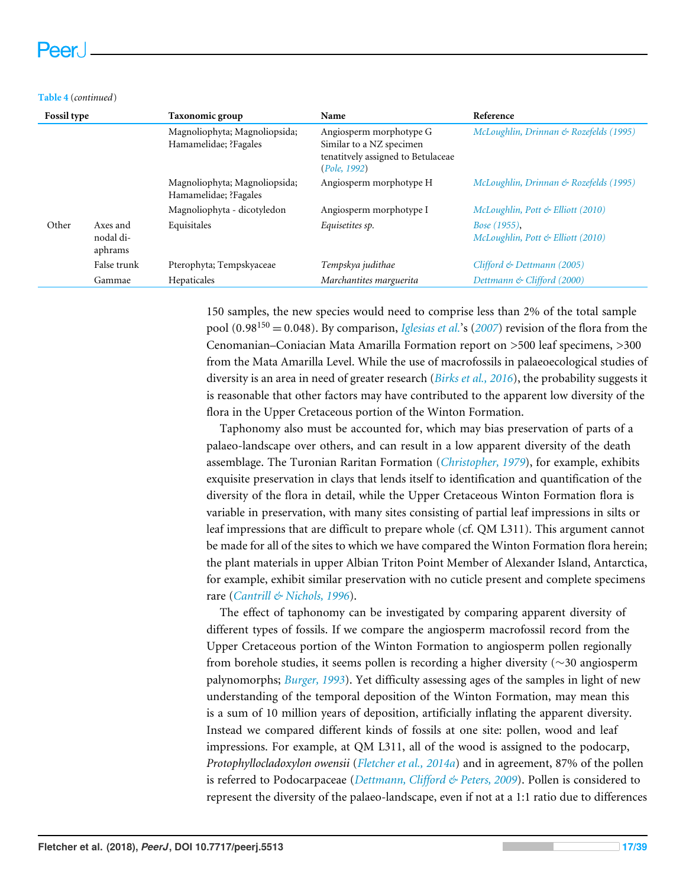**Table 4** (*continued*)

| Fossil type | | Taxonomic group | Name | Reference |
|---|---|---|---|---|
| | | Magnoliophyta; Magnoliopsida; Hamamelidae; ?Fagales | Angiosperm morphotype G Similar to a NZ specimen tenatitvely assigned to Betulaceae (Pole, 1992) | McLoughlin, Drinnan & Rozefelds (1995) |
| | | Magnoliophyta; Magnoliopsida; Hamamelidae; ?Fagales | Angiosperm morphotype H | McLoughlin, Drinnan & Rozefelds (1995) |
| | | Magnoliophyta - dicotyledon | Angiosperm morphotype I | McLoughlin, Pott & Elliott (2010) |
| Other | Axes and nodal diaphrams | Equisitales | *Equisetites sp.* | Bose (1955), McLoughlin, Pott & Elliott (2010) |
| | False trunk | Pterophyta; Tempskyaceae | *Tempskya judithae* | Clifford & Dettmann (2005) |
| | Gammae | Hepaticales | *Marchantites marguerita* | Dettmann & Clifford (2000) |

150 samples, the new species would need to comprise less than 2% of the total sample pool ($0.98^{150} = 0.048$). By comparison, Iglesias et al.'s (2007) revision of the flora from the Cenomanian–Coniacian Mata Amarilla Formation report on >500 leaf specimens, >300 from the Mata Amarilla Level. While the use of macrofossils in palaeoecological studies of diversity is an area in need of greater research (Birks et al., 2016), the probability suggests it is reasonable that other factors may have contributed to the apparent low diversity of the flora in the Upper Cretaceous portion of the Winton Formation.

Taphonomy also must be accounted for, which may bias preservation of parts of a palaeo-landscape over others, and can result in a low apparent diversity of the death assemblage. The Turonian Raritan Formation (Christopher, 1979), for example, exhibits exquisite preservation in clays that lends itself to identification and quantification of the diversity of the flora in detail, while the Upper Cretaceous Winton Formation flora is variable in preservation, with many sites consisting of partial leaf impressions in silts or leaf impressions that are difficult to prepare whole (cf. QM L311). This argument cannot be made for all of the sites to which we have compared the Winton Formation flora herein; the plant materials in upper Albian Triton Point Member of Alexander Island, Antarctica, for example, exhibit similar preservation with no cuticle present and complete specimens rare (Cantrill & Nichols, 1996).

The effect of taphonomy can be investigated by comparing apparent diversity of different types of fossils. If we compare the angiosperm macrofossil record from the Upper Cretaceous portion of the Winton Formation to angiosperm pollen regionally from borehole studies, it seems pollen is recording a higher diversity (~30 angiosperm palynomorphs; Burger, 1993). Yet difficulty assessing ages of the samples in light of new understanding of the temporal deposition of the Winton Formation, may mean this is a sum of 10 million years of deposition, artificially inflating the apparent diversity. Instead we compared different kinds of fossils at one site: pollen, wood and leaf impressions. For example, at QM L311, all of the wood is assigned to the podocarp, *Protophyllocladoxylon owensii* (Fletcher et al., 2014a) and in agreement, 87% of the pollen is referred to Podocarpaceae (Dettmann, Clifford & Peters, 2009). Pollen is considered to represent the diversity of the palaeo-landscape, even if not at a 1:1 ratio due to differences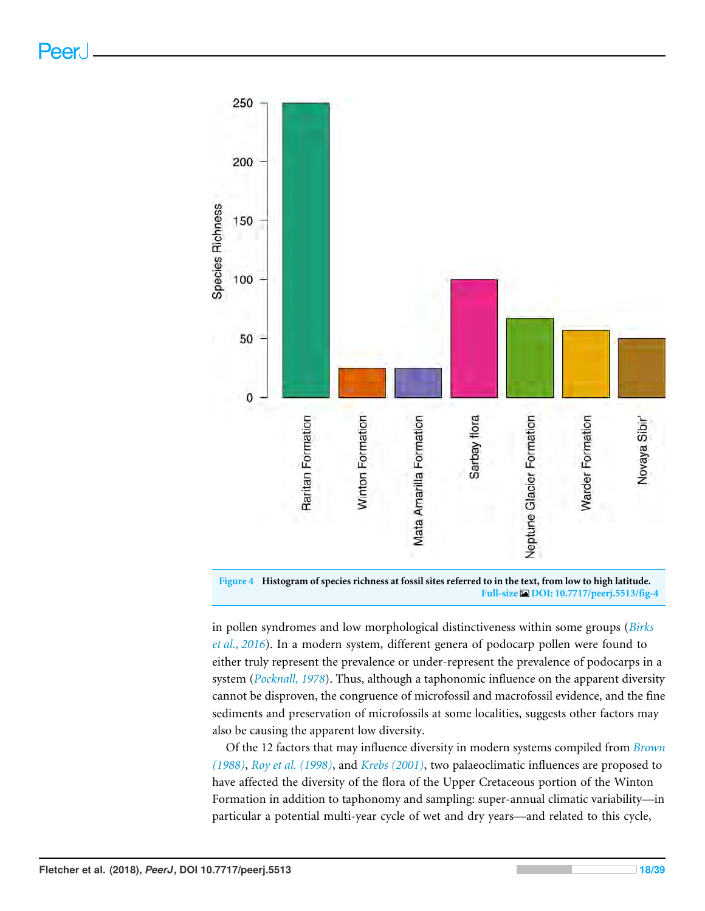Figure 4 Histogram of species richness at fossil sites referred to in the text, from low to high latitude.

Full-size DOI: 10.7717/peerj.5513/fig-4

in pollen syndromes and low morphological distinctiveness within some groups (*Birks et al., 2016*). In a modern system, different genera of podocarp pollen were found to either truly represent the prevalence or under-represent the prevalence of podocarps in a system (*Pocknall, 1978*). Thus, although a taphonomic influence on the apparent diversity cannot be disproven, the congruence of microfossil and macrofossil evidence, and the fine sediments and preservation of microfossils at some localities, suggests other factors may also be causing the apparent low diversity.

Of the 12 factors that may influence diversity in modern systems compiled from *Brown (1988)*, *Roy et al. (1998)*, and *Krebs (2001)*, two palaeoclimatic influences are proposed to have affected the diversity of the flora of the Upper Cretaceous portion of the Winton Formation in addition to taphonomy and sampling: super-annual climatic variability—in particular a potential multi-year cycle of wet and dry years—and related to this cycle,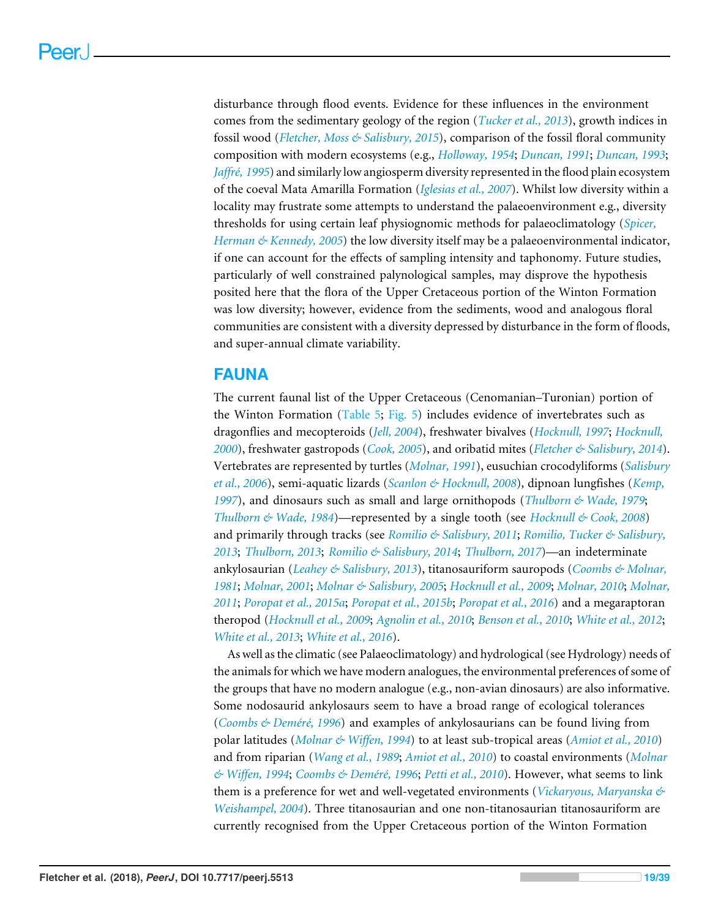disturbance through flood events. Evidence for these influences in the environment comes from the sedimentary geology of the region (*Tucker et al., 2013*), growth indices in fossil wood (*Fletcher, Moss & Salisbury, 2015*), comparison of the fossil floral community composition with modern ecosystems (e.g., *Holloway, 1954*; *Duncan, 1991*; *Duncan, 1993*; *Jaffré, 1995*) and similarly low angiosperm diversity represented in the flood plain ecosystem of the coeval Mata Amarilla Formation (*Iglesias et al., 2007*). Whilst low diversity within a locality may frustrate some attempts to understand the palaeoenvironment e.g., diversity thresholds for using certain leaf physiognomic methods for palaeoclimatology (*Spicer, Herman & Kennedy, 2005*) the low diversity itself may be a palaeoenvironmental indicator, if one can account for the effects of sampling intensity and taphonomy. Future studies, particularly of well constrained palynological samples, may disprove the hypothesis posited here that the flora of the Upper Cretaceous portion of the Winton Formation was low diversity; however, evidence from the sediments, wood and analogous floral communities are consistent with a diversity depressed by disturbance in the form of floods, and super-annual climate variability.

## FAUNA

The current faunal list of the Upper Cretaceous (Cenomanian–Turonian) portion of the Winton Formation (Table 5; Fig. 5) includes evidence of invertebrates such as dragonflies and mecopteroids (*Jell, 2004*), freshwater bivalves (*Hocknull, 1997*; *Hocknull, 2000*), freshwater gastropods (*Cook, 2005*), and oribatid mites (*Fletcher & Salisbury, 2014*). Vertebrates are represented by turtles (*Molnar, 1991*), eusuchian crocodyliforms (*Salisbury et al., 2006*), semi-aquatic lizards (*Scanlon & Hocknull, 2008*), dipnoan lungfishes (*Kemp, 1997*), and dinosaurs such as small and large ornithopods (*Thulborn & Wade, 1979*; *Thulborn & Wade, 1984*)—represented by a single tooth (see *Hocknull & Cook, 2008*) and primarily through tracks (see *Romilio & Salisbury, 2011*; *Romilio, Tucker & Salisbury, 2013*; *Thulborn, 2013*; *Romilio & Salisbury, 2014*; *Thulborn, 2017*)—an indeterminate ankylosaurian (*Leahey & Salisbury, 2013*), titanosauriform sauropods (*Coombs & Molnar, 1981*; *Molnar, 2001*; *Molnar & Salisbury, 2005*; *Hocknull et al., 2009*; *Molnar, 2010*; *Molnar, 2011*; *Poropat et al., 2015a*; *Poropat et al., 2015b*; *Poropat et al., 2016*) and a megaraptoran theropod (*Hocknull et al., 2009*; *Agnolin et al., 2010*; *Benson et al., 2010*; *White et al., 2012*; *White et al., 2013*; *White et al., 2016*).

As well as the climatic (see Palaeoclimatology) and hydrological (see Hydrology) needs of the animals for which we have modern analogues, the environmental preferences of some of the groups that have no modern analogue (e.g., non-avian dinosaurs) are also informative. Some nodosaurid ankylosaurs seem to have a broad range of ecological tolerances (*Coombs & Deméré, 1996*) and examples of ankylosaurians can be found living from polar latitudes (*Molnar & Wiffen, 1994*) to at least sub-tropical areas (*Amiot et al., 2010*) and from riparian (*Wang et al., 1989*; *Amiot et al., 2010*) to coastal environments (*Molnar & Wiffen, 1994*; *Coombs & Deméré, 1996*; *Petti et al., 2010*). However, what seems to link them is a preference for wet and well-vegetated environments (*Vickaryous, Maryanska & Weishampel, 2004*). Three titanosaurian and one non-titanosaurian titanosauriform are currently recognised from the Upper Cretaceous portion of the Winton Formation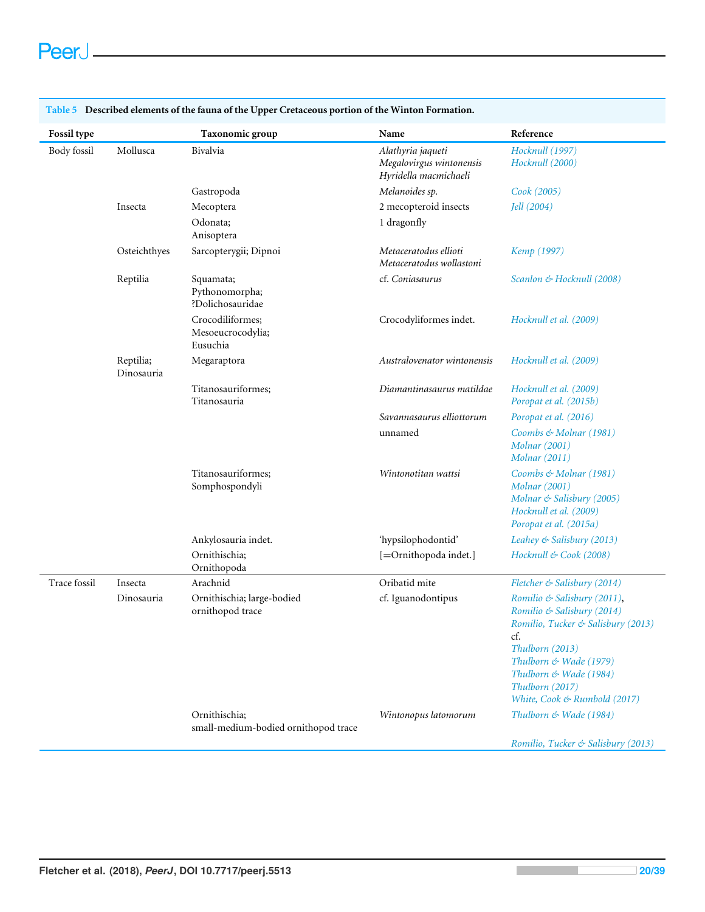**Table 5 Described elements of the fauna of the Upper Cretaceous portion of the Winton Formation.**

| Fossil type | | Taxonomic group | Name | Reference |
|---|---|---|---|---|
| Body fossil | Mollusca | Bivalvia | *Alathyria jaqueti*<br>*Megalovirgus wintonensis*<br>*Hyridella macmichaeli* | Hocknull (1997)<br>Hocknull (2000) |
| | | Gastropoda | *Melanoides sp.* | Cook (2005) |
| | Insecta | Mecoptera | 2 mecopteroid insects | Jell (2004) |
| | | Odonata;<br>Anisoptera | 1 dragonfly | |
| | Osteichthyes | Sarcopterygii; Dipnoi | *Metaceratodus ellioti*<br>*Metaceratodus wollastoni* | Kemp (1997) |
| | Reptilia | Squamata;<br>Pythonomorpha;<br>?Dolichosauridae | cf. *Coniasaurus* | Scanlon & Hocknull (2008) |
| | | Crocodiliformes;<br>Mesoeucrocodylia;<br>Eusuchia | Crocodyliformes indet. | Hocknull et al. (2009) |
| | Reptilia;<br>Dinosauria | Megaraptora | *Australovenator wintonensis* | Hocknull et al. (2009) |
| | | Titanosauriformes;<br>Titanosauria | *Diamantinasaurus matildae* | Hocknull et al. (2009)<br>Poropat et al. (2015b) |
| | | | *Savannasaurus elliottorum* | Poropat et al. (2016) |
| | | | unnamed | Coombs & Molnar (1981)<br>Molnar (2001)<br>Molnar (2011) |
| | | Titanosauriformes;<br>Somphospondyli | *Wintonotitan wattsi* | Coombs & Molnar (1981)<br>Molnar (2001)<br>Molnar & Salisbury (2005)<br>Hocknull et al. (2009)<br>Poropat et al. (2015a) |
| | | Ankylosauria indet. | 'hypsilophodontid' | Leahey & Salisbury (2013) |
| | | Ornithischia;<br>Ornithopoda | [=Ornithopoda indet.] | Hocknull & Cook (2008) |
| Trace fossil | Insecta | Arachnid | Oribatid mite | Fletcher & Salisbury (2014) |
| | Dinosauria | Ornithischia; large-bodied ornithopod trace | cf. Iguanodontipus | Romilio & Salisbury (2011),<br>Romilio & Salisbury (2014)<br>Romilio, Tucker & Salisbury (2013)<br>cf.<br>Thulborn (2013)<br>Thulborn & Wade (1979)<br>Thulborn & Wade (1984)<br>Thulborn (2017)<br>White, Cook & Rumbold (2017) |
| | | Ornithischia;<br>small-medium-bodied ornithopod trace | *Wintonopus latomorum* | Thulborn & Wade (1984)<br><br>Romilio, Tucker & Salisbury (2013) |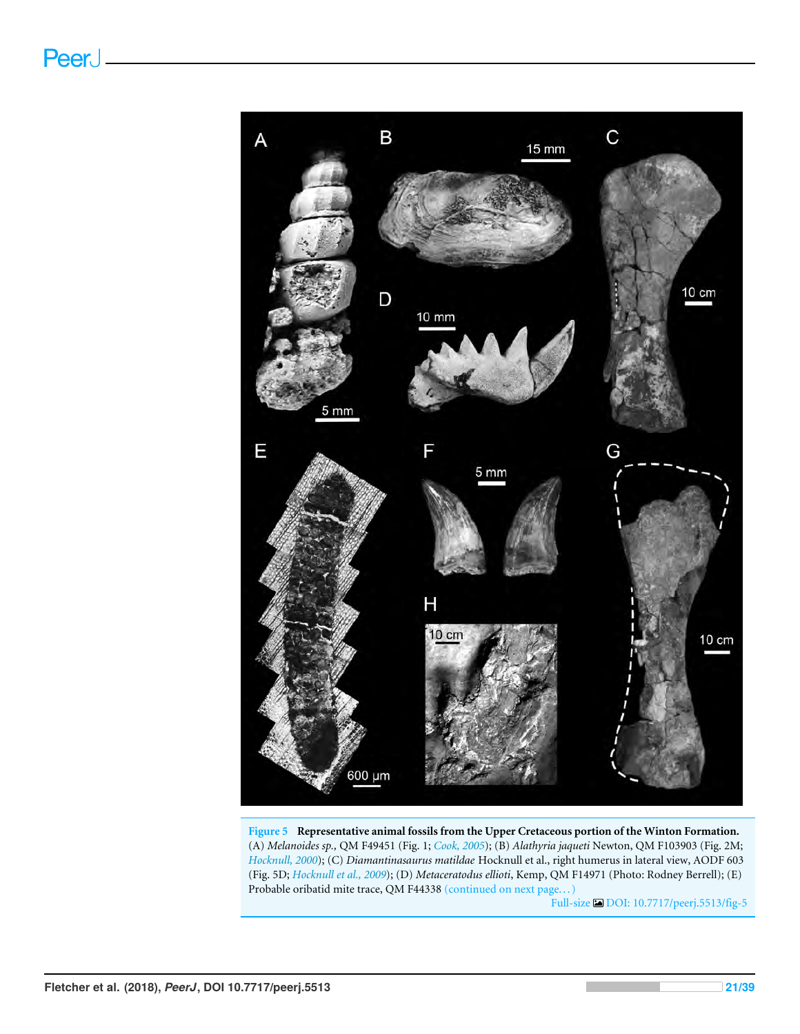**Figure 5 Representative animal fossils from the Upper Cretaceous portion of the Winton Formation.** (A) *Melanoides sp.*, QM F49451 (Fig. 1; Cook, 2005); (B) *Alathyria jaqueti* Newton, QM F103903 (Fig. 2M; Hocknull, 2000); (C) *Diamantinasaurus matildae* Hocknull et al., right humerus in lateral view, AODF 603 (Fig. 5D; Hocknull et al., 2009); (D) *Metaceratodus ellioti*, Kemp, QM F14971 (Photo: Rodney Berrell); (E) Probable oribatid mite trace, QM F44338 (continued on next page…)

Full-size DOI: 10.7717/peerj.5513/fig-5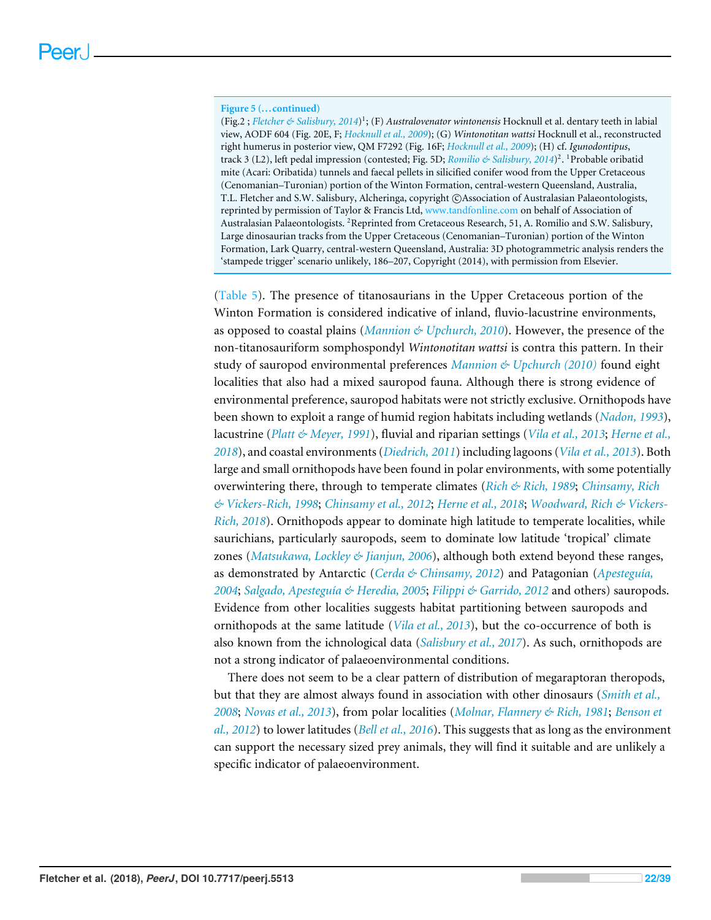**Figure 5 (…continued)**

(Fig.2 ; *Fletcher & Salisbury, 2014*)[1]; (F) *Australovenator wintonensis* Hocknull et al. dentary teeth in labial view, AODF 604 (Fig. 20E, F; *Hocknull et al., 2009*); (G) *Wintonotitan wattsi* Hocknull et al., reconstructed right humerus in posterior view, QM F7292 (Fig. 16F; *Hocknull et al., 2009*); (H) cf. *Igunodontipus*, track 3 (L2), left pedal impression (contested; Fig. 5D; *Romilio & Salisbury, 2014*)[2]. [1]Probable oribatid mite (Acari: Oribatida) tunnels and faecal pellets in silicified conifer wood from the Upper Cretaceous (Cenomanian–Turonian) portion of the Winton Formation, central-western Queensland, Australia, T.L. Fletcher and S.W. Salisbury, Alcheringa, copyright ©Association of Australasian Palaeontologists, reprinted by permission of Taylor & Francis Ltd, www.tandfonline.com on behalf of Association of Australasian Palaeontologists. [2]Reprinted from Cretaceous Research, 51, A. Romilio and S.W. Salisbury, Large dinosaurian tracks from the Upper Cretaceous (Cenomanian–Turonian) portion of the Winton Formation, Lark Quarry, central-western Queensland, Australia: 3D photogrammetric analysis renders the 'stampede trigger' scenario unlikely, 186–207, Copyright (2014), with permission from Elsevier.

(Table 5). The presence of titanosaurians in the Upper Cretaceous portion of the Winton Formation is considered indicative of inland, fluvio-lacustrine environments, as opposed to coastal plains (*Mannion & Upchurch, 2010*). However, the presence of the non-titanosauriform somphospondyl *Wintonotitan wattsi* is contra this pattern. In their study of sauropod environmental preferences *Mannion & Upchurch (2010)* found eight localities that also had a mixed sauropod fauna. Although there is strong evidence of environmental preference, sauropod habitats were not strictly exclusive. Ornithopods have been shown to exploit a range of humid region habitats including wetlands (*Nadon, 1993*), lacustrine (*Platt & Meyer, 1991*), fluvial and riparian settings (*Vila et al., 2013*; *Herne et al., 2018*), and coastal environments (*Diedrich, 2011*) including lagoons (*Vila et al., 2013*). Both large and small ornithopods have been found in polar environments, with some potentially overwintering there, through to temperate climates (*Rich & Rich, 1989*; *Chinsamy, Rich & Vickers-Rich, 1998*; *Chinsamy et al., 2012*; *Herne et al., 2018*; *Woodward, Rich & Vickers-Rich, 2018*). Ornithopods appear to dominate high latitude to temperate localities, while saurichians, particularly sauropods, seem to dominate low latitude 'tropical' climate zones (*Matsukawa, Lockley & Jianjun, 2006*), although both extend beyond these ranges, as demonstrated by Antarctic (*Cerda & Chinsamy, 2012*) and Patagonian (*Apesteguía, 2004*; *Salgado, Apesteguía & Heredia, 2005*; *Filippi & Garrido, 2012* and others) sauropods. Evidence from other localities suggests habitat partitioning between sauropods and ornithopods at the same latitude (*Vila et al., 2013*), but the co-occurrence of both is also known from the ichnological data (*Salisbury et al., 2017*). As such, ornithopods are not a strong indicator of palaeoenvironmental conditions.

There does not seem to be a clear pattern of distribution of megaraptoran theropods, but that they are almost always found in association with other dinosaurs (*Smith et al., 2008*; *Novas et al., 2013*), from polar localities (*Molnar, Flannery & Rich, 1981*; *Benson et al., 2012*) to lower latitudes (*Bell et al., 2016*). This suggests that as long as the environment can support the necessary sized prey animals, they will find it suitable and are unlikely a specific indicator of palaeoenvironment.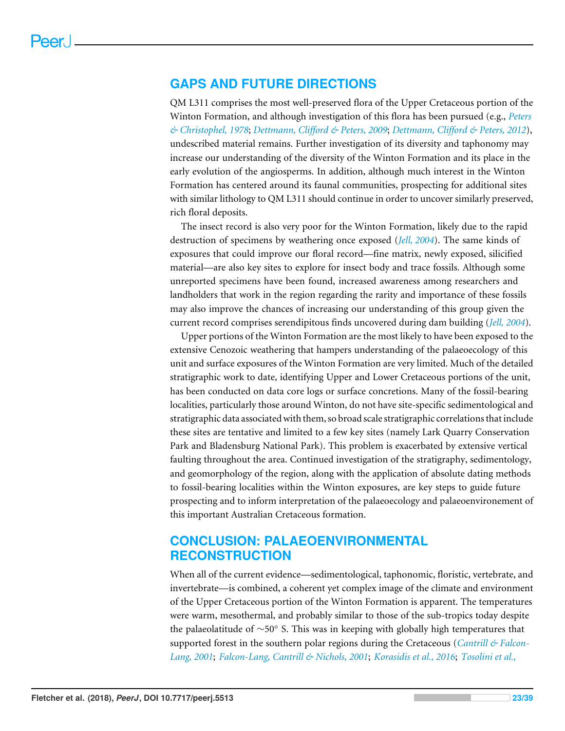## GAPS AND FUTURE DIRECTIONS

QM L311 comprises the most well-preserved flora of the Upper Cretaceous portion of the Winton Formation, and although investigation of this flora has been pursued (e.g., *Peters & Christophel, 1978*; *Dettmann, Clifford & Peters, 2009*; *Dettmann, Clifford & Peters, 2012*), undescribed material remains. Further investigation of its diversity and taphonomy may increase our understanding of the diversity of the Winton Formation and its place in the early evolution of the angiosperms. In addition, although much interest in the Winton Formation has centered around its faunal communities, prospecting for additional sites with similar lithology to QM L311 should continue in order to uncover similarly preserved, rich floral deposits.

The insect record is also very poor for the Winton Formation, likely due to the rapid destruction of specimens by weathering once exposed (*Jell, 2004*). The same kinds of exposures that could improve our floral record—fine matrix, newly exposed, silicified material—are also key sites to explore for insect body and trace fossils. Although some unreported specimens have been found, increased awareness among researchers and landholders that work in the region regarding the rarity and importance of these fossils may also improve the chances of increasing our understanding of this group given the current record comprises serendipitous finds uncovered during dam building (*Jell, 2004*).

Upper portions of the Winton Formation are the most likely to have been exposed to the extensive Cenozoic weathering that hampers understanding of the palaeoecology of this unit and surface exposures of the Winton Formation are very limited. Much of the detailed stratigraphic work to date, identifying Upper and Lower Cretaceous portions of the unit, has been conducted on data core logs or surface concretions. Many of the fossil-bearing localities, particularly those around Winton, do not have site-specific sedimentological and stratigraphic data associated with them, so broad scale stratigraphic correlations that include these sites are tentative and limited to a few key sites (namely Lark Quarry Conservation Park and Bladensburg National Park). This problem is exacerbated by extensive vertical faulting throughout the area. Continued investigation of the stratigraphy, sedimentology, and geomorphology of the region, along with the application of absolute dating methods to fossil-bearing localities within the Winton exposures, are key steps to guide future prospecting and to inform interpretation of the palaeoecology and palaeoenvironement of this important Australian Cretaceous formation.

## CONCLUSION: PALAEOENVIRONMENTAL RECONSTRUCTION

When all of the current evidence—sedimentological, taphonomic, floristic, vertebrate, and invertebrate—is combined, a coherent yet complex image of the climate and environment of the Upper Cretaceous portion of the Winton Formation is apparent. The temperatures were warm, mesothermal, and probably similar to those of the sub-tropics today despite the palaeolatitude of ∼50° S. This was in keeping with globally high temperatures that supported forest in the southern polar regions during the Cretaceous (*Cantrill & Falcon-Lang, 2001*; *Falcon-Lang, Cantrill & Nichols, 2001*; *Korasidis et al., 2016*; *Tosolini et al.,*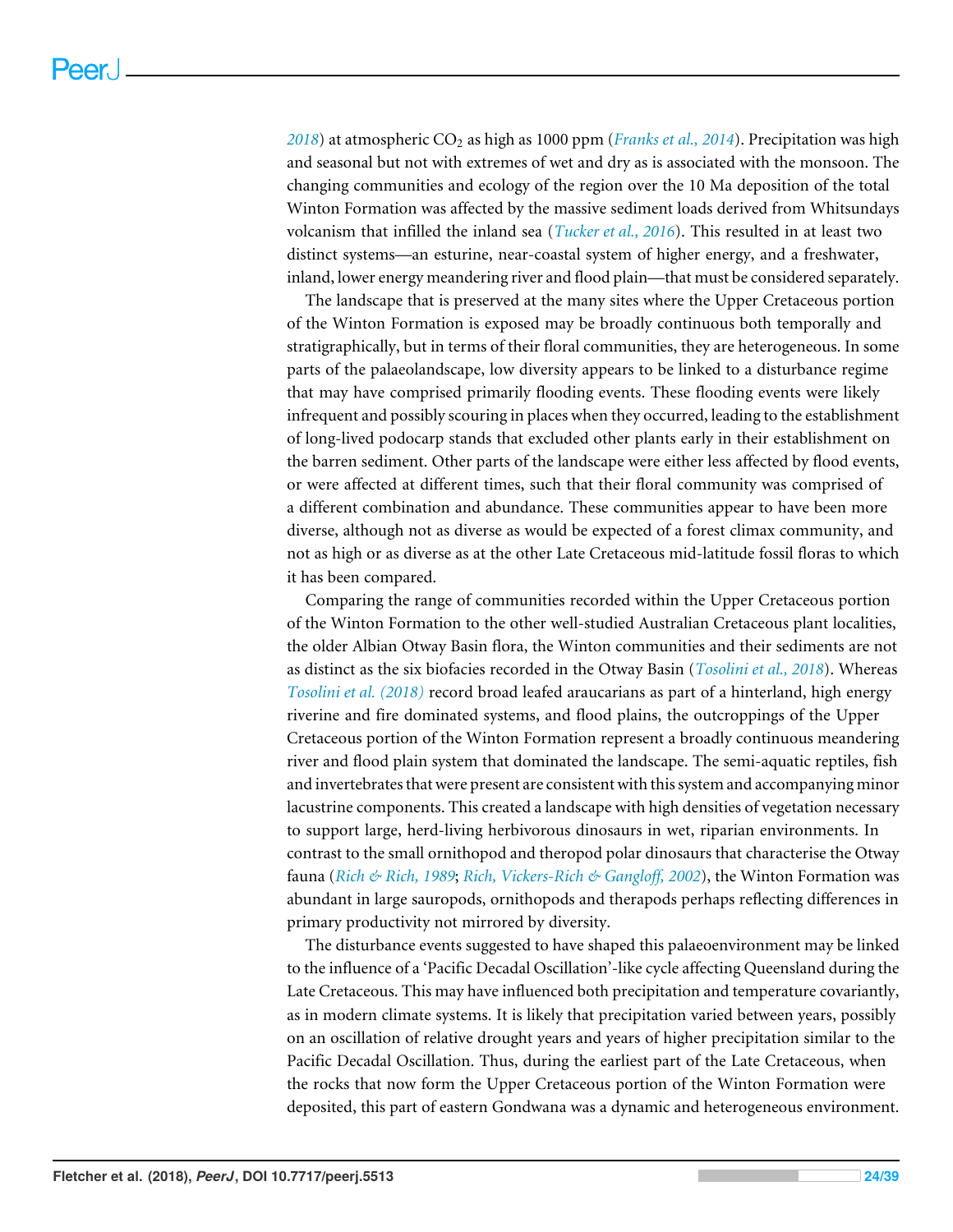2018) at atmospheric $CO_2$ as high as 1000 ppm (*Franks et al., 2014*). Precipitation was high and seasonal but not with extremes of wet and dry as is associated with the monsoon. The changing communities and ecology of the region over the 10 Ma deposition of the total Winton Formation was affected by the massive sediment loads derived from Whitsundays volcanism that infilled the inland sea (*Tucker et al., 2016*). This resulted in at least two distinct systems—an esturine, near-coastal system of higher energy, and a freshwater, inland, lower energy meandering river and flood plain—that must be considered separately.

The landscape that is preserved at the many sites where the Upper Cretaceous portion of the Winton Formation is exposed may be broadly continuous both temporally and stratigraphically, but in terms of their floral communities, they are heterogeneous. In some parts of the palaeolandscape, low diversity appears to be linked to a disturbance regime that may have comprised primarily flooding events. These flooding events were likely infrequent and possibly scouring in places when they occurred, leading to the establishment of long-lived podocarp stands that excluded other plants early in their establishment on the barren sediment. Other parts of the landscape were either less affected by flood events, or were affected at different times, such that their floral community was comprised of a different combination and abundance. These communities appear to have been more diverse, although not as diverse as would be expected of a forest climax community, and not as high or as diverse as at the other Late Cretaceous mid-latitude fossil floras to which it has been compared.

Comparing the range of communities recorded within the Upper Cretaceous portion of the Winton Formation to the other well-studied Australian Cretaceous plant localities, the older Albian Otway Basin flora, the Winton communities and their sediments are not as distinct as the six biofacies recorded in the Otway Basin (*Tosolini et al., 2018*). Whereas *Tosolini et al. (2018)* record broad leafed araucarians as part of a hinterland, high energy riverine and fire dominated systems, and flood plains, the outcroppings of the Upper Cretaceous portion of the Winton Formation represent a broadly continuous meandering river and flood plain system that dominated the landscape. The semi-aquatic reptiles, fish and invertebrates that were present are consistent with this system and accompanying minor lacustrine components. This created a landscape with high densities of vegetation necessary to support large, herd-living herbivorous dinosaurs in wet, riparian environments. In contrast to the small ornithopod and theropod polar dinosaurs that characterise the Otway fauna (*Rich & Rich, 1989*; *Rich, Vickers-Rich & Gangloff, 2002*), the Winton Formation was abundant in large sauropods, ornithopods and therapods perhaps reflecting differences in primary productivity not mirrored by diversity.

The disturbance events suggested to have shaped this palaeoenvironment may be linked to the influence of a 'Pacific Decadal Oscillation'-like cycle affecting Queensland during the Late Cretaceous. This may have influenced both precipitation and temperature covariantly, as in modern climate systems. It is likely that precipitation varied between years, possibly on an oscillation of relative drought years and years of higher precipitation similar to the Pacific Decadal Oscillation. Thus, during the earliest part of the Late Cretaceous, when the rocks that now form the Upper Cretaceous portion of the Winton Formation were deposited, this part of eastern Gondwana was a dynamic and heterogeneous environment.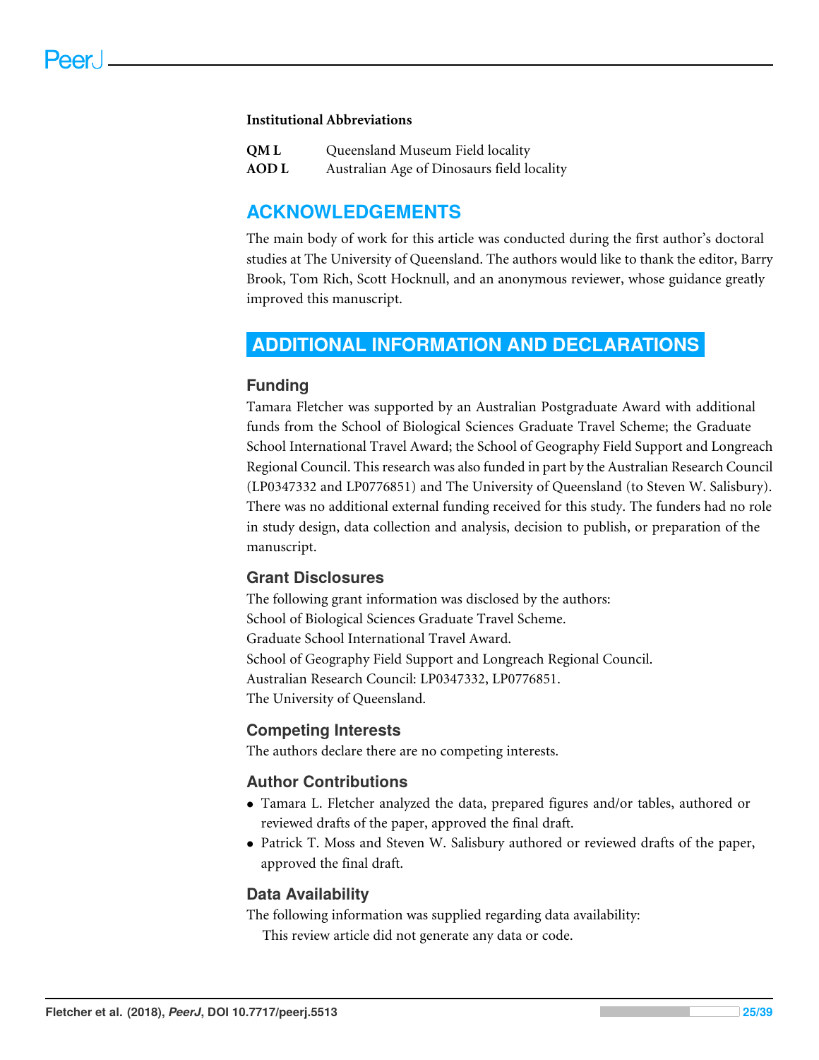**Institutional Abbreviations**

| | |
|---|---|
| **QM L** | Queensland Museum Field locality |
| **AOD L** | Australian Age of Dinosaurs field locality |

## ACKNOWLEDGEMENTS

The main body of work for this article was conducted during the first author's doctoral studies at The University of Queensland. The authors would like to thank the editor, Barry Brook, Tom Rich, Scott Hocknull, and an anonymous reviewer, whose guidance greatly improved this manuscript.

## ADDITIONAL INFORMATION AND DECLARATIONS

### Funding

Tamara Fletcher was supported by an Australian Postgraduate Award with additional funds from the School of Biological Sciences Graduate Travel Scheme; the Graduate School International Travel Award; the School of Geography Field Support and Longreach Regional Council. This research was also funded in part by the Australian Research Council (LP0347332 and LP0776851) and The University of Queensland (to Steven W. Salisbury). There was no additional external funding received for this study. The funders had no role in study design, data collection and analysis, decision to publish, or preparation of the manuscript.

### Grant Disclosures

The following grant information was disclosed by the authors:
School of Biological Sciences Graduate Travel Scheme.
Graduate School International Travel Award.
School of Geography Field Support and Longreach Regional Council.
Australian Research Council: LP0347332, LP0776851.
The University of Queensland.

### Competing Interests

The authors declare there are no competing interests.

### Author Contributions

- Tamara L. Fletcher analyzed the data, prepared figures and/or tables, authored or reviewed drafts of the paper, approved the final draft.
- Patrick T. Moss and Steven W. Salisbury authored or reviewed drafts of the paper, approved the final draft.

### Data Availability

The following information was supplied regarding data availability:

This review article did not generate any data or code.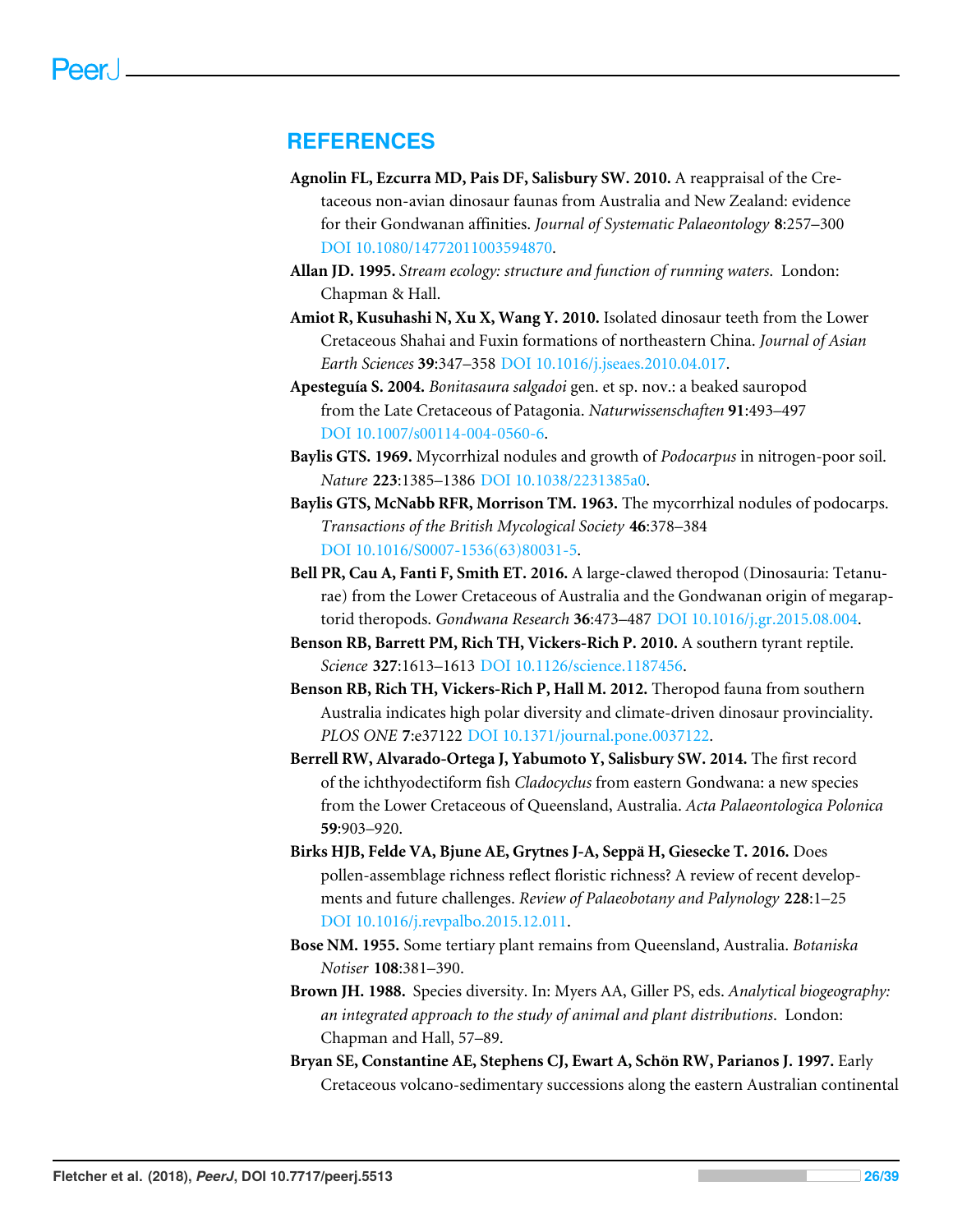## REFERENCES

**Agnolin FL, Ezcurra MD, Pais DF, Salisbury SW. 2010.** A reappraisal of the Cretaceous non-avian dinosaur faunas from Australia and New Zealand: evidence for their Gondwanan affinities. *Journal of Systematic Palaeontology* **8**:257–300 DOI 10.1080/14772011003594870.

**Allan JD. 1995.** *Stream ecology: structure and function of running waters.* London: Chapman & Hall.

**Amiot R, Kusuhashi N, Xu X, Wang Y. 2010.** Isolated dinosaur teeth from the Lower Cretaceous Shahai and Fuxin formations of northeastern China. *Journal of Asian Earth Sciences* **39**:347–358 DOI 10.1016/j.jseaes.2010.04.017.

**Apesteguía S. 2004.** *Bonitasaura salgadoi* gen. et sp. nov.: a beaked sauropod from the Late Cretaceous of Patagonia. *Naturwissenschaften* **91**:493–497 DOI 10.1007/s00114-004-0560-6.

**Baylis GTS. 1969.** Mycorrhizal nodules and growth of *Podocarpus* in nitrogen-poor soil. *Nature* **223**:1385–1386 DOI 10.1038/2231385a0.

**Baylis GTS, McNabb RFR, Morrison TM. 1963.** The mycorrhizal nodules of podocarps. *Transactions of the British Mycological Society* **46**:378–384 DOI 10.1016/S0007-1536(63)80031-5.

**Bell PR, Cau A, Fanti F, Smith ET. 2016.** A large-clawed theropod (Dinosauria: Tetanurae) from the Lower Cretaceous of Australia and the Gondwanan origin of megaraptorid theropods. *Gondwana Research* **36**:473–487 DOI 10.1016/j.gr.2015.08.004.

**Benson RB, Barrett PM, Rich TH, Vickers-Rich P. 2010.** A southern tyrant reptile. *Science* **327**:1613–1613 DOI 10.1126/science.1187456.

**Benson RB, Rich TH, Vickers-Rich P, Hall M. 2012.** Theropod fauna from southern Australia indicates high polar diversity and climate-driven dinosaur provinciality. *PLOS ONE* **7**:e37122 DOI 10.1371/journal.pone.0037122.

**Berrell RW, Alvarado-Ortega J, Yabumoto Y, Salisbury SW. 2014.** The first record of the ichthyodectiform fish *Cladocyclus* from eastern Gondwana: a new species from the Lower Cretaceous of Queensland, Australia. *Acta Palaeontologica Polonica* **59**:903–920.

**Birks HJB, Felde VA, Bjune AE, Grytnes J-A, Seppä H, Giesecke T. 2016.** Does pollen-assemblage richness reflect floristic richness? A review of recent developments and future challenges. *Review of Palaeobotany and Palynology* **228**:1–25 DOI 10.1016/j.revpalbo.2015.12.011.

**Bose NM. 1955.** Some tertiary plant remains from Queensland, Australia. *Botaniska Notiser* **108**:381–390.

**Brown JH. 1988.** Species diversity. In: Myers AA, Giller PS, eds. *Analytical biogeography: an integrated approach to the study of animal and plant distributions*. London: Chapman and Hall, 57–89.

**Bryan SE, Constantine AE, Stephens CJ, Ewart A, Schön RW, Parianos J. 1997.** Early Cretaceous volcano-sedimentary successions along the eastern Australian continental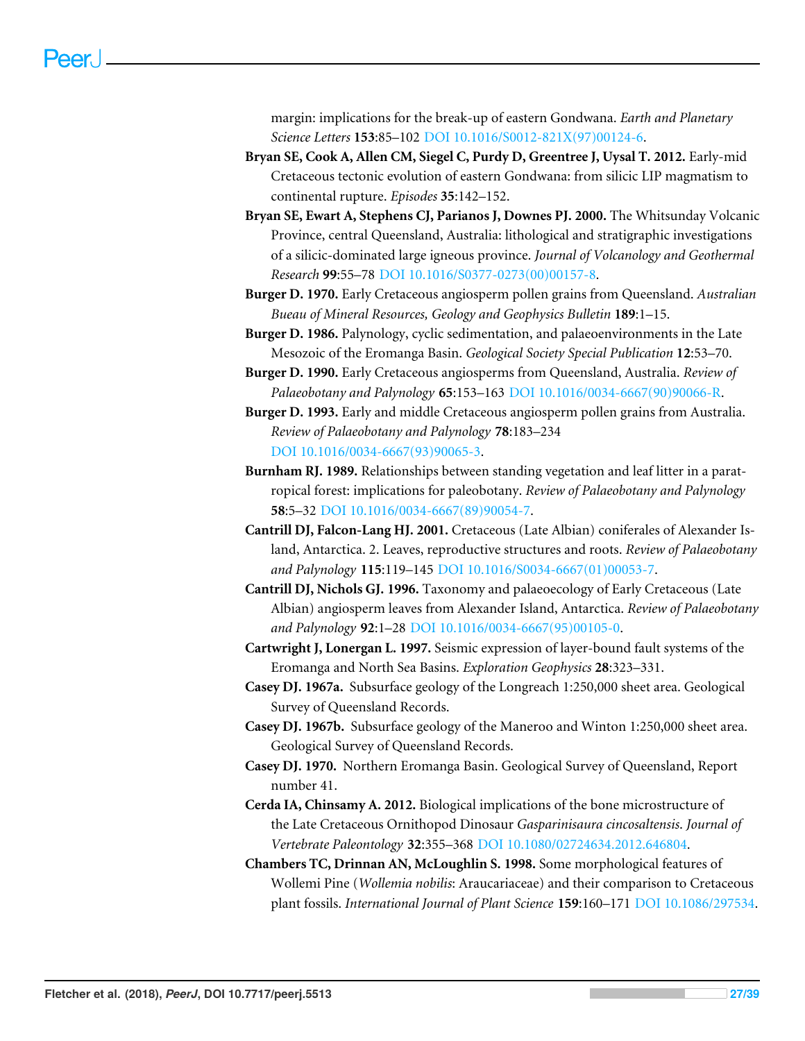margin: implications for the break-up of eastern Gondwana. *Earth and Planetary Science Letters* **153**:85–102 DOI 10.1016/S0012-821X(97)00124-6.

**Bryan SE, Cook A, Allen CM, Siegel C, Purdy D, Greentree J, Uysal T. 2012.** Early-mid Cretaceous tectonic evolution of eastern Gondwana: from silicic LIP magmatism to continental rupture. *Episodes* **35**:142–152.

**Bryan SE, Ewart A, Stephens CJ, Parianos J, Downes PJ. 2000.** The Whitsunday Volcanic Province, central Queensland, Australia: lithological and stratigraphic investigations of a silicic-dominated large igneous province. *Journal of Volcanology and Geothermal Research* **99**:55–78 DOI 10.1016/S0377-0273(00)00157-8.

**Burger D. 1970.** Early Cretaceous angiosperm pollen grains from Queensland. *Australian Bueau of Mineral Resources, Geology and Geophysics Bulletin* **189**:1–15.

**Burger D. 1986.** Palynology, cyclic sedimentation, and palaeoenvironments in the Late Mesozoic of the Eromanga Basin. *Geological Society Special Publication* **12**:53–70.

**Burger D. 1990.** Early Cretaceous angiosperms from Queensland, Australia. *Review of Palaeobotany and Palynology* **65**:153–163 DOI 10.1016/0034-6667(90)90066-R.

**Burger D. 1993.** Early and middle Cretaceous angiosperm pollen grains from Australia. *Review of Palaeobotany and Palynology* **78**:183–234 DOI 10.1016/0034-6667(93)90065-3.

**Burnham RJ. 1989.** Relationships between standing vegetation and leaf litter in a paratropical forest: implications for paleobotany. *Review of Palaeobotany and Palynology* **58**:5–32 DOI 10.1016/0034-6667(89)90054-7.

**Cantrill DJ, Falcon-Lang HJ. 2001.** Cretaceous (Late Albian) coniferales of Alexander Island, Antarctica. 2. Leaves, reproductive structures and roots. *Review of Palaeobotany and Palynology* **115**:119–145 DOI 10.1016/S0034-6667(01)00053-7.

**Cantrill DJ, Nichols GJ. 1996.** Taxonomy and palaeoecology of Early Cretaceous (Late Albian) angiosperm leaves from Alexander Island, Antarctica. *Review of Palaeobotany and Palynology* **92**:1–28 DOI 10.1016/0034-6667(95)00105-0.

**Cartwright J, Lonergan L. 1997.** Seismic expression of layer-bound fault systems of the Eromanga and North Sea Basins. *Exploration Geophysics* **28**:323–331.

**Casey DJ. 1967a.** Subsurface geology of the Longreach 1:250,000 sheet area. Geological Survey of Queensland Records.

**Casey DJ. 1967b.** Subsurface geology of the Maneroo and Winton 1:250,000 sheet area. Geological Survey of Queensland Records.

**Casey DJ. 1970.** Northern Eromanga Basin. Geological Survey of Queensland, Report number 41.

**Cerda IA, Chinsamy A. 2012.** Biological implications of the bone microstructure of the Late Cretaceous Ornithopod Dinosaur *Gasparinisaura cincosaltensis*. *Journal of Vertebrate Paleontology* **32**:355–368 DOI 10.1080/02724634.2012.646804.

**Chambers TC, Drinnan AN, McLoughlin S. 1998.** Some morphological features of Wollemi Pine (*Wollemia nobilis*: Araucariaceae) and their comparison to Cretaceous plant fossils. *International Journal of Plant Science* **159**:160–171 DOI 10.1086/297534.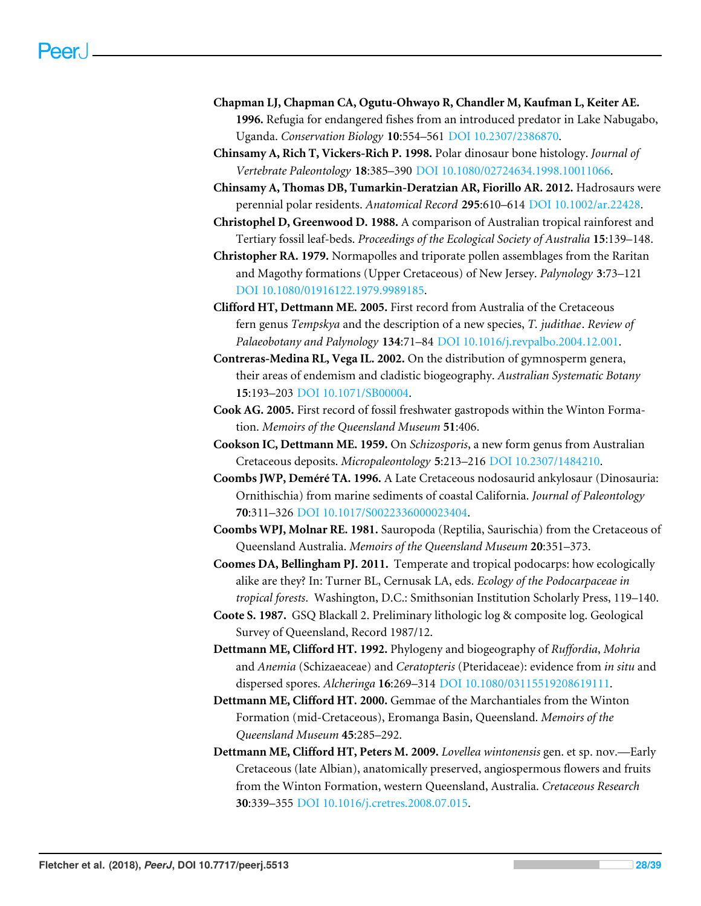**Chapman LJ, Chapman CA, Ogutu-Ohwayo R, Chandler M, Kaufman L, Keiter AE. 1996.** Refugia for endangered fishes from an introduced predator in Lake Nabugabo, Uganda. *Conservation Biology* **10**:554–561 DOI 10.2307/2386870.

**Chinsamy A, Rich T, Vickers-Rich P. 1998.** Polar dinosaur bone histology. *Journal of Vertebrate Paleontology* **18**:385–390 DOI 10.1080/02724634.1998.10011066.

**Chinsamy A, Thomas DB, Tumarkin-Deratzian AR, Fiorillo AR. 2012.** Hadrosaurs were perennial polar residents. *Anatomical Record* **295**:610–614 DOI 10.1002/ar.22428.

**Christophel D, Greenwood D. 1988.** A comparison of Australian tropical rainforest and Tertiary fossil leaf-beds. *Proceedings of the Ecological Society of Australia* **15**:139–148.

**Christopher RA. 1979.** Normapolles and triporate pollen assemblages from the Raritan and Magothy formations (Upper Cretaceous) of New Jersey. *Palynology* **3**:73–121 DOI 10.1080/01916122.1979.9989185.

**Clifford HT, Dettmann ME. 2005.** First record from Australia of the Cretaceous fern genus *Tempskya* and the description of a new species, *T. judithae*. *Review of Palaeobotany and Palynology* **134**:71–84 DOI 10.1016/j.revpalbo.2004.12.001.

**Contreras-Medina RL, Vega IL. 2002.** On the distribution of gymnosperm genera, their areas of endemism and cladistic biogeography. *Australian Systematic Botany* **15**:193–203 DOI 10.1071/SB00004.

**Cook AG. 2005.** First record of fossil freshwater gastropods within the Winton Formation. *Memoirs of the Queensland Museum* **51**:406.

**Cookson IC, Dettmann ME. 1959.** On *Schizosporis*, a new form genus from Australian Cretaceous deposits. *Micropaleontology* **5**:213–216 DOI 10.2307/1484210.

**Coombs JWP, Deméré TA. 1996.** A Late Cretaceous nodosaurid ankylosaur (Dinosauria: Ornithischia) from marine sediments of coastal California. *Journal of Paleontology* **70**:311–326 DOI 10.1017/S0022336000023404.

**Coombs WPJ, Molnar RE. 1981.** Sauropoda (Reptilia, Saurischia) from the Cretaceous of Queensland Australia. *Memoirs of the Queensland Museum* **20**:351–373.

**Coomes DA, Bellingham PJ. 2011.** Temperate and tropical podocarps: how ecologically alike are they? In: Turner BL, Cernusak LA, eds. *Ecology of the Podocarpaceae in tropical forests*. Washington, D.C.: Smithsonian Institution Scholarly Press, 119–140.

**Coote S. 1987.** GSQ Blackall 2. Preliminary lithologic log & composite log. Geological Survey of Queensland, Record 1987/12.

**Dettmann ME, Clifford HT. 1992.** Phylogeny and biogeography of *Ruffordia*, *Mohria* and *Anemia* (Schizaeaceae) and *Ceratopteris* (Pteridaceae): evidence from *in situ* and dispersed spores. *Alcheringa* **16**:269–314 DOI 10.1080/03115519208619111.

**Dettmann ME, Clifford HT. 2000.** Gemmae of the Marchantiales from the Winton Formation (mid-Cretaceous), Eromanga Basin, Queensland. *Memoirs of the Queensland Museum* **45**:285–292.

**Dettmann ME, Clifford HT, Peters M. 2009.** *Lovellea wintonensis* gen. et sp. nov.—Early Cretaceous (late Albian), anatomically preserved, angiospermous flowers and fruits from the Winton Formation, western Queensland, Australia. *Cretaceous Research* **30**:339–355 DOI 10.1016/j.cretres.2008.07.015.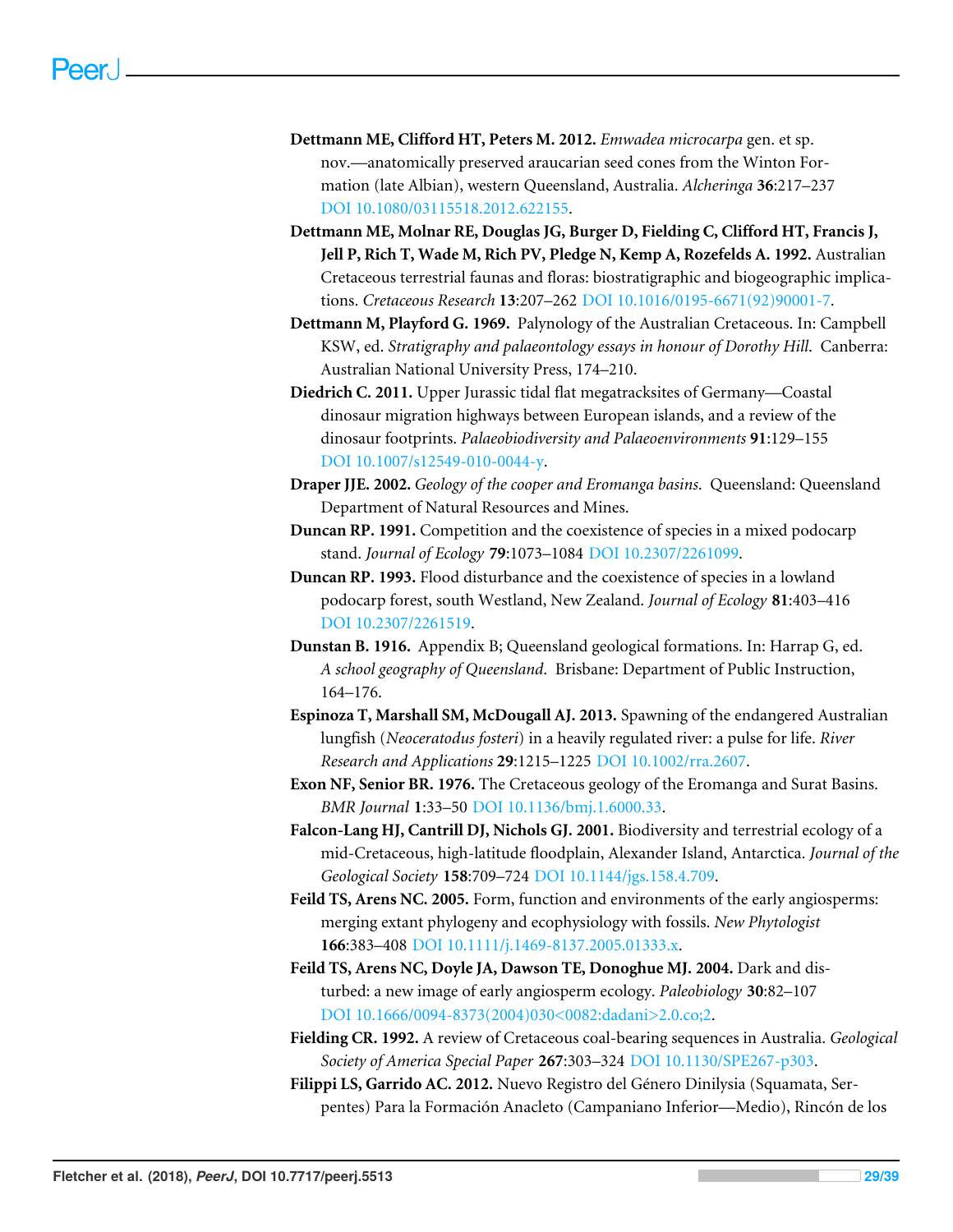**Dettmann ME, Clifford HT, Peters M. 2012.** *Emwadea microcarpa* gen. et sp. nov.—anatomically preserved araucarian seed cones from the Winton Formation (late Albian), western Queensland, Australia. *Alcheringa* **36**:217–237 DOI 10.1080/03115518.2012.622155.

**Dettmann ME, Molnar RE, Douglas JG, Burger D, Fielding C, Clifford HT, Francis J, Jell P, Rich T, Wade M, Rich PV, Pledge N, Kemp A, Rozefelds A. 1992.** Australian Cretaceous terrestrial faunas and floras: biostratigraphic and biogeographic implications. *Cretaceous Research* **13**:207–262 DOI 10.1016/0195-6671(92)90001-7.

**Dettmann M, Playford G. 1969.** Palynology of the Australian Cretaceous. In: Campbell KSW, ed. *Stratigraphy and palaeontology essays in honour of Dorothy Hill.* Canberra: Australian National University Press, 174–210.

**Diedrich C. 2011.** Upper Jurassic tidal flat megatracksites of Germany—Coastal dinosaur migration highways between European islands, and a review of the dinosaur footprints. *Palaeobiodiversity and Palaeoenvironments* **91**:129–155 DOI 10.1007/s12549-010-0044-y.

**Draper JJE. 2002.** *Geology of the cooper and Eromanga basins.* Queensland: Queensland Department of Natural Resources and Mines.

**Duncan RP. 1991.** Competition and the coexistence of species in a mixed podocarp stand. *Journal of Ecology* **79**:1073–1084 DOI 10.2307/2261099.

**Duncan RP. 1993.** Flood disturbance and the coexistence of species in a lowland podocarp forest, south Westland, New Zealand. *Journal of Ecology* **81**:403–416 DOI 10.2307/2261519.

**Dunstan B. 1916.** Appendix B; Queensland geological formations. In: Harrap G, ed. *A school geography of Queensland.* Brisbane: Department of Public Instruction, 164–176.

**Espinoza T, Marshall SM, McDougall AJ. 2013.** Spawning of the endangered Australian lungfish (*Neoceratodus fosteri*) in a heavily regulated river: a pulse for life. *River Research and Applications* **29**:1215–1225 DOI 10.1002/rra.2607.

**Exon NF, Senior BR. 1976.** The Cretaceous geology of the Eromanga and Surat Basins. *BMR Journal* **1**:33–50 DOI 10.1136/bmj.1.6000.33.

**Falcon-Lang HJ, Cantrill DJ, Nichols GJ. 2001.** Biodiversity and terrestrial ecology of a mid-Cretaceous, high-latitude floodplain, Alexander Island, Antarctica. *Journal of the Geological Society* **158**:709–724 DOI 10.1144/jgs.158.4.709.

**Feild TS, Arens NC. 2005.** Form, function and environments of the early angiosperms: merging extant phylogeny and ecophysiology with fossils. *New Phytologist* **166**:383–408 DOI 10.1111/j.1469-8137.2005.01333.x.

**Feild TS, Arens NC, Doyle JA, Dawson TE, Donoghue MJ. 2004.** Dark and disturbed: a new image of early angiosperm ecology. *Paleobiology* **30**:82–107 DOI 10.1666/0094-8373(2004)030<0082:dadani>2.0.co;2.

**Fielding CR. 1992.** A review of Cretaceous coal-bearing sequences in Australia. *Geological Society of America Special Paper* **267**:303–324 DOI 10.1130/SPE267-p303.

**Filippi LS, Garrido AC. 2012.** Nuevo Registro del Género Dinilysia (Squamata, Serpentes) Para la Formación Anacleto (Campaniano Inferior—Medio), Rincón de los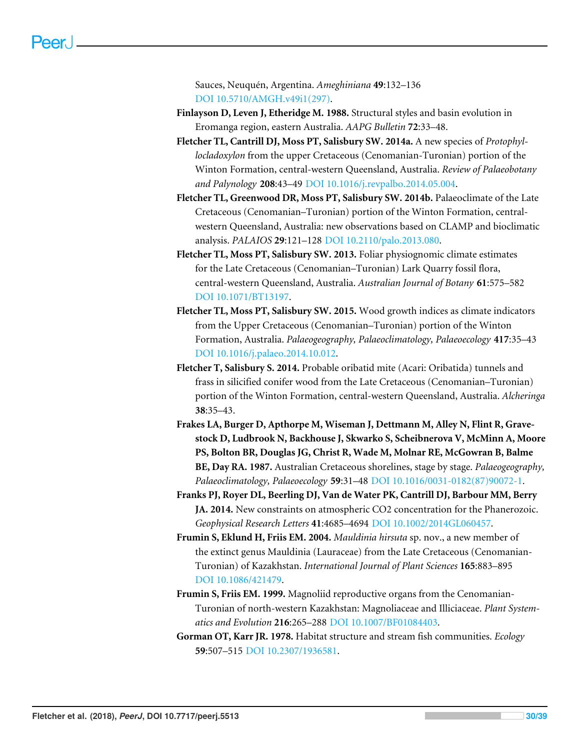Sauces, Neuquén, Argentina. *Ameghiniana* **49**:132–136 DOI 10.5710/AMGH.v49i1(297).

**Finlayson D, Leven J, Etheridge M. 1988.** Structural styles and basin evolution in Eromanga region, eastern Australia. *AAPG Bulletin* **72**:33–48.

**Fletcher TL, Cantrill DJ, Moss PT, Salisbury SW. 2014a.** A new species of *Protophyllocladoxylon* from the upper Cretaceous (Cenomanian-Turonian) portion of the Winton Formation, central-western Queensland, Australia. *Review of Palaeobotany and Palynology* **208**:43–49 DOI 10.1016/j.revpalbo.2014.05.004.

**Fletcher TL, Greenwood DR, Moss PT, Salisbury SW. 2014b.** Palaeoclimate of the Late Cretaceous (Cenomanian–Turonian) portion of the Winton Formation, central-western Queensland, Australia: new observations based on CLAMP and bioclimatic analysis. *PALAIOS* **29**:121–128 DOI 10.2110/palo.2013.080.

**Fletcher TL, Moss PT, Salisbury SW. 2013.** Foliar physiognomic climate estimates for the Late Cretaceous (Cenomanian–Turonian) Lark Quarry fossil flora, central-western Queensland, Australia. *Australian Journal of Botany* **61**:575–582 DOI 10.1071/BT13197.

**Fletcher TL, Moss PT, Salisbury SW. 2015.** Wood growth indices as climate indicators from the Upper Cretaceous (Cenomanian–Turonian) portion of the Winton Formation, Australia. *Palaeogeography, Palaeoclimatology, Palaeoecology* **417**:35–43 DOI 10.1016/j.palaeo.2014.10.012.

**Fletcher T, Salisbury S. 2014.** Probable oribatid mite (Acari: Oribatida) tunnels and frass in silicified conifer wood from the Late Cretaceous (Cenomanian–Turonian) portion of the Winton Formation, central-western Queensland, Australia. *Alcheringa* **38**:35–43.

**Frakes LA, Burger D, Apthorpe M, Wiseman J, Dettmann M, Alley N, Flint R, Gravestock D, Ludbrook N, Backhouse J, Skwarko S, Scheibnerova V, McMinn A, Moore PS, Bolton BR, Douglas JG, Christ R, Wade M, Molnar RE, McGowran B, Balme BE, Day RA. 1987.** Australian Cretaceous shorelines, stage by stage. *Palaeogeography, Palaeoclimatology, Palaeoecology* **59**:31–48 DOI 10.1016/0031-0182(87)90072-1.

**Franks PJ, Royer DL, Beerling DJ, Van de Water PK, Cantrill DJ, Barbour MM, Berry JA. 2014.** New constraints on atmospheric CO2 concentration for the Phanerozoic. *Geophysical Research Letters* **41**:4685–4694 DOI 10.1002/2014GL060457.

**Frumin S, Eklund H, Friis EM. 2004.** *Mauldinia hirsuta* sp. nov., a new member of the extinct genus Mauldinia (Lauraceae) from the Late Cretaceous (Cenomanian-Turonian) of Kazakhstan. *International Journal of Plant Sciences* **165**:883–895 DOI 10.1086/421479.

**Frumin S, Friis EM. 1999.** Magnoliid reproductive organs from the Cenomanian-Turonian of north-western Kazakhstan: Magnoliaceae and Illiciaceae. *Plant Systematics and Evolution* **216**:265–288 DOI 10.1007/BF01084403.

**Gorman OT, Karr JR. 1978.** Habitat structure and stream fish communities. *Ecology* **59**:507–515 DOI 10.2307/1936581.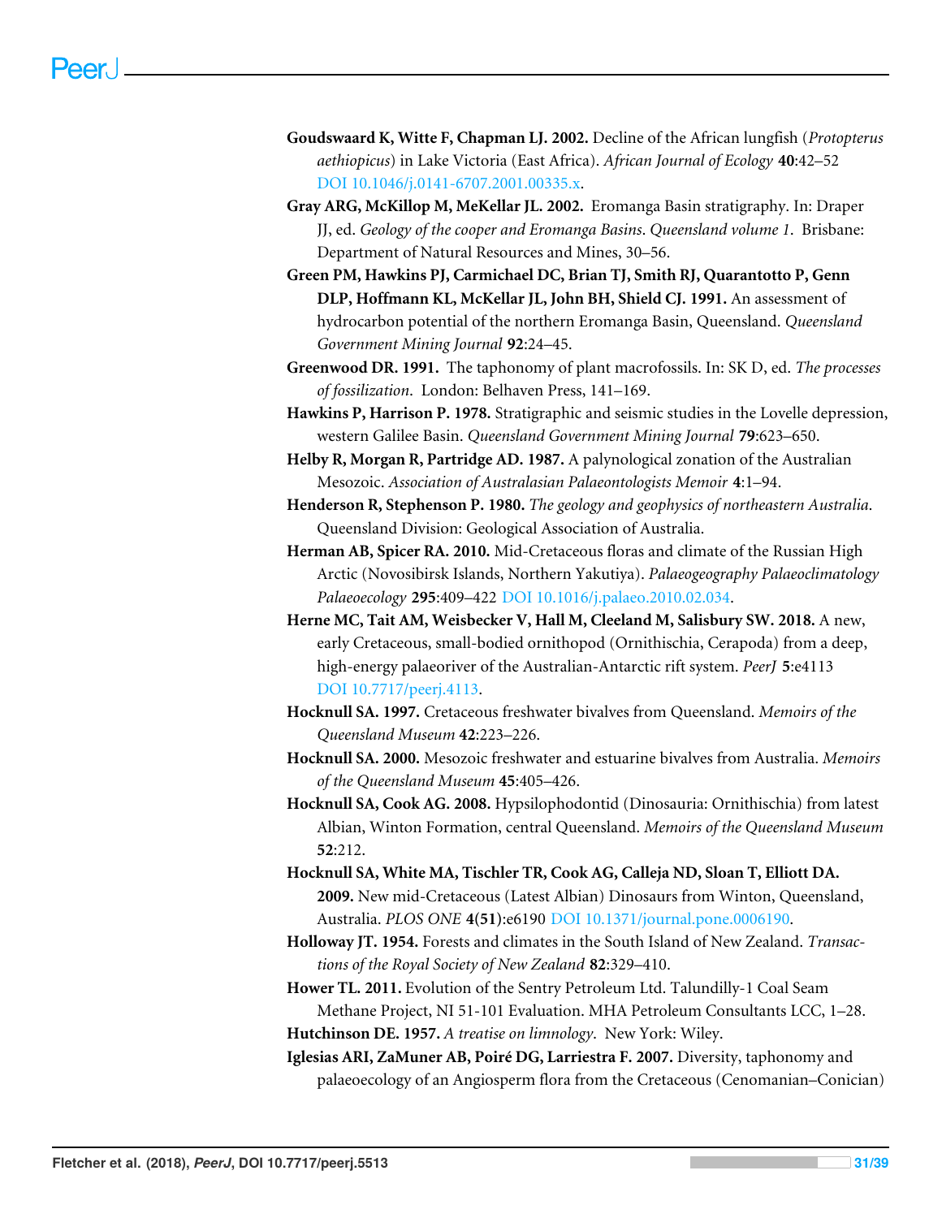**Goudswaard K, Witte F, Chapman LJ. 2002.** Decline of the African lungfish (*Protopterus aethiopicus*) in Lake Victoria (East Africa). *African Journal of Ecology* **40**:42–52 DOI 10.1046/j.0141-6707.2001.00335.x.

**Gray ARG, McKillop M, MeKellar JL. 2002.** Eromanga Basin stratigraphy. In: Draper JJ, ed. *Geology of the cooper and Eromanga Basins. Queensland volume 1*. Brisbane: Department of Natural Resources and Mines, 30–56.

**Green PM, Hawkins PJ, Carmichael DC, Brian TJ, Smith RJ, Quarantotto P, Genn DLP, Hoffmann KL, McKellar JL, John BH, Shield CJ. 1991.** An assessment of hydrocarbon potential of the northern Eromanga Basin, Queensland. *Queensland Government Mining Journal* **92**:24–45.

**Greenwood DR. 1991.** The taphonomy of plant macrofossils. In: SK D, ed. *The processes of fossilization*. London: Belhaven Press, 141–169.

**Hawkins P, Harrison P. 1978.** Stratigraphic and seismic studies in the Lovelle depression, western Galilee Basin. *Queensland Government Mining Journal* **79**:623–650.

**Helby R, Morgan R, Partridge AD. 1987.** A palynological zonation of the Australian Mesozoic. *Association of Australasian Palaeontologists Memoir* **4**:1–94.

**Henderson R, Stephenson P. 1980.** *The geology and geophysics of northeastern Australia*. Queensland Division: Geological Association of Australia.

**Herman AB, Spicer RA. 2010.** Mid-Cretaceous floras and climate of the Russian High Arctic (Novosibirsk Islands, Northern Yakutiya). *Palaeogeography Palaeoclimatology Palaeoecology* **295**:409–422 DOI 10.1016/j.palaeo.2010.02.034.

**Herne MC, Tait AM, Weisbecker V, Hall M, Cleeland M, Salisbury SW. 2018.** A new, early Cretaceous, small-bodied ornithopod (Ornithischia, Cerapoda) from a deep, high-energy palaeoriver of the Australian-Antarctic rift system. *PeerJ* **5**:e4113 DOI 10.7717/peerj.4113.

**Hocknull SA. 1997.** Cretaceous freshwater bivalves from Queensland. *Memoirs of the Queensland Museum* **42**:223–226.

**Hocknull SA. 2000.** Mesozoic freshwater and estuarine bivalves from Australia. *Memoirs of the Queensland Museum* **45**:405–426.

**Hocknull SA, Cook AG. 2008.** Hypsilophodontid (Dinosauria: Ornithischia) from latest Albian, Winton Formation, central Queensland. *Memoirs of the Queensland Museum* **52**:212.

**Hocknull SA, White MA, Tischler TR, Cook AG, Calleja ND, Sloan T, Elliott DA. 2009.** New mid-Cretaceous (Latest Albian) Dinosaurs from Winton, Queensland, Australia. *PLOS ONE* **4(51)**:e6190 DOI 10.1371/journal.pone.0006190.

**Holloway JT. 1954.** Forests and climates in the South Island of New Zealand. *Transactions of the Royal Society of New Zealand* **82**:329–410.

**Hower TL. 2011.** Evolution of the Sentry Petroleum Ltd. Talundilly-1 Coal Seam Methane Project, NI 51-101 Evaluation. MHA Petroleum Consultants LCC, 1–28.

**Hutchinson DE. 1957.** *A treatise on limnology*. New York: Wiley.

**Iglesias ARI, ZaMuner AB, Poiré DG, Larriestra F. 2007.** Diversity, taphonomy and palaeoecology of an Angiosperm flora from the Cretaceous (Cenomanian–Conician)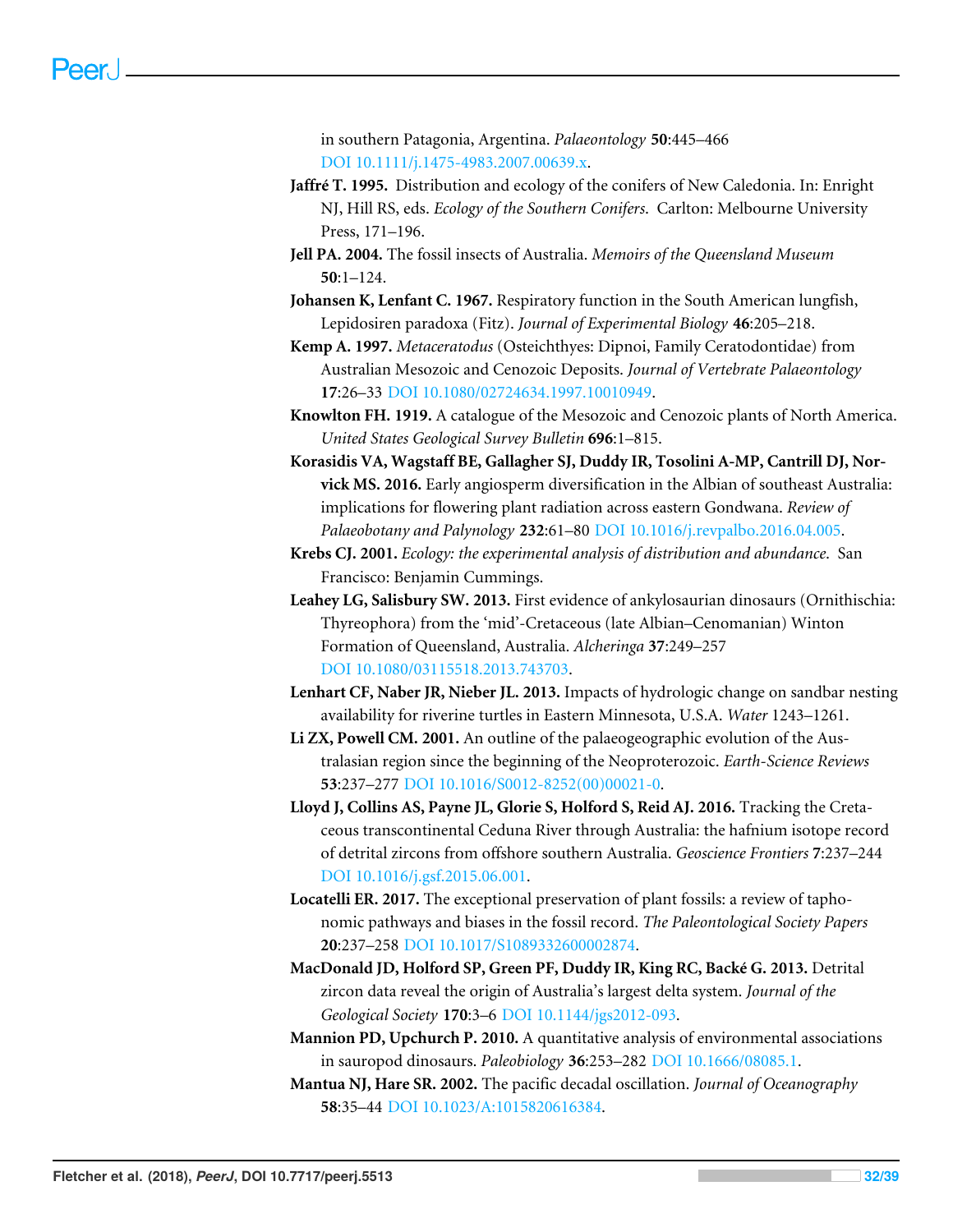in southern Patagonia, Argentina. *Palaeontology* **50**:445–466 DOI 10.1111/j.1475-4983.2007.00639.x.

**Jaffré T. 1995.** Distribution and ecology of the conifers of New Caledonia. In: Enright NJ, Hill RS, eds. *Ecology of the Southern Conifers.* Carlton: Melbourne University Press, 171–196.

**Jell PA. 2004.** The fossil insects of Australia. *Memoirs of the Queensland Museum* **50**:1–124.

**Johansen K, Lenfant C. 1967.** Respiratory function in the South American lungfish, Lepidosiren paradoxa (Fitz). *Journal of Experimental Biology* **46**:205–218.

**Kemp A. 1997.** *Metaceratodus* (Osteichthyes: Dipnoi, Family Ceratodontidae) from Australian Mesozoic and Cenozoic Deposits. *Journal of Vertebrate Palaeontology* **17**:26–33 DOI 10.1080/02724634.1997.10010949.

**Knowlton FH. 1919.** A catalogue of the Mesozoic and Cenozoic plants of North America. *United States Geological Survey Bulletin* **696**:1–815.

**Korasidis VA, Wagstaff BE, Gallagher SJ, Duddy IR, Tosolini A-MP, Cantrill DJ, Norvick MS. 2016.** Early angiosperm diversification in the Albian of southeast Australia: implications for flowering plant radiation across eastern Gondwana. *Review of Palaeobotany and Palynology* **232**:61–80 DOI 10.1016/j.revpalbo.2016.04.005.

**Krebs CJ. 2001.** *Ecology: the experimental analysis of distribution and abundance.* San Francisco: Benjamin Cummings.

**Leahey LG, Salisbury SW. 2013.** First evidence of ankylosaurian dinosaurs (Ornithischia: Thyreophora) from the 'mid'-Cretaceous (late Albian–Cenomanian) Winton Formation of Queensland, Australia. *Alcheringa* **37**:249–257 DOI 10.1080/03115518.2013.743703.

**Lenhart CF, Naber JR, Nieber JL. 2013.** Impacts of hydrologic change on sandbar nesting availability for riverine turtles in Eastern Minnesota, U.S.A. *Water* 1243–1261.

**Li ZX, Powell CM. 2001.** An outline of the palaeogeographic evolution of the Australasian region since the beginning of the Neoproterozoic. *Earth-Science Reviews* **53**:237–277 DOI 10.1016/S0012-8252(00)00021-0.

**Lloyd J, Collins AS, Payne JL, Glorie S, Holford S, Reid AJ. 2016.** Tracking the Cretaceous transcontinental Ceduna River through Australia: the hafnium isotope record of detrital zircons from offshore southern Australia. *Geoscience Frontiers* **7**:237–244 DOI 10.1016/j.gsf.2015.06.001.

**Locatelli ER. 2017.** The exceptional preservation of plant fossils: a review of taphonomic pathways and biases in the fossil record. *The Paleontological Society Papers* **20**:237–258 DOI 10.1017/S1089332600002874.

**MacDonald JD, Holford SP, Green PF, Duddy IR, King RC, Backé G. 2013.** Detrital zircon data reveal the origin of Australia's largest delta system. *Journal of the Geological Society* **170**:3–6 DOI 10.1144/jgs2012-093.

**Mannion PD, Upchurch P. 2010.** A quantitative analysis of environmental associations in sauropod dinosaurs. *Paleobiology* **36**:253–282 DOI 10.1666/08085.1.

**Mantua NJ, Hare SR. 2002.** The pacific decadal oscillation. *Journal of Oceanography* **58**:35–44 DOI 10.1023/A:1015820616384.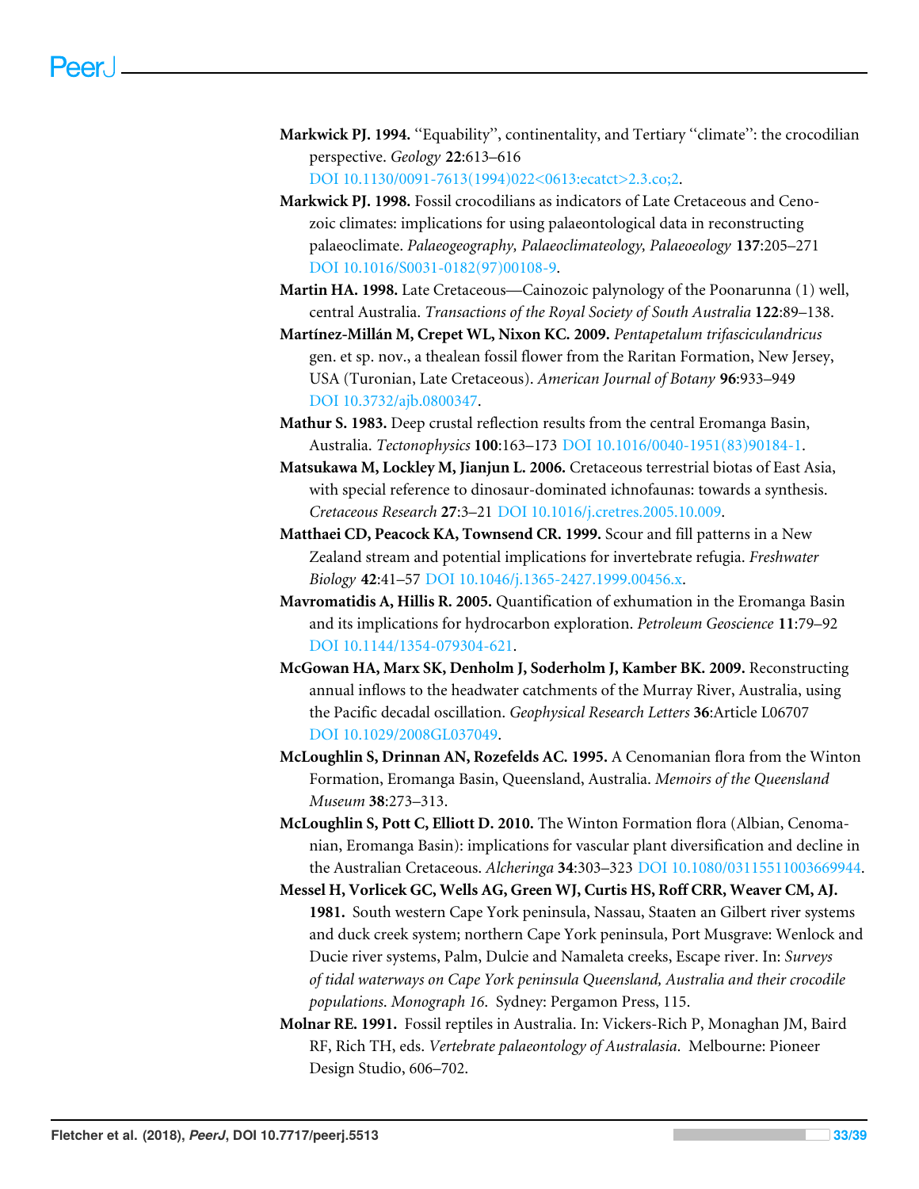**Markwick PJ. 1994.** ''Equability'', continentality, and Tertiary ''climate'': the crocodilian perspective. *Geology* **22**:613–616 DOI 10.1130/0091-7613(1994)022<0613:ecatct>2.3.co;2.

**Markwick PJ. 1998.** Fossil crocodilians as indicators of Late Cretaceous and Cenozoic climates: implications for using palaeontological data in reconstructing palaeoclimate. *Palaeogeography, Palaeoclimateology, Palaeoeology* **137**:205–271 DOI 10.1016/S0031-0182(97)00108-9.

**Martin HA. 1998.** Late Cretaceous—Cainozoic palynology of the Poonarunna (1) well, central Australia. *Transactions of the Royal Society of South Australia* **122**:89–138.

**Martínez-Millán M, Crepet WL, Nixon KC. 2009.** *Pentapetalum trifasciculandricus* gen. et sp. nov., a thealean fossil flower from the Raritan Formation, New Jersey, USA (Turonian, Late Cretaceous). *American Journal of Botany* **96**:933–949 DOI 10.3732/ajb.0800347.

**Mathur S. 1983.** Deep crustal reflection results from the central Eromanga Basin, Australia. *Tectonophysics* **100**:163–173 DOI 10.1016/0040-1951(83)90184-1.

**Matsukawa M, Lockley M, Jianjun L. 2006.** Cretaceous terrestrial biotas of East Asia, with special reference to dinosaur-dominated ichnofaunas: towards a synthesis. *Cretaceous Research* **27**:3–21 DOI 10.1016/j.cretres.2005.10.009.

**Matthaei CD, Peacock KA, Townsend CR. 1999.** Scour and fill patterns in a New Zealand stream and potential implications for invertebrate refugia. *Freshwater Biology* **42**:41–57 DOI 10.1046/j.1365-2427.1999.00456.x.

**Mavromatidis A, Hillis R. 2005.** Quantification of exhumation in the Eromanga Basin and its implications for hydrocarbon exploration. *Petroleum Geoscience* **11**:79–92 DOI 10.1144/1354-079304-621.

**McGowan HA, Marx SK, Denholm J, Soderholm J, Kamber BK. 2009.** Reconstructing annual inflows to the headwater catchments of the Murray River, Australia, using the Pacific decadal oscillation. *Geophysical Research Letters* **36**:Article L06707 DOI 10.1029/2008GL037049.

**McLoughlin S, Drinnan AN, Rozefelds AC. 1995.** A Cenomanian flora from the Winton Formation, Eromanga Basin, Queensland, Australia. *Memoirs of the Queensland Museum* **38**:273–313.

**McLoughlin S, Pott C, Elliott D. 2010.** The Winton Formation flora (Albian, Cenomanian, Eromanga Basin): implications for vascular plant diversification and decline in the Australian Cretaceous. *Alcheringa* **34**:303–323 DOI 10.1080/03115511003669944.

**Messel H, Vorlicek GC, Wells AG, Green WJ, Curtis HS, Roff CRR, Weaver CM, AJ. 1981.** South western Cape York peninsula, Nassau, Staaten an Gilbert river systems and duck creek system; northern Cape York peninsula, Port Musgrave: Wenlock and Ducie river systems, Palm, Dulcie and Namaleta creeks, Escape river. In: *Surveys of tidal waterways on Cape York peninsula Queensland, Australia and their crocodile populations. Monograph 16.* Sydney: Pergamon Press, 115.

**Molnar RE. 1991.** Fossil reptiles in Australia. In: Vickers-Rich P, Monaghan JM, Baird RF, Rich TH, eds. *Vertebrate palaeontology of Australasia.* Melbourne: Pioneer Design Studio, 606–702.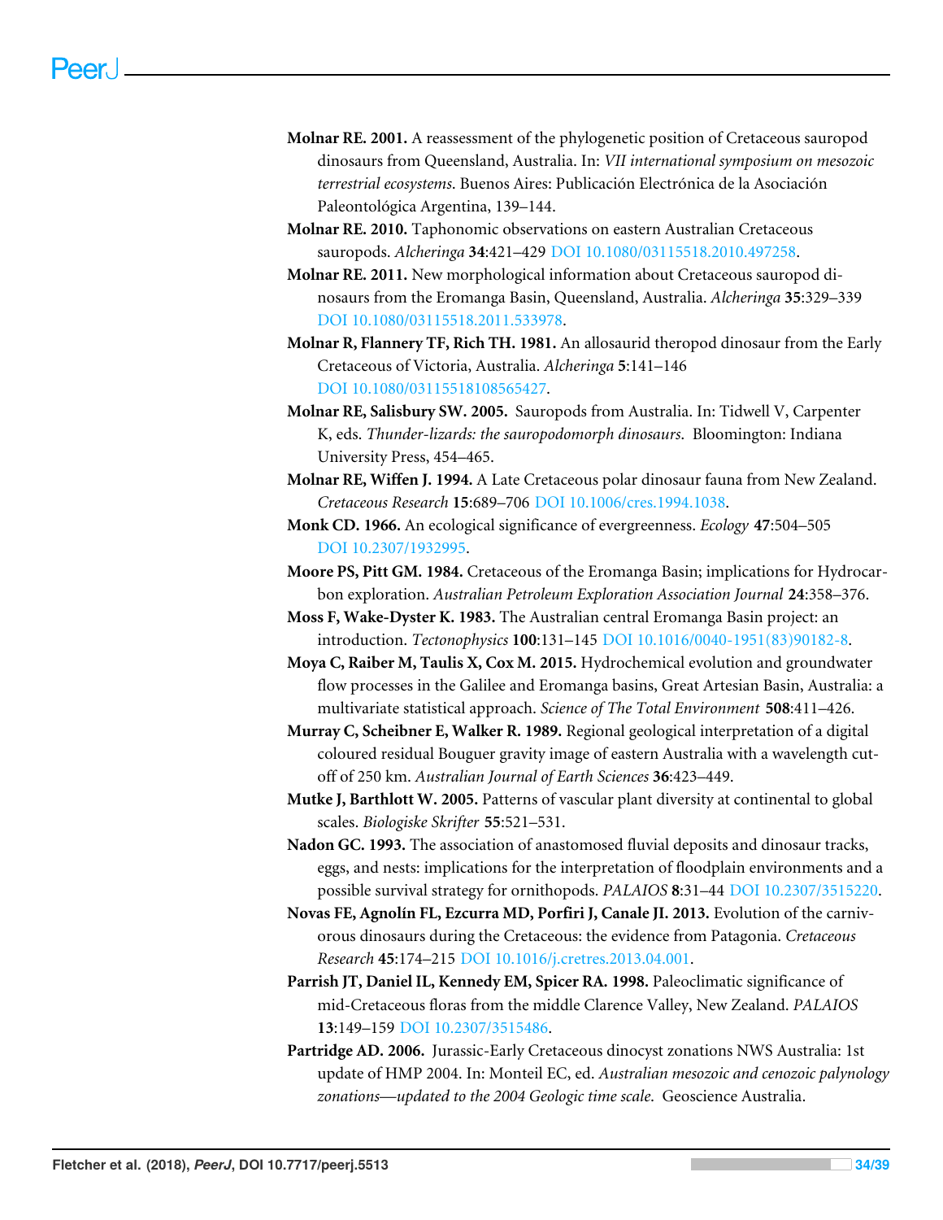**Molnar RE. 2001.** A reassessment of the phylogenetic position of Cretaceous sauropod dinosaurs from Queensland, Australia. In: *VII international symposium on mesozoic terrestrial ecosystems*. Buenos Aires: Publicación Electrónica de la Asociación Paleontológica Argentina, 139–144.

**Molnar RE. 2010.** Taphonomic observations on eastern Australian Cretaceous sauropods. *Alcheringa* **34**:421–429 DOI 10.1080/03115518.2010.497258.

**Molnar RE. 2011.** New morphological information about Cretaceous sauropod dinosaurs from the Eromanga Basin, Queensland, Australia. *Alcheringa* **35**:329–339 DOI 10.1080/03115518.2011.533978.

**Molnar R, Flannery TF, Rich TH. 1981.** An allosaurid theropod dinosaur from the Early Cretaceous of Victoria, Australia. *Alcheringa* **5**:141–146 DOI 10.1080/03115518108565427.

**Molnar RE, Salisbury SW. 2005.** Sauropods from Australia. In: Tidwell V, Carpenter K, eds. *Thunder-lizards: the sauropodomorph dinosaurs.* Bloomington: Indiana University Press, 454–465.

**Molnar RE, Wiffen J. 1994.** A Late Cretaceous polar dinosaur fauna from New Zealand. *Cretaceous Research* **15**:689–706 DOI 10.1006/cres.1994.1038.

**Monk CD. 1966.** An ecological significance of evergreenness. *Ecology* **47**:504–505 DOI 10.2307/1932995.

**Moore PS, Pitt GM. 1984.** Cretaceous of the Eromanga Basin; implications for Hydrocarbon exploration. *Australian Petroleum Exploration Association Journal* **24**:358–376.

**Moss F, Wake-Dyster K. 1983.** The Australian central Eromanga Basin project: an introduction. *Tectonophysics* **100**:131–145 DOI 10.1016/0040-1951(83)90182-8.

**Moya C, Raiber M, Taulis X, Cox M. 2015.** Hydrochemical evolution and groundwater flow processes in the Galilee and Eromanga basins, Great Artesian Basin, Australia: a multivariate statistical approach. *Science of The Total Environment* **508**:411–426.

**Murray C, Scheibner E, Walker R. 1989.** Regional geological interpretation of a digital coloured residual Bouguer gravity image of eastern Australia with a wavelength cut-off of 250 km. *Australian Journal of Earth Sciences* **36**:423–449.

**Mutke J, Barthlott W. 2005.** Patterns of vascular plant diversity at continental to global scales. *Biologiske Skrifter* **55**:521–531.

**Nadon GC. 1993.** The association of anastomosed fluvial deposits and dinosaur tracks, eggs, and nests: implications for the interpretation of floodplain environments and a possible survival strategy for ornithopods. *PALAIOS* **8**:31–44 DOI 10.2307/3515220.

**Novas FE, Agnolín FL, Ezcurra MD, Porfiri J, Canale JI. 2013.** Evolution of the carnivorous dinosaurs during the Cretaceous: the evidence from Patagonia. *Cretaceous Research* **45**:174–215 DOI 10.1016/j.cretres.2013.04.001.

**Parrish JT, Daniel IL, Kennedy EM, Spicer RA. 1998.** Paleoclimatic significance of mid-Cretaceous floras from the middle Clarence Valley, New Zealand. *PALAIOS* **13**:149–159 DOI 10.2307/3515486.

**Partridge AD. 2006.** Jurassic-Early Cretaceous dinocyst zonations NWS Australia: 1st update of HMP 2004. In: Monteil EC, ed. *Australian mesozoic and cenozoic palynology zonations—updated to the 2004 Geologic time scale.* Geoscience Australia.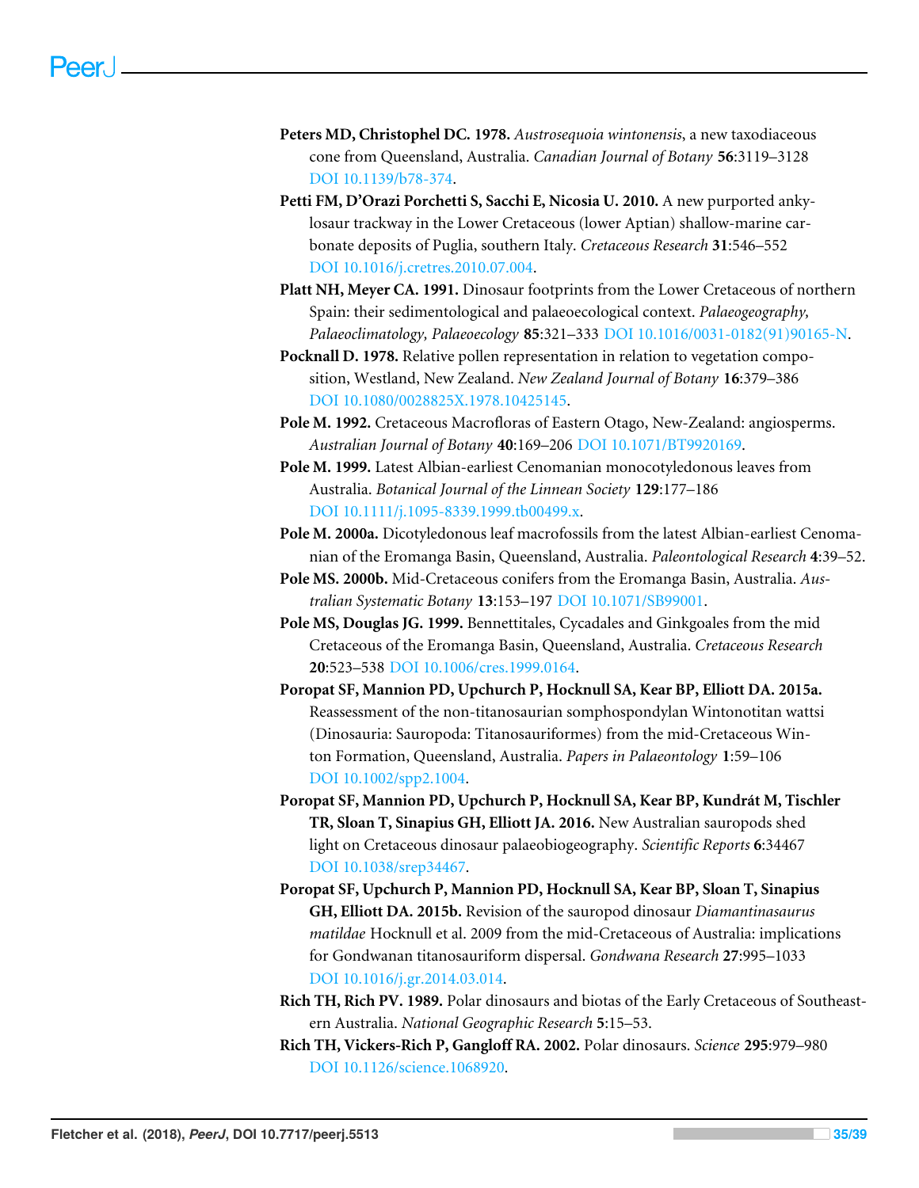**Peters MD, Christophel DC. 1978.** *Austrosequoia wintonensis*, a new taxodiaceous cone from Queensland, Australia. *Canadian Journal of Botany* **56**:3119–3128 DOI 10.1139/b78-374.

**Petti FM, D'Orazi Porchetti S, Sacchi E, Nicosia U. 2010.** A new purported ankylosaur trackway in the Lower Cretaceous (lower Aptian) shallow-marine carbonate deposits of Puglia, southern Italy. *Cretaceous Research* **31**:546–552 DOI 10.1016/j.cretres.2010.07.004.

**Platt NH, Meyer CA. 1991.** Dinosaur footprints from the Lower Cretaceous of northern Spain: their sedimentological and palaeoecological context. *Palaeogeography, Palaeoclimatology, Palaeoecology* **85**:321–333 DOI 10.1016/0031-0182(91)90165-N.

**Pocknall D. 1978.** Relative pollen representation in relation to vegetation composition, Westland, New Zealand. *New Zealand Journal of Botany* **16**:379–386 DOI 10.1080/0028825X.1978.10425145.

**Pole M. 1992.** Cretaceous Macrofloras of Eastern Otago, New-Zealand: angiosperms. *Australian Journal of Botany* **40**:169–206 DOI 10.1071/BT9920169.

**Pole M. 1999.** Latest Albian-earliest Cenomanian monocotyledonous leaves from Australia. *Botanical Journal of the Linnean Society* **129**:177–186 DOI 10.1111/j.1095-8339.1999.tb00499.x.

**Pole M. 2000a.** Dicotyledonous leaf macrofossils from the latest Albian-earliest Cenomanian of the Eromanga Basin, Queensland, Australia. *Paleontological Research* **4**:39–52.

**Pole MS. 2000b.** Mid-Cretaceous conifers from the Eromanga Basin, Australia. *Australian Systematic Botany* **13**:153–197 DOI 10.1071/SB99001.

**Pole MS, Douglas JG. 1999.** Bennettitales, Cycadales and Ginkgoales from the mid Cretaceous of the Eromanga Basin, Queensland, Australia. *Cretaceous Research* **20**:523–538 DOI 10.1006/cres.1999.0164.

**Poropat SF, Mannion PD, Upchurch P, Hocknull SA, Kear BP, Elliott DA. 2015a.** Reassessment of the non-titanosaurian somphospondylan Wintonotitan wattsi (Dinosauria: Sauropoda: Titanosauriformes) from the mid-Cretaceous Winton Formation, Queensland, Australia. *Papers in Palaeontology* **1**:59–106 DOI 10.1002/spp2.1004.

**Poropat SF, Mannion PD, Upchurch P, Hocknull SA, Kear BP, Kundrát M, Tischler TR, Sloan T, Sinapius GH, Elliott JA. 2016.** New Australian sauropods shed light on Cretaceous dinosaur palaeobiogeography. *Scientific Reports* **6**:34467 DOI 10.1038/srep34467.

**Poropat SF, Upchurch P, Mannion PD, Hocknull SA, Kear BP, Sloan T, Sinapius GH, Elliott DA. 2015b.** Revision of the sauropod dinosaur *Diamantinasaurus matildae* Hocknull et al. 2009 from the mid-Cretaceous of Australia: implications for Gondwanan titanosauriform dispersal. *Gondwana Research* **27**:995–1033 DOI 10.1016/j.gr.2014.03.014.

**Rich TH, Rich PV. 1989.** Polar dinosaurs and biotas of the Early Cretaceous of Southeastern Australia. *National Geographic Research* **5**:15–53.

**Rich TH, Vickers-Rich P, Gangloff RA. 2002.** Polar dinosaurs. *Science* **295**:979–980 DOI 10.1126/science.1068920.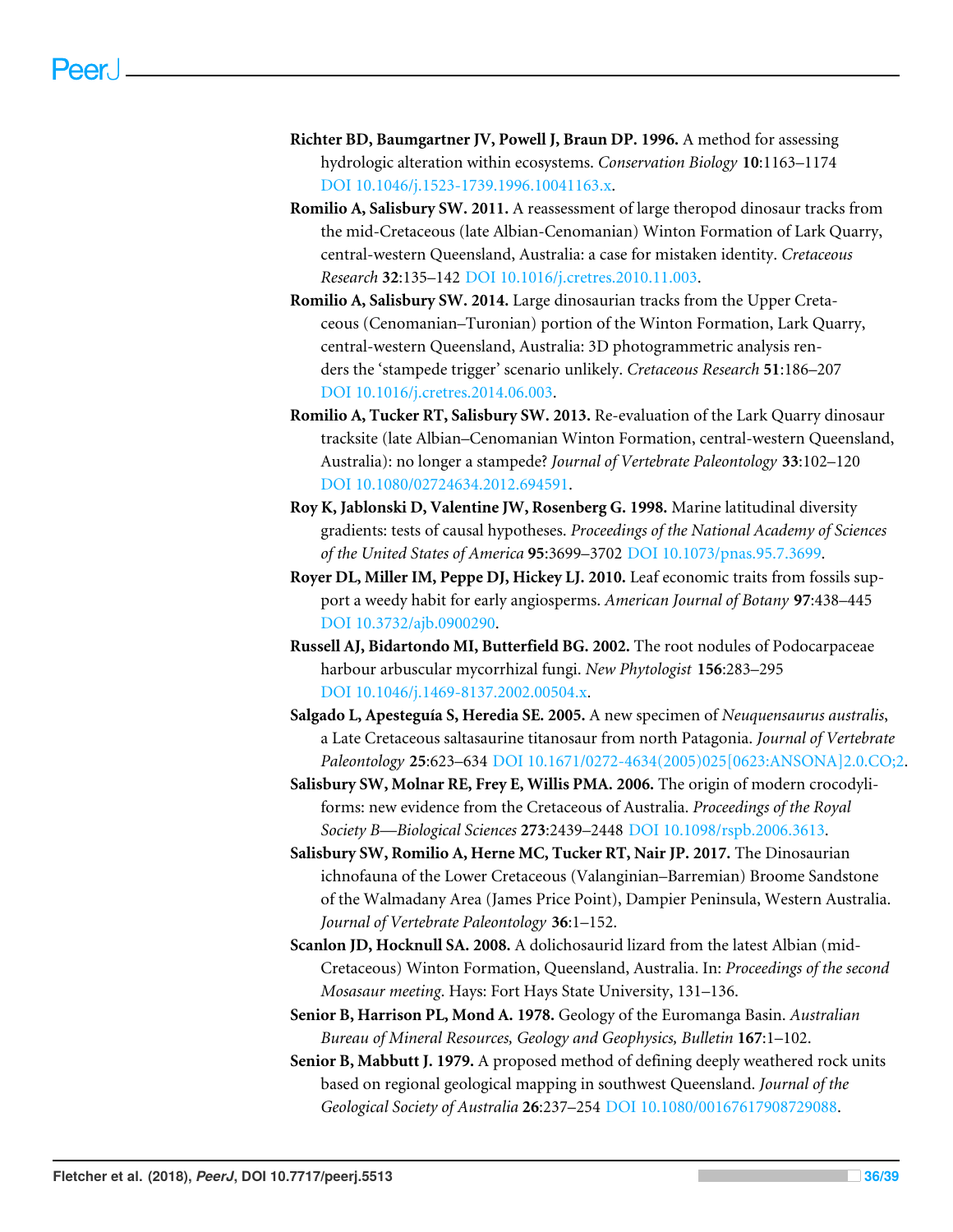**Richter BD, Baumgartner JV, Powell J, Braun DP. 1996.** A method for assessing hydrologic alteration within ecosystems. *Conservation Biology* **10**:1163–1174 DOI 10.1046/j.1523-1739.1996.10041163.x.

**Romilio A, Salisbury SW. 2011.** A reassessment of large theropod dinosaur tracks from the mid-Cretaceous (late Albian-Cenomanian) Winton Formation of Lark Quarry, central-western Queensland, Australia: a case for mistaken identity. *Cretaceous Research* **32**:135–142 DOI 10.1016/j.cretres.2010.11.003.

**Romilio A, Salisbury SW. 2014.** Large dinosaurian tracks from the Upper Cretaceous (Cenomanian–Turonian) portion of the Winton Formation, Lark Quarry, central-western Queensland, Australia: 3D photogrammetric analysis renders the 'stampede trigger' scenario unlikely. *Cretaceous Research* **51**:186–207 DOI 10.1016/j.cretres.2014.06.003.

**Romilio A, Tucker RT, Salisbury SW. 2013.** Re-evaluation of the Lark Quarry dinosaur tracksite (late Albian–Cenomanian Winton Formation, central-western Queensland, Australia): no longer a stampede? *Journal of Vertebrate Paleontology* **33**:102–120 DOI 10.1080/02724634.2012.694591.

**Roy K, Jablonski D, Valentine JW, Rosenberg G. 1998.** Marine latitudinal diversity gradients: tests of causal hypotheses. *Proceedings of the National Academy of Sciences of the United States of America* **95**:3699–3702 DOI 10.1073/pnas.95.7.3699.

**Royer DL, Miller IM, Peppe DJ, Hickey LJ. 2010.** Leaf economic traits from fossils support a weedy habit for early angiosperms. *American Journal of Botany* **97**:438–445 DOI 10.3732/ajb.0900290.

**Russell AJ, Bidartondo MI, Butterfield BG. 2002.** The root nodules of Podocarpaceae harbour arbuscular mycorrhizal fungi. *New Phytologist* **156**:283–295 DOI 10.1046/j.1469-8137.2002.00504.x.

**Salgado L, Apesteguía S, Heredia SE. 2005.** A new specimen of *Neuquensaurus australis*, a Late Cretaceous saltasaurine titanosaur from north Patagonia. *Journal of Vertebrate Paleontology* **25**:623–634 DOI 10.1671/0272-4634(2005)025[0623:ANSONA]2.0.CO;2.

**Salisbury SW, Molnar RE, Frey E, Willis PMA. 2006.** The origin of modern crocodyliforms: new evidence from the Cretaceous of Australia. *Proceedings of the Royal Society B—Biological Sciences* **273**:2439–2448 DOI 10.1098/rspb.2006.3613.

**Salisbury SW, Romilio A, Herne MC, Tucker RT, Nair JP. 2017.** The Dinosaurian ichnofauna of the Lower Cretaceous (Valanginian–Barremian) Broome Sandstone of the Walmadany Area (James Price Point), Dampier Peninsula, Western Australia. *Journal of Vertebrate Paleontology* **36**:1–152.

**Scanlon JD, Hocknull SA. 2008.** A dolichosaurid lizard from the latest Albian (mid-Cretaceous) Winton Formation, Queensland, Australia. In: *Proceedings of the second Mosasaur meeting*. Hays: Fort Hays State University, 131–136.

**Senior B, Harrison PL, Mond A. 1978.** Geology of the Euromanga Basin. *Australian Bureau of Mineral Resources, Geology and Geophysics, Bulletin* **167**:1–102.

**Senior B, Mabbutt J. 1979.** A proposed method of defining deeply weathered rock units based on regional geological mapping in southwest Queensland. *Journal of the Geological Society of Australia* **26**:237–254 DOI 10.1080/00167617908729088.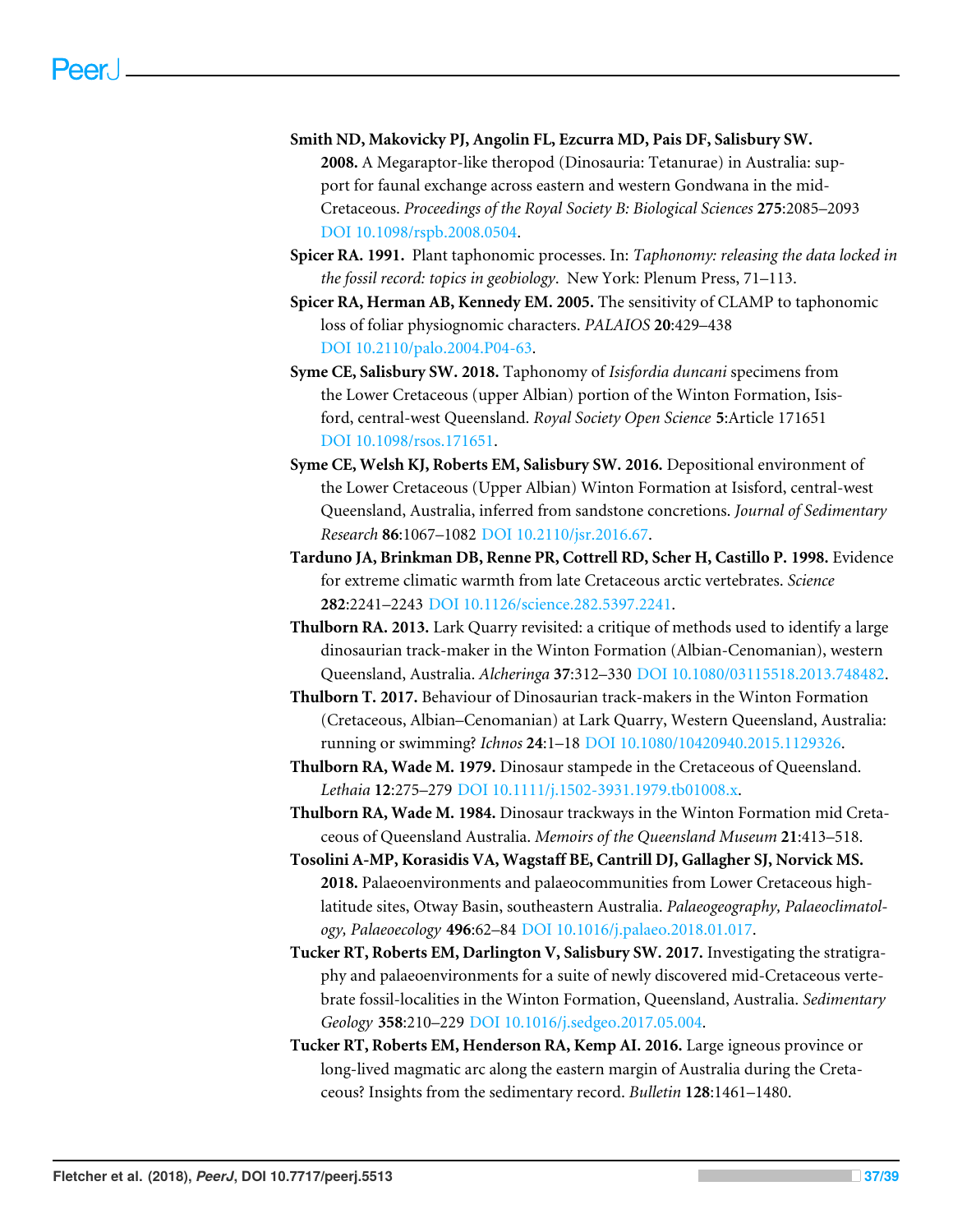**Smith ND, Makovicky PJ, Angolin FL, Ezcurra MD, Pais DF, Salisbury SW. 2008.** A Megaraptor-like theropod (Dinosauria: Tetanurae) in Australia: support for faunal exchange across eastern and western Gondwana in the mid-Cretaceous. *Proceedings of the Royal Society B: Biological Sciences* **275**:2085–2093 DOI 10.1098/rspb.2008.0504.

**Spicer RA. 1991.** Plant taphonomic processes. In: *Taphonomy: releasing the data locked in the fossil record: topics in geobiology*. New York: Plenum Press, 71–113.

**Spicer RA, Herman AB, Kennedy EM. 2005.** The sensitivity of CLAMP to taphonomic loss of foliar physiognomic characters. *PALAIOS* **20**:429–438 DOI 10.2110/palo.2004.P04-63.

**Syme CE, Salisbury SW. 2018.** Taphonomy of *Isisfordia duncani* specimens from the Lower Cretaceous (upper Albian) portion of the Winton Formation, Isisford, central-west Queensland. *Royal Society Open Science* **5**:Article 171651 DOI 10.1098/rsos.171651.

**Syme CE, Welsh KJ, Roberts EM, Salisbury SW. 2016.** Depositional environment of the Lower Cretaceous (Upper Albian) Winton Formation at Isisford, central-west Queensland, Australia, inferred from sandstone concretions. *Journal of Sedimentary Research* **86**:1067–1082 DOI 10.2110/jsr.2016.67.

**Tarduno JA, Brinkman DB, Renne PR, Cottrell RD, Scher H, Castillo P. 1998.** Evidence for extreme climatic warmth from late Cretaceous arctic vertebrates. *Science* **282**:2241–2243 DOI 10.1126/science.282.5397.2241.

**Thulborn RA. 2013.** Lark Quarry revisited: a critique of methods used to identify a large dinosaurian track-maker in the Winton Formation (Albian-Cenomanian), western Queensland, Australia. *Alcheringa* **37**:312–330 DOI 10.1080/03115518.2013.748482.

**Thulborn T. 2017.** Behaviour of Dinosaurian track-makers in the Winton Formation (Cretaceous, Albian–Cenomanian) at Lark Quarry, Western Queensland, Australia: running or swimming? *Ichnos* **24**:1–18 DOI 10.1080/10420940.2015.1129326.

**Thulborn RA, Wade M. 1979.** Dinosaur stampede in the Cretaceous of Queensland. *Lethaia* **12**:275–279 DOI 10.1111/j.1502-3931.1979.tb01008.x.

**Thulborn RA, Wade M. 1984.** Dinosaur trackways in the Winton Formation mid Cretaceous of Queensland Australia. *Memoirs of the Queensland Museum* **21**:413–518.

**Tosolini A-MP, Korasidis VA, Wagstaff BE, Cantrill DJ, Gallagher SJ, Norvick MS. 2018.** Palaeoenvironments and palaeocommunities from Lower Cretaceous high-latitude sites, Otway Basin, southeastern Australia. *Palaeogeography, Palaeoclimatology, Palaeoecology* **496**:62–84 DOI 10.1016/j.palaeo.2018.01.017.

**Tucker RT, Roberts EM, Darlington V, Salisbury SW. 2017.** Investigating the stratigraphy and palaeoenvironments for a suite of newly discovered mid-Cretaceous vertebrate fossil-localities in the Winton Formation, Queensland, Australia. *Sedimentary Geology* **358**:210–229 DOI 10.1016/j.sedgeo.2017.05.004.

**Tucker RT, Roberts EM, Henderson RA, Kemp AI. 2016.** Large igneous province or long-lived magmatic arc along the eastern margin of Australia during the Cretaceous? Insights from the sedimentary record. *Bulletin* **128**:1461–1480.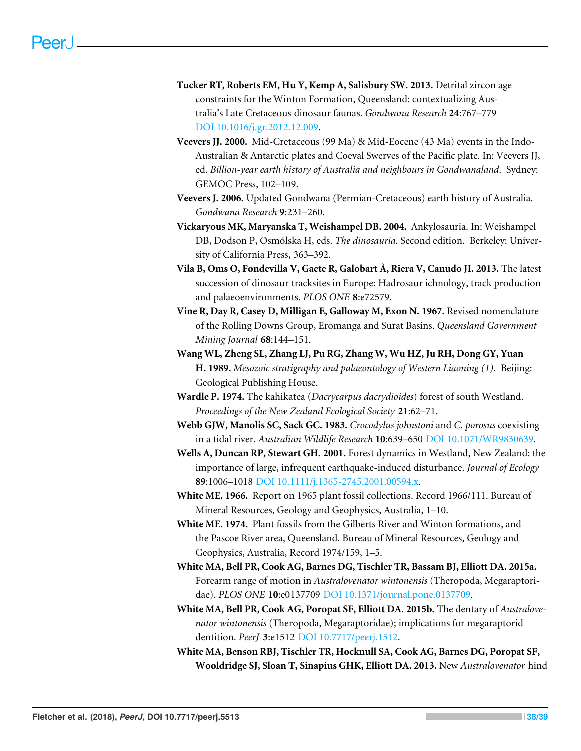**Tucker RT, Roberts EM, Hu Y, Kemp A, Salisbury SW. 2013.** Detrital zircon age constraints for the Winton Formation, Queensland: contextualizing Australia's Late Cretaceous dinosaur faunas. *Gondwana Research* **24**:767–779 DOI 10.1016/j.gr.2012.12.009.

**Veevers JJ. 2000.** Mid-Cretaceous (99 Ma) & Mid-Eocene (43 Ma) events in the Indo-Australian & Antarctic plates and Coeval Swerves of the Pacific plate. In: Veevers JJ, ed. *Billion-year earth history of Australia and neighbours in Gondwanaland*. Sydney: GEMOC Press, 102–109.

**Veevers J. 2006.** Updated Gondwana (Permian-Cretaceous) earth history of Australia. *Gondwana Research* **9**:231–260.

**Vickaryous MK, Maryanska T, Weishampel DB. 2004.** Ankylosauria. In: Weishampel DB, Dodson P, Osmólska H, eds. *The dinosauria*. Second edition. Berkeley: University of California Press, 363–392.

**Vila B, Oms O, Fondevilla V, Gaete R, Galobart À, Riera V, Canudo JI. 2013.** The latest succession of dinosaur tracksites in Europe: Hadrosaur ichnology, track production and palaeoenvironments. *PLOS ONE* **8**:e72579.

**Vine R, Day R, Casey D, Milligan E, Galloway M, Exon N. 1967.** Revised nomenclature of the Rolling Downs Group, Eromanga and Surat Basins. *Queensland Government Mining Journal* **68**:144–151.

**Wang WL, Zheng SL, Zhang LJ, Pu RG, Zhang W, Wu HZ, Ju RH, Dong GY, Yuan H. 1989.** *Mesozoic stratigraphy and palaeontology of Western Liaoning (1)*. Beijing: Geological Publishing House.

**Wardle P. 1974.** The kahikatea (*Dacrycarpus dacrydioides*) forest of south Westland. *Proceedings of the New Zealand Ecological Society* **21**:62–71.

**Webb GJW, Manolis SC, Sack GC. 1983.** *Crocodylus johnstoni* and *C. porosus* coexisting in a tidal river. *Australian Wildlife Research* **10**:639–650 DOI 10.1071/WR9830639.

**Wells A, Duncan RP, Stewart GH. 2001.** Forest dynamics in Westland, New Zealand: the importance of large, infrequent earthquake-induced disturbance. *Journal of Ecology* **89**:1006–1018 DOI 10.1111/j.1365-2745.2001.00594.x.

**White ME. 1966.** Report on 1965 plant fossil collections. Record 1966/111. Bureau of Mineral Resources, Geology and Geophysics, Australia, 1–10.

**White ME. 1974.** Plant fossils from the Gilberts River and Winton formations, and the Pascoe River area, Queensland. Bureau of Mineral Resources, Geology and Geophysics, Australia, Record 1974/159, 1–5.

**White MA, Bell PR, Cook AG, Barnes DG, Tischler TR, Bassam BJ, Elliott DA. 2015a.** Forearm range of motion in *Australovenator wintonensis* (Theropoda, Megaraptoridae). *PLOS ONE* **10**:e0137709 DOI 10.1371/journal.pone.0137709.

**White MA, Bell PR, Cook AG, Poropat SF, Elliott DA. 2015b.** The dentary of *Australovenator wintonensis* (Theropoda, Megaraptoridae); implications for megaraptorid dentition. *PeerJ* **3**:e1512 DOI 10.7717/peerj.1512.

**White MA, Benson RBJ, Tischler TR, Hocknull SA, Cook AG, Barnes DG, Poropat SF, Wooldridge SJ, Sloan T, Sinapius GHK, Elliott DA. 2013.** New *Australovenator* hind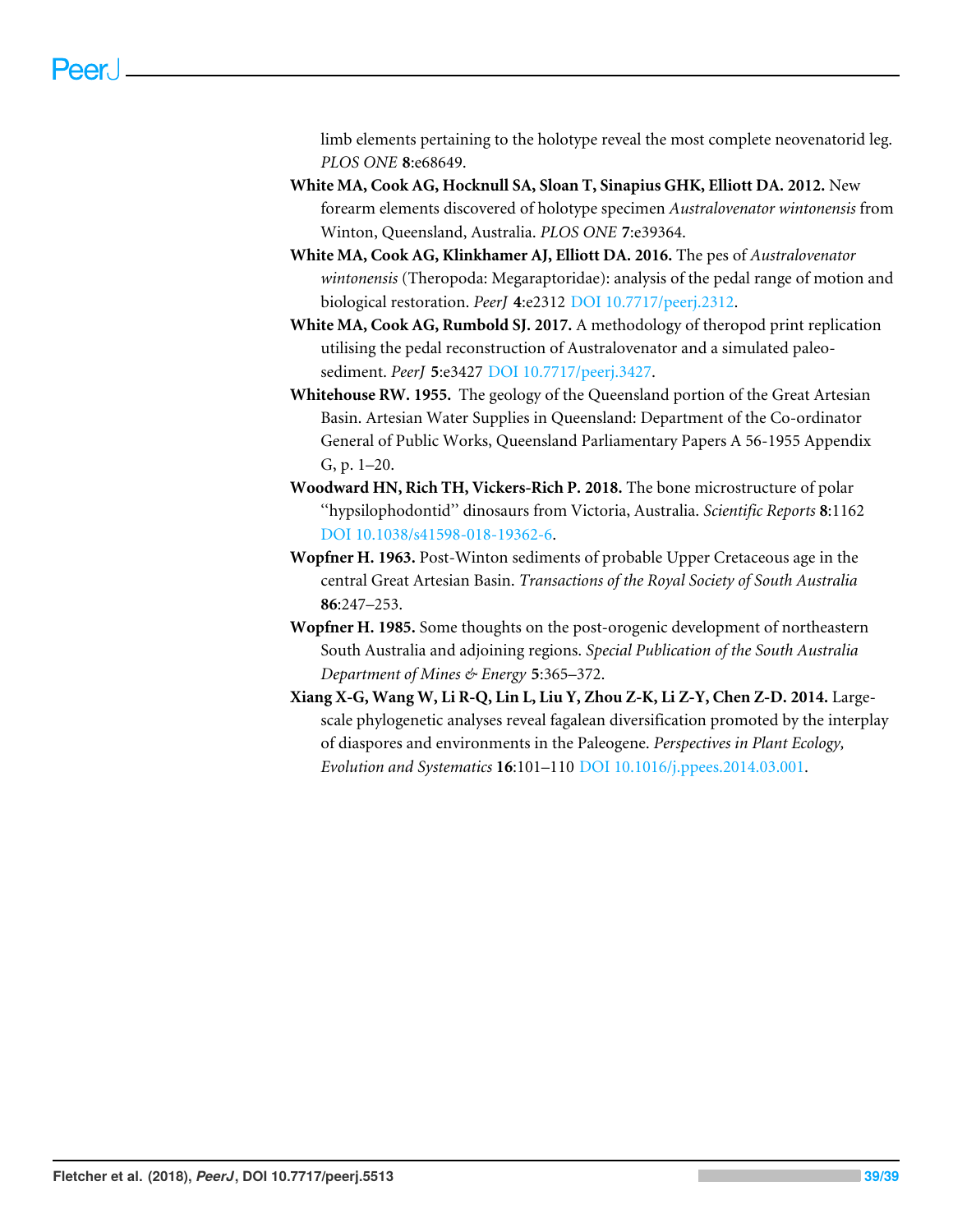limb elements pertaining to the holotype reveal the most complete neovenatorid leg. *PLOS ONE* **8**:e68649.

**White MA, Cook AG, Hocknull SA, Sloan T, Sinapius GHK, Elliott DA. 2012.** New forearm elements discovered of holotype specimen *Australovenator wintonensis* from Winton, Queensland, Australia. *PLOS ONE* **7**:e39364.

**White MA, Cook AG, Klinkhamer AJ, Elliott DA. 2016.** The pes of *Australovenator wintonensis* (Theropoda: Megaraptoridae): analysis of the pedal range of motion and biological restoration. *PeerJ* **4**:e2312 DOI 10.7717/peerj.2312.

**White MA, Cook AG, Rumbold SJ. 2017.** A methodology of theropod print replication utilising the pedal reconstruction of Australovenator and a simulated paleo-sediment. *PeerJ* **5**:e3427 DOI 10.7717/peerj.3427.

**Whitehouse RW. 1955.** The geology of the Queensland portion of the Great Artesian Basin. Artesian Water Supplies in Queensland: Department of the Co-ordinator General of Public Works, Queensland Parliamentary Papers A 56-1955 Appendix G, p. 1–20.

**Woodward HN, Rich TH, Vickers-Rich P. 2018.** The bone microstructure of polar "hypsilophodontid" dinosaurs from Victoria, Australia. *Scientific Reports* **8**:1162 DOI 10.1038/s41598-018-19362-6.

**Wopfner H. 1963.** Post-Winton sediments of probable Upper Cretaceous age in the central Great Artesian Basin. *Transactions of the Royal Society of South Australia* **86**:247–253.

**Wopfner H. 1985.** Some thoughts on the post-orogenic development of northeastern South Australia and adjoining regions. *Special Publication of the South Australia Department of Mines & Energy* **5**:365–372.

**Xiang X-G, Wang W, Li R-Q, Lin L, Liu Y, Zhou Z-K, Li Z-Y, Chen Z-D. 2014.** Large-scale phylogenetic analyses reveal fagalean diversification promoted by the interplay of diaspores and environments in the Paleogene. *Perspectives in Plant Ecology, Evolution and Systematics* **16**:101–110 DOI 10.1016/j.ppees.2014.03.001.